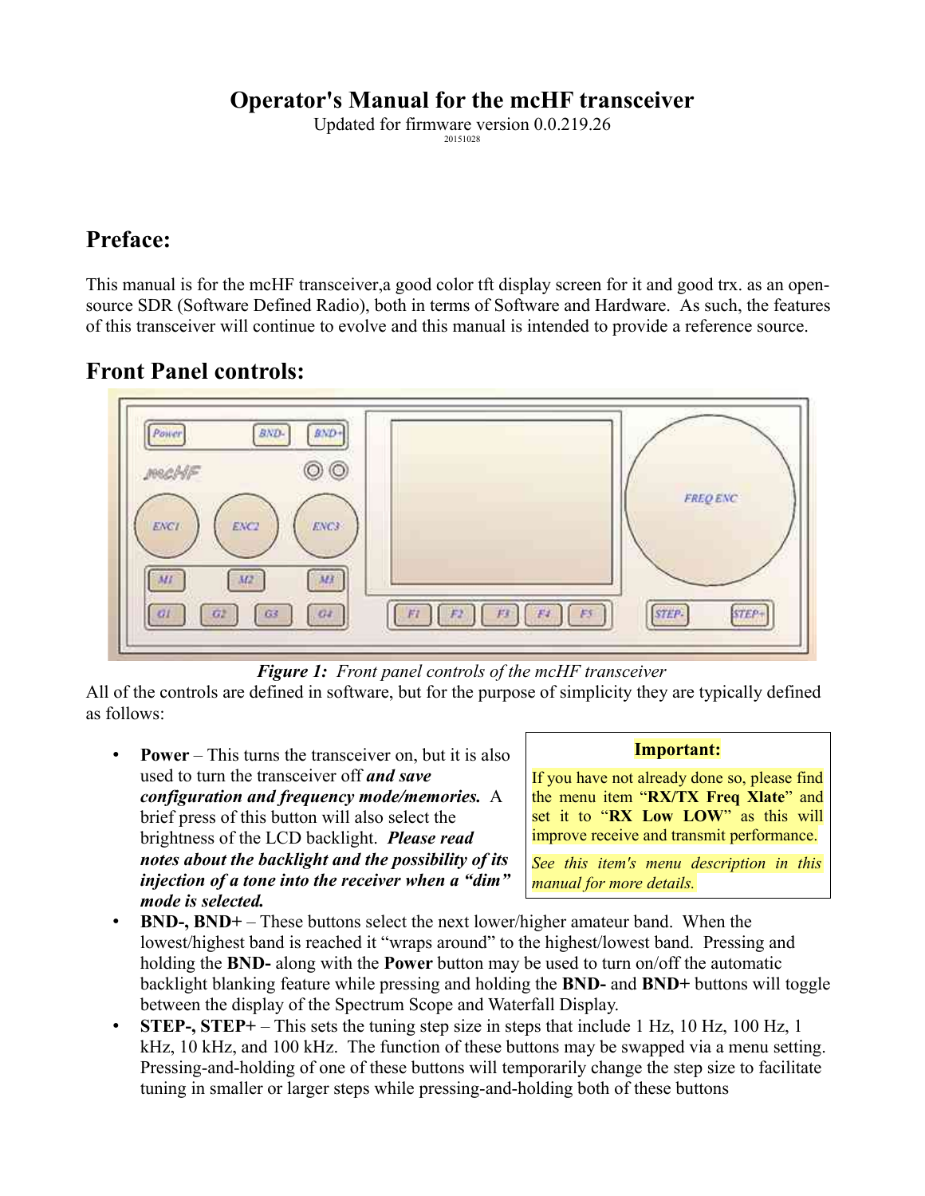# Operator's Manual for the mcHF transceiver

Updated for firmware version 0.0.219.26

20151028

## Preface:

This manual is for the mcHF transceiver,a good color tft display screen for it and good trx. as an open-source SDR (Software Defined Radio), both in terms of Software and Hardware. As such, the features of this transceiver will continue to evolve and this manual is intended to provide a reference source.

## Front Panel controls:

*Figure 1: Front panel controls of the mcHF transceiver*

All of the controls are defined in software, but for the purpose of simplicity they are typically defined as follows:

**Important:**

If you have not already done so, please find the menu item "**RX/TX Freq Xlate**" and set it to "**RX Low LOW**" as this will improve receive and transmit performance.

*See this item's menu description in this manual for more details.*

- **Power** – This turns the transceiver on, but it is also used to turn the transceiver off ***and save configuration and frequency mode/memories.*** A brief press of this button will also select the brightness of the LCD backlight. ***Please read notes about the backlight and the possibility of its injection of a tone into the receiver when a "dim" mode is selected.***
- **BND-, BND+** – These buttons select the next lower/higher amateur band. When the lowest/highest band is reached it "wraps around" to the highest/lowest band. Pressing and holding the **BND-** along with the **Power** button may be used to turn on/off the automatic backlight blanking feature while pressing and holding the **BND-** and **BND+** buttons will toggle between the display of the Spectrum Scope and Waterfall Display.
- **STEP-, STEP+** – This sets the tuning step size in steps that include 1 Hz, 10 Hz, 100 Hz, 1 kHz, 10 kHz, and 100 kHz. The function of these buttons may be swapped via a menu setting. Pressing-and-holding of one of these buttons will temporarily change the step size to facilitate tuning in smaller or larger steps while pressing-and-holding both of these buttons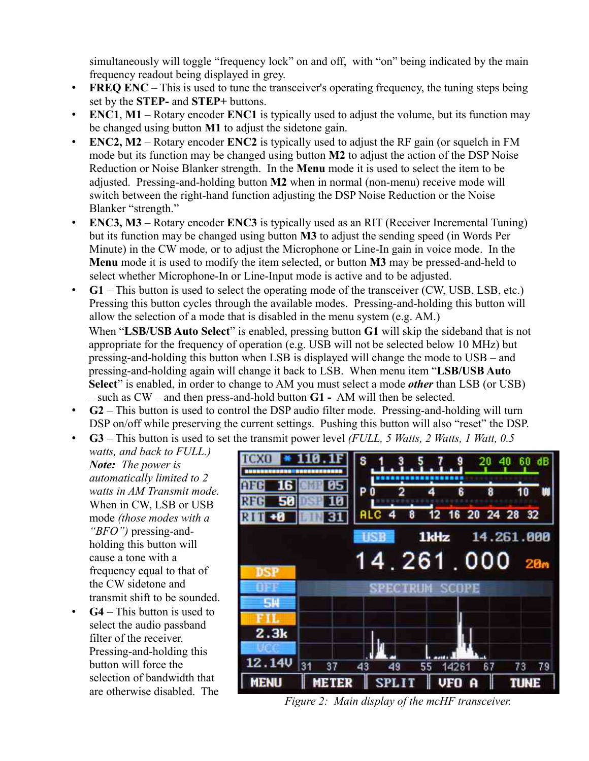simultaneously will toggle "frequency lock" on and off, with "on" being indicated by the main frequency readout being displayed in grey.

- **FREQ ENC** – This is used to tune the transceiver's operating frequency, the tuning steps being set by the **STEP-** and **STEP+** buttons.
- **ENC1**, **M1** – Rotary encoder **ENC1** is typically used to adjust the volume, but its function may be changed using button **M1** to adjust the sidetone gain.
- **ENC2, M2** – Rotary encoder **ENC2** is typically used to adjust the RF gain (or squelch in FM mode but its function may be changed using button **M2** to adjust the action of the DSP Noise Reduction or Noise Blanker strength. In the **Menu** mode it is used to select the item to be adjusted. Pressing-and-holding button **M2** when in normal (non-menu) receive mode will switch between the right-hand function adjusting the DSP Noise Reduction or the Noise Blanker "strength."
- **ENC3, M3** – Rotary encoder **ENC3** is typically used as an RIT (Receiver Incremental Tuning) but its function may be changed using button **M3** to adjust the sending speed (in Words Per Minute) in the CW mode, or to adjust the Microphone or Line-In gain in voice mode. In the **Menu** mode it is used to modify the item selected, or button **M3** may be pressed-and-held to select whether Microphone-In or Line-Input mode is active and to be adjusted.
- **G1** – This button is used to select the operating mode of the transceiver (CW, USB, LSB, etc.) Pressing this button cycles through the available modes. Pressing-and-holding this button will allow the selection of a mode that is disabled in the menu system (e.g. AM.)

  When "**LSB/USB Auto Select**" is enabled, pressing button **G1** will skip the sideband that is not appropriate for the frequency of operation (e.g. USB will not be selected below 10 MHz) but pressing-and-holding this button when LSB is displayed will change the mode to USB – and pressing-and-holding again will change it back to LSB. When menu item "**LSB/USB Auto Select**" is enabled, in order to change to AM you must select a mode ***other*** than LSB (or USB) – such as CW – and then press-and-hold button **G1 -** AM will then be selected.
- **G2** – This button is used to control the DSP audio filter mode. Pressing-and-holding will turn DSP on/off while preserving the current settings. Pushing this button will also "reset" the DSP.
- **G3** – This button is used to set the transmit power level *(FULL, 5 Watts, 2 Watts, 1 Watt, 0.5 watts, and back to FULL.)* ***Note:*** *The power is automatically limited to 2 watts in AM Transmit mode.* When in CW, LSB or USB mode *(those modes with a "BFO")* pressing-and-holding this button will cause a tone with a frequency equal to that of the CW sidetone and transmit shift to be sounded.
- **G4** – This button is used to select the audio passband filter of the receiver. Pressing-and-holding this button will force the selection of bandwidth that are otherwise disabled. The

*Figure 2: Main display of the mcHF transceiver.*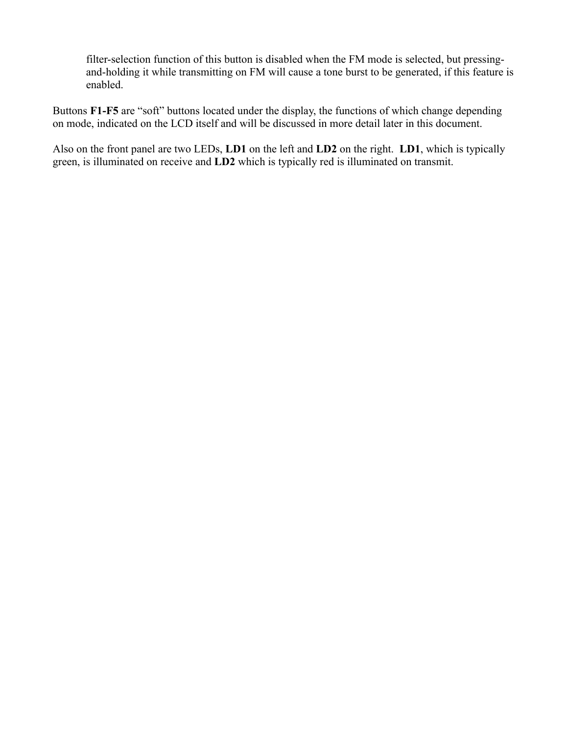filter-selection function of this button is disabled when the FM mode is selected, but pressing-and-holding it while transmitting on FM will cause a tone burst to be generated, if this feature is enabled.

Buttons **F1-F5** are "soft" buttons located under the display, the functions of which change depending on mode, indicated on the LCD itself and will be discussed in more detail later in this document.

Also on the front panel are two LEDs, **LD1** on the left and **LD2** on the right. **LD1**, which is typically green, is illuminated on receive and **LD2** which is typically red is illuminated on transmit.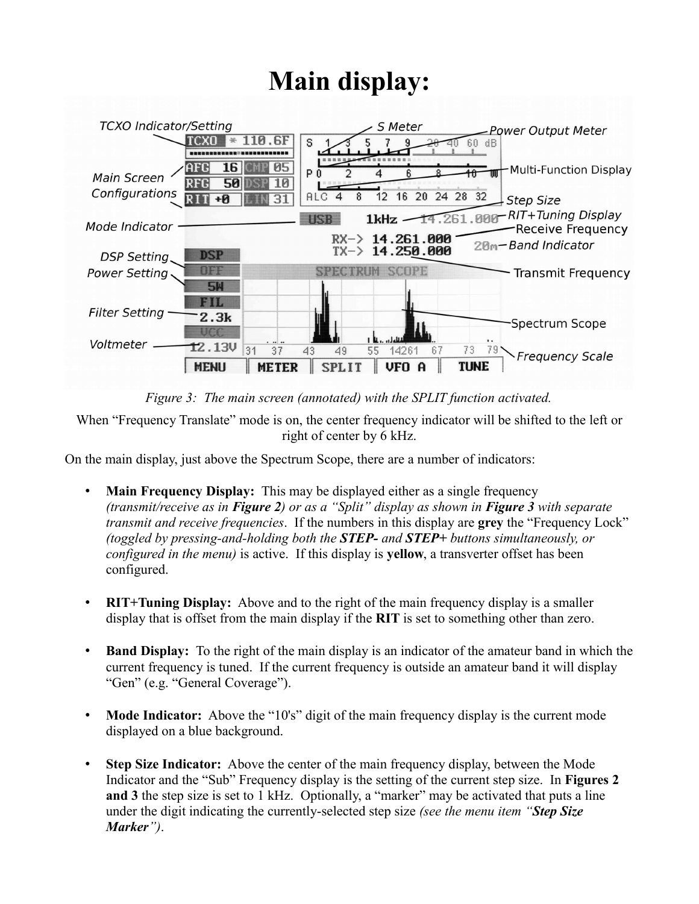# Main display:

*Figure 3: The main screen (annotated) with the SPLIT function activated.*

When "Frequency Translate" mode is on, the center frequency indicator will be shifted to the left or right of center by 6 kHz.

On the main display, just above the Spectrum Scope, there are a number of indicators:

- **Main Frequency Display:** This may be displayed either as a single frequency *(transmit/receive as in **Figure 2**) or as a "Split" display as shown in **Figure 3** with separate transmit and receive frequencies*. If the numbers in this display are **grey** the "Frequency Lock" *(toggled by pressing-and-holding both the **STEP-** and **STEP+** buttons simultaneously, or configured in the menu)* is active. If this display is **yellow**, a transverter offset has been configured.

- **RIT+Tuning Display:** Above and to the right of the main frequency display is a smaller display that is offset from the main display if the **RIT** is set to something other than zero.

- **Band Display:** To the right of the main display is an indicator of the amateur band in which the current frequency is tuned. If the current frequency is outside an amateur band it will display "Gen" (e.g. "General Coverage").

- **Mode Indicator:** Above the "10's" digit of the main frequency display is the current mode displayed on a blue background.

- **Step Size Indicator:** Above the center of the main frequency display, between the Mode Indicator and the "Sub" Frequency display is the setting of the current step size. In **Figures 2 and 3** the step size is set to 1 kHz. Optionally, a "marker" may be activated that puts a line under the digit indicating the currently-selected step size *(see the menu item "**Step Size Marker**")*.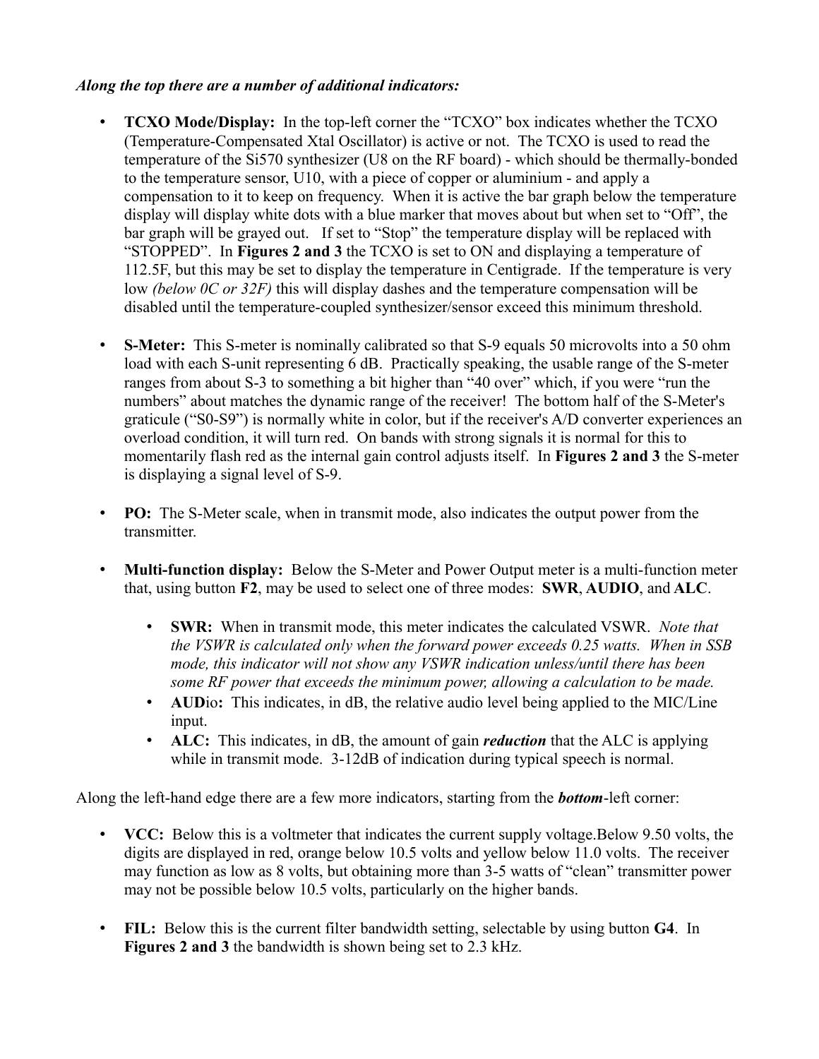***Along the top there are a number of additional indicators:***

- **TCXO Mode/Display:** In the top-left corner the "TCXO" box indicates whether the TCXO (Temperature-Compensated Xtal Oscillator) is active or not. The TCXO is used to read the temperature of the Si570 synthesizer (U8 on the RF board) - which should be thermally-bonded to the temperature sensor, U10, with a piece of copper or aluminium - and apply a compensation to it to keep on frequency. When it is active the bar graph below the temperature display will display white dots with a blue marker that moves about but when set to "Off", the bar graph will be grayed out. If set to "Stop" the temperature display will be replaced with "STOPPED". In **Figures 2 and 3** the TCXO is set to ON and displaying a temperature of 112.5F, but this may be set to display the temperature in Centigrade. If the temperature is very low *(below 0C or 32F)* this will display dashes and the temperature compensation will be disabled until the temperature-coupled synthesizer/sensor exceed this minimum threshold.

- **S-Meter:** This S-meter is nominally calibrated so that S-9 equals 50 microvolts into a 50 ohm load with each S-unit representing 6 dB. Practically speaking, the usable range of the S-meter ranges from about S-3 to something a bit higher than "40 over" which, if you were "run the numbers" about matches the dynamic range of the receiver! The bottom half of the S-Meter's graticule ("S0-S9") is normally white in color, but if the receiver's A/D converter experiences an overload condition, it will turn red. On bands with strong signals it is normal for this to momentarily flash red as the internal gain control adjusts itself. In **Figures 2 and 3** the S-meter is displaying a signal level of S-9.

- **PO:** The S-Meter scale, when in transmit mode, also indicates the output power from the transmitter.

- **Multi-function display:** Below the S-Meter and Power Output meter is a multi-function meter that, using button **F2**, may be used to select one of three modes: **SWR**, **AUDIO**, and **ALC**.

    - **SWR:** When in transmit mode, this meter indicates the calculated VSWR. *Note that the VSWR is calculated only when the forward power exceeds 0.25 watts. When in SSB mode, this indicator will not show any VSWR indication unless/until there has been some RF power that exceeds the minimum power, allowing a calculation to be made.*
    - **AUD**io**:** This indicates, in dB, the relative audio level being applied to the MIC/Line input.
    - **ALC:** This indicates, in dB, the amount of gain ***reduction*** that the ALC is applying while in transmit mode. 3-12dB of indication during typical speech is normal.

Along the left-hand edge there are a few more indicators, starting from the ***bottom***-left corner:

- **VCC:** Below this is a voltmeter that indicates the current supply voltage.Below 9.50 volts, the digits are displayed in red, orange below 10.5 volts and yellow below 11.0 volts. The receiver may function as low as 8 volts, but obtaining more than 3-5 watts of "clean" transmitter power may not be possible below 10.5 volts, particularly on the higher bands.

- **FIL:** Below this is the current filter bandwidth setting, selectable by using button **G4**. In **Figures 2 and 3** the bandwidth is shown being set to 2.3 kHz.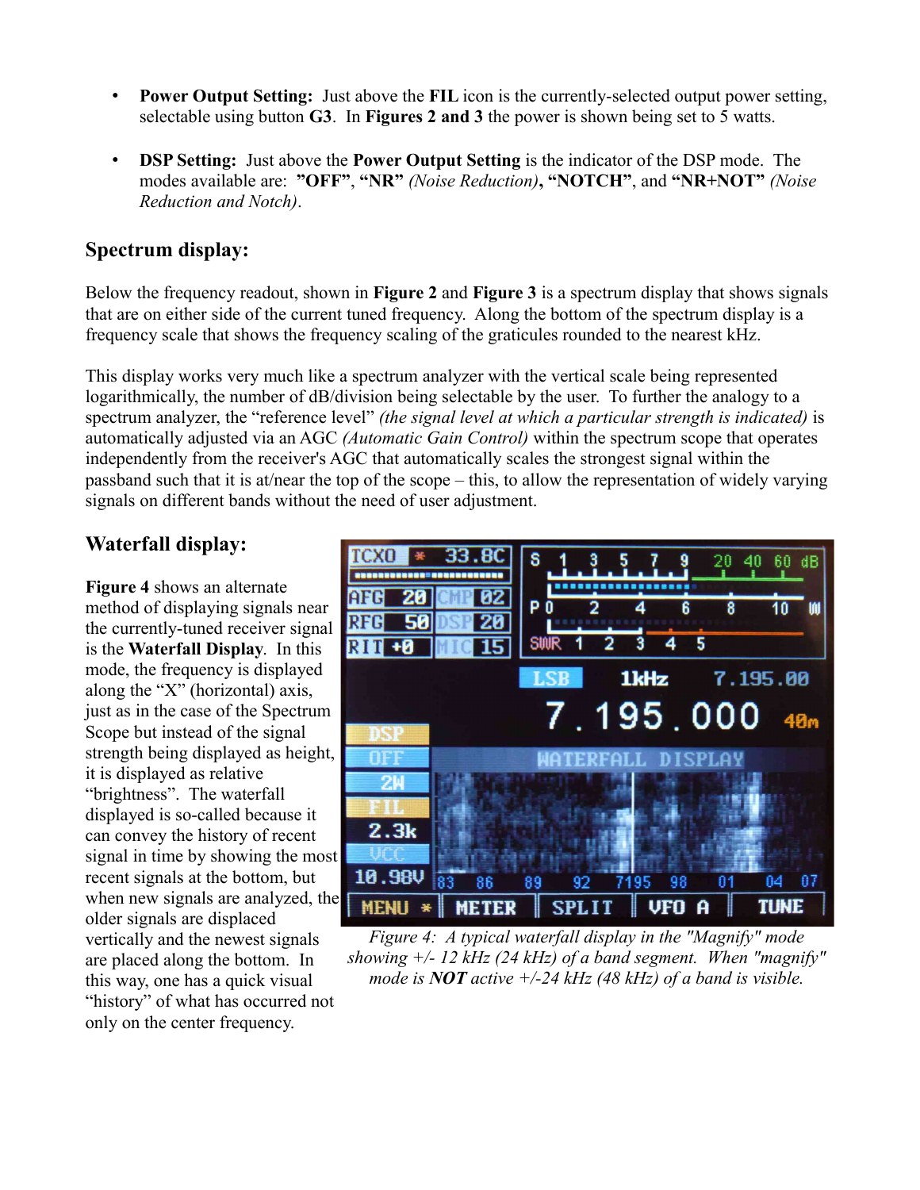- **Power Output Setting:** Just above the **FIL** icon is the currently-selected output power setting, selectable using button **G3**. In **Figures 2 and 3** the power is shown being set to 5 watts.

- **DSP Setting:** Just above the **Power Output Setting** is the indicator of the DSP mode. The modes available are: **"OFF"**, **"NR"** *(Noise Reduction)*, **"NOTCH"**, and **"NR+NOT"** *(Noise Reduction and Notch)*.

## Spectrum display:

Below the frequency readout, shown in **Figure 2** and **Figure 3** is a spectrum display that shows signals that are on either side of the current tuned frequency. Along the bottom of the spectrum display is a frequency scale that shows the frequency scaling of the graticules rounded to the nearest kHz.

This display works very much like a spectrum analyzer with the vertical scale being represented logarithmically, the number of dB/division being selectable by the user. To further the analogy to a spectrum analyzer, the "reference level" *(the signal level at which a particular strength is indicated)* is automatically adjusted via an AGC *(Automatic Gain Control)* within the spectrum scope that operates independently from the receiver's AGC that automatically scales the strongest signal within the passband such that it is at/near the top of the scope – this, to allow the representation of widely varying signals on different bands without the need of user adjustment.

## Waterfall display:

**Figure 4** shows an alternate method of displaying signals near the currently-tuned receiver signal is the **Waterfall Display**. In this mode, the frequency is displayed along the "X" (horizontal) axis, just as in the case of the Spectrum Scope but instead of the signal strength being displayed as height, it is displayed as relative "brightness". The waterfall displayed is so-called because it can convey the history of recent signal in time by showing the most recent signals at the bottom, but when new signals are analyzed, the older signals are displaced vertically and the newest signals are placed along the bottom. In this way, one has a quick visual "history" of what has occurred not only on the center frequency.

*Figure 4: A typical waterfall display in the "Magnify" mode showing +/- 12 kHz (24 kHz) of a band segment. When "magnify" mode is* ***NOT*** *active +/-24 kHz (48 kHz) of a band is visible.*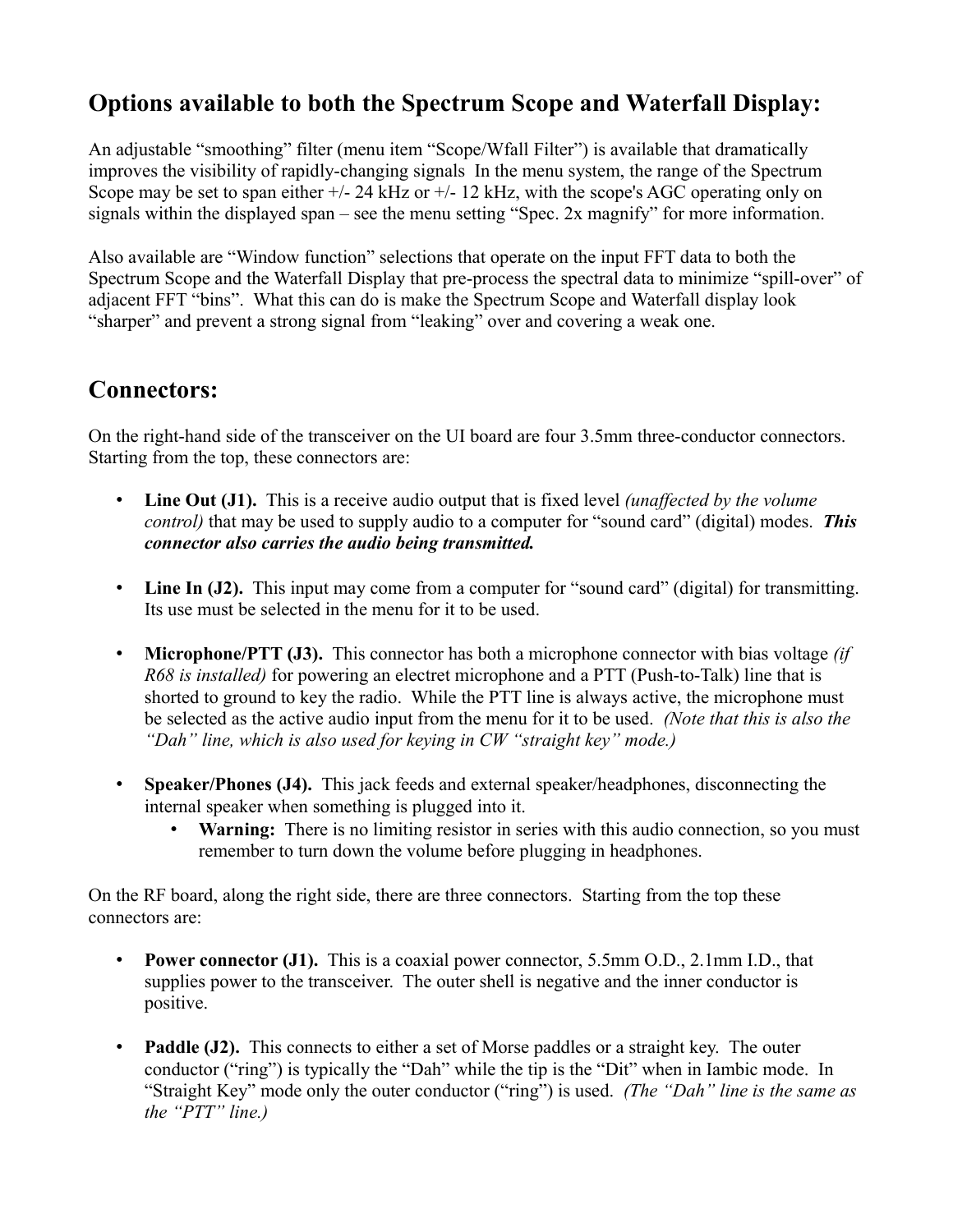## Options available to both the Spectrum Scope and Waterfall Display:

An adjustable "smoothing" filter (menu item "Scope/Wfall Filter") is available that dramatically improves the visibility of rapidly-changing signals  In the menu system, the range of the Spectrum Scope may be set to span either +/- 24 kHz or +/- 12 kHz, with the scope's AGC operating only on signals within the displayed span – see the menu setting "Spec. 2x magnify" for more information.

Also available are "Window function" selections that operate on the input FFT data to both the Spectrum Scope and the Waterfall Display that pre-process the spectral data to minimize "spill-over" of adjacent FFT "bins". What this can do is make the Spectrum Scope and Waterfall display look "sharper" and prevent a strong signal from "leaking" over and covering a weak one.

## Connectors:

On the right-hand side of the transceiver on the UI board are four 3.5mm three-conductor connectors. Starting from the top, these connectors are:

- **Line Out (J1).** This is a receive audio output that is fixed level *(unaffected by the volume control)* that may be used to supply audio to a computer for "sound card" (digital) modes. ***This connector also carries the audio being transmitted.***

- **Line In (J2).** This input may come from a computer for "sound card" (digital) for transmitting. Its use must be selected in the menu for it to be used.

- **Microphone/PTT (J3).** This connector has both a microphone connector with bias voltage *(if R68 is installed)* for powering an electret microphone and a PTT (Push-to-Talk) line that is shorted to ground to key the radio. While the PTT line is always active, the microphone must be selected as the active audio input from the menu for it to be used. *(Note that this is also the "Dah" line, which is also used for keying in CW "straight key" mode.)*

- **Speaker/Phones (J4).** This jack feeds and external speaker/headphones, disconnecting the internal speaker when something is plugged into it.
  - **Warning:** There is no limiting resistor in series with this audio connection, so you must remember to turn down the volume before plugging in headphones.

On the RF board, along the right side, there are three connectors. Starting from the top these connectors are:

- **Power connector (J1).** This is a coaxial power connector, 5.5mm O.D., 2.1mm I.D., that supplies power to the transceiver. The outer shell is negative and the inner conductor is positive.

- **Paddle (J2).** This connects to either a set of Morse paddles or a straight key. The outer conductor ("ring") is typically the "Dah" while the tip is the "Dit" when in Iambic mode. In "Straight Key" mode only the outer conductor ("ring") is used. *(The "Dah" line is the same as the "PTT" line.)*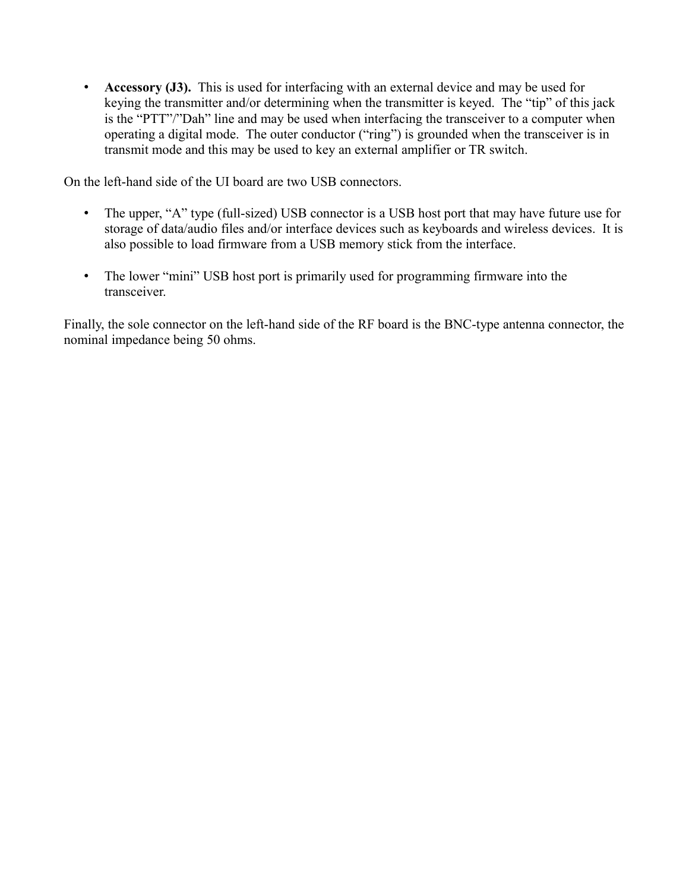- **Accessory (J3).** This is used for interfacing with an external device and may be used for keying the transmitter and/or determining when the transmitter is keyed. The "tip" of this jack is the "PTT"/"Dah" line and may be used when interfacing the transceiver to a computer when operating a digital mode. The outer conductor ("ring") is grounded when the transceiver is in transmit mode and this may be used to key an external amplifier or TR switch.

On the left-hand side of the UI board are two USB connectors.

- The upper, "A" type (full-sized) USB connector is a USB host port that may have future use for storage of data/audio files and/or interface devices such as keyboards and wireless devices. It is also possible to load firmware from a USB memory stick from the interface.

- The lower "mini" USB host port is primarily used for programming firmware into the transceiver.

Finally, the sole connector on the left-hand side of the RF board is the BNC-type antenna connector, the nominal impedance being 50 ohms.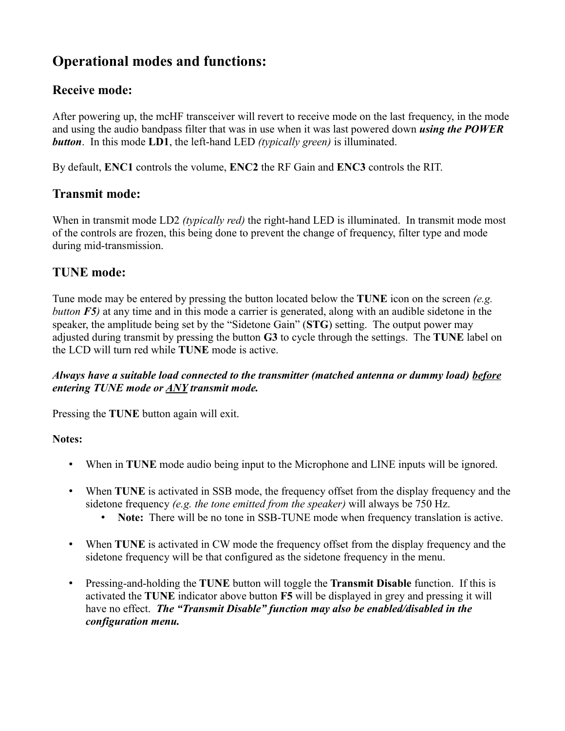# Operational modes and functions:

## Receive mode:

After powering up, the mcHF transceiver will revert to receive mode on the last frequency, in the mode and using the audio bandpass filter that was in use when it was last powered down ***using the POWER button***. In this mode **LD1**, the left-hand LED *(typically green)* is illuminated.

By default, **ENC1** controls the volume, **ENC2** the RF Gain and **ENC3** controls the RIT.

## Transmit mode:

When in transmit mode LD2 *(typically red)* the right-hand LED is illuminated. In transmit mode most of the controls are frozen, this being done to prevent the change of frequency, filter type and mode during mid-transmission.

## TUNE mode:

Tune mode may be entered by pressing the button located below the **TUNE** icon on the screen *(e.g. button **F5**)* at any time and in this mode a carrier is generated, along with an audible sidetone in the speaker, the amplitude being set by the “Sidetone Gain” (**STG**) setting. The output power may adjusted during transmit by pressing the button **G3** to cycle through the settings. The **TUNE** label on the LCD will turn red while **TUNE** mode is active.

***Always have a suitable load connected to the transmitter (matched antenna or dummy load) <u>before</u> entering TUNE mode or <u>ANY</u> transmit mode.***

Pressing the **TUNE** button again will exit.

**Notes:**

- When in **TUNE** mode audio being input to the Microphone and LINE inputs will be ignored.
- When **TUNE** is activated in SSB mode, the frequency offset from the display frequency and the sidetone frequency *(e.g. the tone emitted from the speaker)* will always be 750 Hz.
  - **Note:** There will be no tone in SSB-TUNE mode when frequency translation is active.
- When **TUNE** is activated in CW mode the frequency offset from the display frequency and the sidetone frequency will be that configured as the sidetone frequency in the menu.
- Pressing-and-holding the **TUNE** button will toggle the **Transmit Disable** function. If this is activated the **TUNE** indicator above button **F5** will be displayed in grey and pressing it will have no effect. ***The “Transmit Disable” function may also be enabled/disabled in the configuration menu.***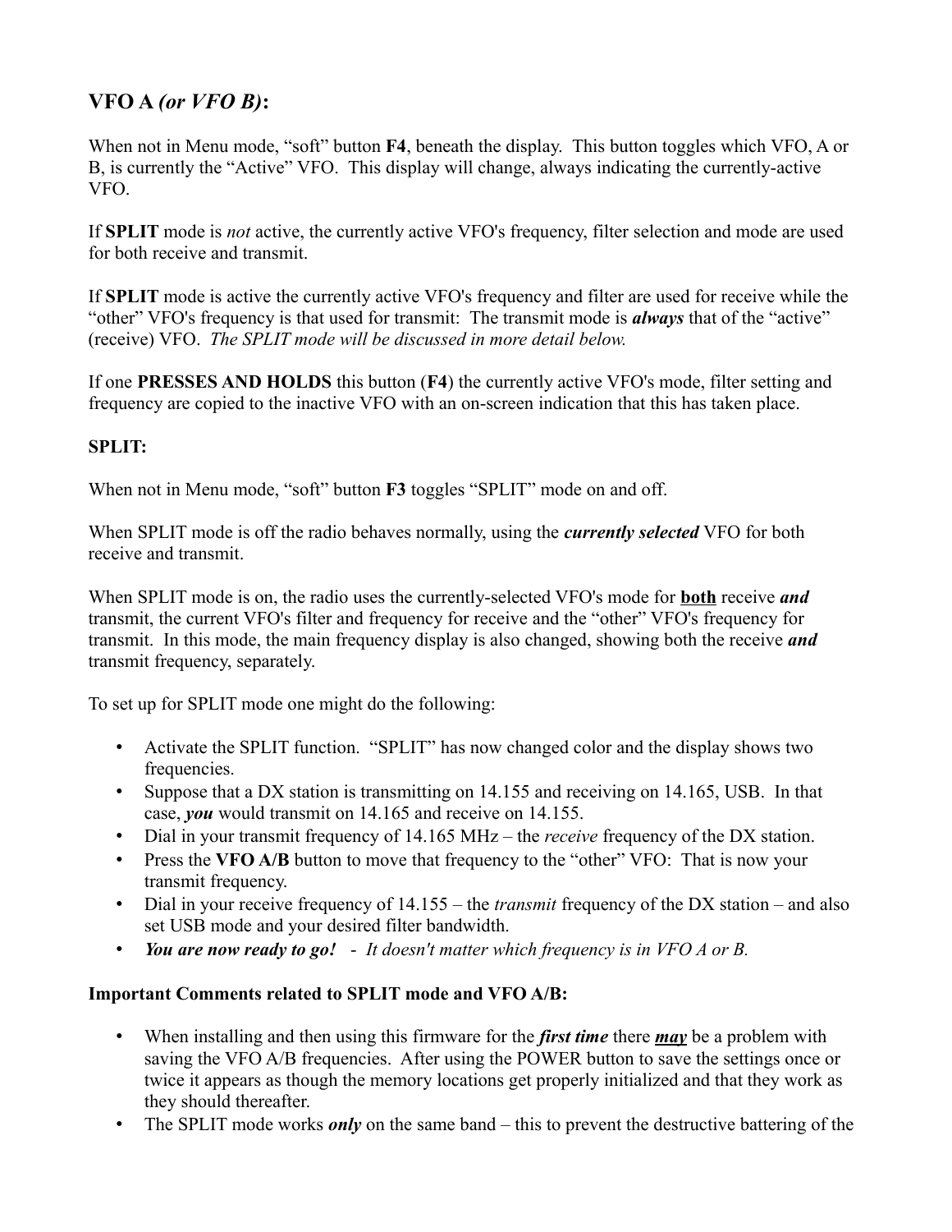### VFO A *(or VFO B)*:

When not in Menu mode, "soft" button **F4**, beneath the display. This button toggles which VFO, A or B, is currently the "Active" VFO. This display will change, always indicating the currently-active VFO.

If **SPLIT** mode is *not* active, the currently active VFO's frequency, filter selection and mode are used for both receive and transmit.

If **SPLIT** mode is active the currently active VFO's frequency and filter are used for receive while the "other" VFO's frequency is that used for transmit: The transmit mode is ***always*** that of the "active" (receive) VFO. *The SPLIT mode will be discussed in more detail below.*

If one **PRESSES AND HOLDS** this button (**F4**) the currently active VFO's mode, filter setting and frequency are copied to the inactive VFO with an on-screen indication that this has taken place.

**SPLIT:**

When not in Menu mode, "soft" button **F3** toggles "SPLIT" mode on and off.

When SPLIT mode is off the radio behaves normally, using the ***currently selected*** VFO for both receive and transmit.

When SPLIT mode is on, the radio uses the currently-selected VFO's mode for **<u>both</u>** receive ***and*** transmit, the current VFO's filter and frequency for receive and the "other" VFO's frequency for transmit. In this mode, the main frequency display is also changed, showing both the receive ***and*** transmit frequency, separately.

To set up for SPLIT mode one might do the following:

- Activate the SPLIT function. "SPLIT" has now changed color and the display shows two frequencies.
- Suppose that a DX station is transmitting on 14.155 and receiving on 14.165, USB. In that case, ***you*** would transmit on 14.165 and receive on 14.155.
- Dial in your transmit frequency of 14.165 MHz – the *receive* frequency of the DX station.
- Press the **VFO A/B** button to move that frequency to the "other" VFO: That is now your transmit frequency.
- Dial in your receive frequency of 14.155 – the *transmit* frequency of the DX station – and also set USB mode and your desired filter bandwidth.
- ***You are now ready to go!*** - *It doesn't matter which frequency is in VFO A or B.*

**Important Comments related to SPLIT mode and VFO A/B:**

- When installing and then using this firmware for the ***first time*** there ***<u>may</u>*** be a problem with saving the VFO A/B frequencies. After using the POWER button to save the settings once or twice it appears as though the memory locations get properly initialized and that they work as they should thereafter.
- The SPLIT mode works ***only*** on the same band – this to prevent the destructive battering of the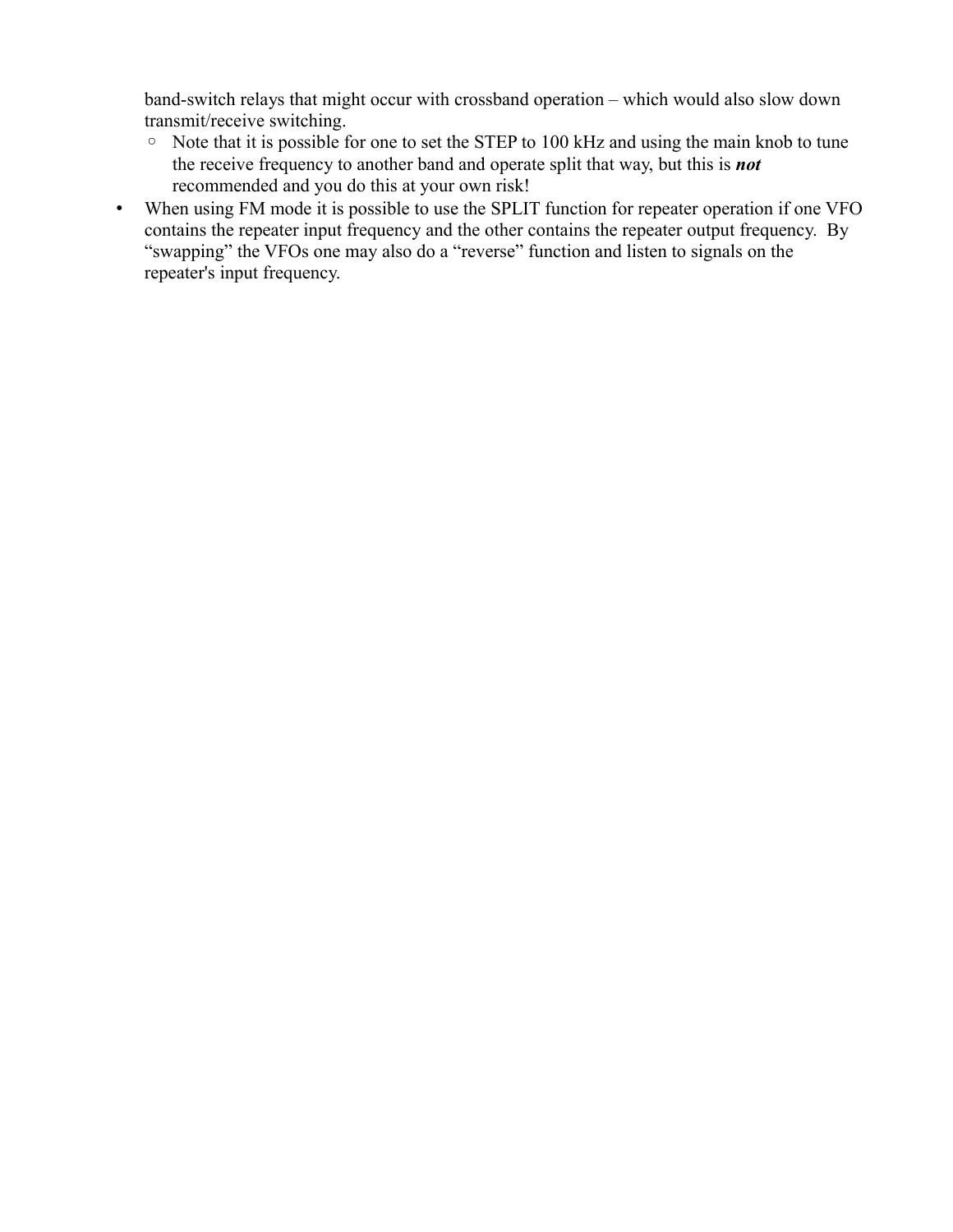band-switch relays that might occur with crossband operation – which would also slow down transmit/receive switching.

  - Note that it is possible for one to set the STEP to 100 kHz and using the main knob to tune the receive frequency to another band and operate split that way, but this is ***not*** recommended and you do this at your own risk!

- When using FM mode it is possible to use the SPLIT function for repeater operation if one VFO contains the repeater input frequency and the other contains the repeater output frequency. By “swapping” the VFOs one may also do a “reverse” function and listen to signals on the repeater's input frequency.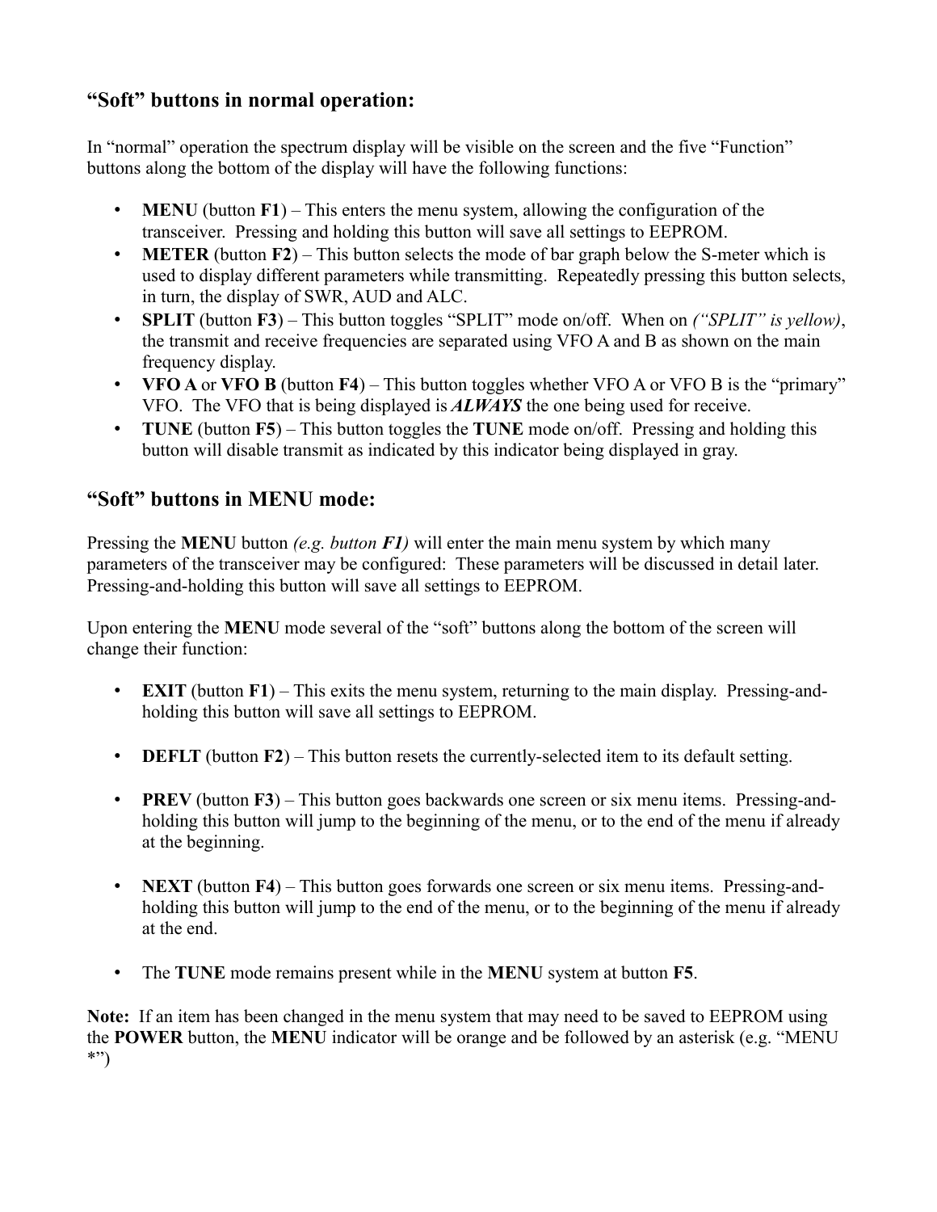## "Soft" buttons in normal operation:

In "normal" operation the spectrum display will be visible on the screen and the five "Function" buttons along the bottom of the display will have the following functions:

- **MENU** (button **F1**) – This enters the menu system, allowing the configuration of the transceiver. Pressing and holding this button will save all settings to EEPROM.
- **METER** (button **F2**) – This button selects the mode of bar graph below the S-meter which is used to display different parameters while transmitting. Repeatedly pressing this button selects, in turn, the display of SWR, AUD and ALC.
- **SPLIT** (button **F3**) – This button toggles "SPLIT" mode on/off. When on *("SPLIT" is yellow)*, the transmit and receive frequencies are separated using VFO A and B as shown on the main frequency display.
- **VFO A** or **VFO B** (button **F4**) – This button toggles whether VFO A or VFO B is the "primary" VFO. The VFO that is being displayed is ***ALWAYS*** the one being used for receive.
- **TUNE** (button **F5**) – This button toggles the **TUNE** mode on/off. Pressing and holding this button will disable transmit as indicated by this indicator being displayed in gray.

## "Soft" buttons in MENU mode:

Pressing the **MENU** button *(e.g. button **F1**)* will enter the main menu system by which many parameters of the transceiver may be configured: These parameters will be discussed in detail later. Pressing-and-holding this button will save all settings to EEPROM.

Upon entering the **MENU** mode several of the "soft" buttons along the bottom of the screen will change their function:

- **EXIT** (button **F1**) – This exits the menu system, returning to the main display. Pressing-and-holding this button will save all settings to EEPROM.

- **DEFLT** (button **F2**) – This button resets the currently-selected item to its default setting.

- **PREV** (button **F3**) – This button goes backwards one screen or six menu items. Pressing-and-holding this button will jump to the beginning of the menu, or to the end of the menu if already at the beginning.

- **NEXT** (button **F4**) – This button goes forwards one screen or six menu items. Pressing-and-holding this button will jump to the end of the menu, or to the beginning of the menu if already at the end.

- The **TUNE** mode remains present while in the **MENU** system at button **F5**.

**Note:** If an item has been changed in the menu system that may need to be saved to EEPROM using the **POWER** button, the **MENU** indicator will be orange and be followed by an asterisk (e.g. "MENU *")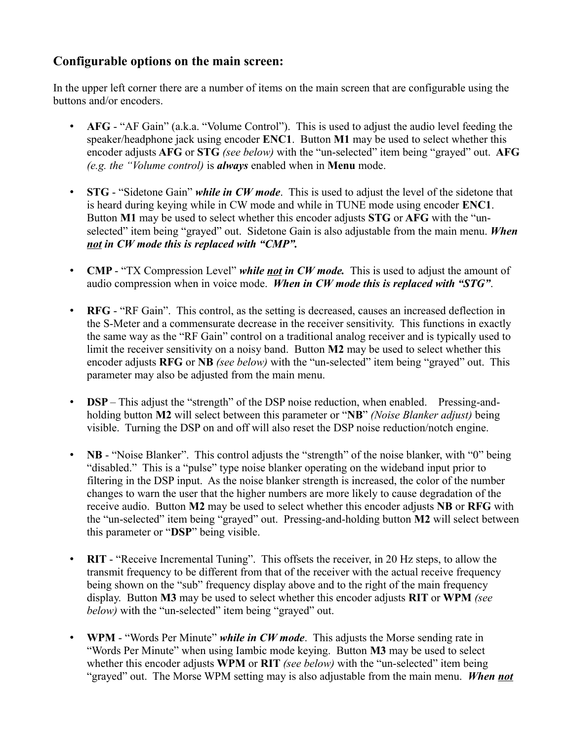## Configurable options on the main screen:

In the upper left corner there are a number of items on the main screen that are configurable using the buttons and/or encoders.

- **AFG** - "AF Gain" (a.k.a. "Volume Control"). This is used to adjust the audio level feeding the speaker/headphone jack using encoder **ENC1**. Button **M1** may be used to select whether this encoder adjusts **AFG** or **STG** *(see below)* with the "un-selected" item being "grayed" out. **AFG** *(e.g. the "Volume control)* is ***always*** enabled when in **Menu** mode.

- **STG** - "Sidetone Gain" ***while in CW mode***. This is used to adjust the level of the sidetone that is heard during keying while in CW mode and while in TUNE mode using encoder **ENC1**. Button **M1** may be used to select whether this encoder adjusts **STG** or **AFG** with the "un-selected" item being "grayed" out. Sidetone Gain is also adjustable from the main menu. ***When <u>not</u> in CW mode this is replaced with "CMP".***

- **CMP** - "TX Compression Level" ***while <u>not</u> in CW mode.*** This is used to adjust the amount of audio compression when in voice mode. ***When in CW mode this is replaced with "STG"***.

- **RFG** - "RF Gain". This control, as the setting is decreased, causes an increased deflection in the S-Meter and a commensurate decrease in the receiver sensitivity. This functions in exactly the same way as the "RF Gain" control on a traditional analog receiver and is typically used to limit the receiver sensitivity on a noisy band. Button **M2** may be used to select whether this encoder adjusts **RFG** or **NB** *(see below)* with the "un-selected" item being "grayed" out. This parameter may also be adjusted from the main menu.

- **DSP** – This adjust the "strength" of the DSP noise reduction, when enabled. Pressing-and-holding button **M2** will select between this parameter or "**NB**" *(Noise Blanker adjust)* being visible. Turning the DSP on and off will also reset the DSP noise reduction/notch engine.

- **NB** - "Noise Blanker". This control adjusts the "strength" of the noise blanker, with "0" being "disabled." This is a "pulse" type noise blanker operating on the wideband input prior to filtering in the DSP input. As the noise blanker strength is increased, the color of the number changes to warn the user that the higher numbers are more likely to cause degradation of the receive audio. Button **M2** may be used to select whether this encoder adjusts **NB** or **RFG** with the "un-selected" item being "grayed" out. Pressing-and-holding button **M2** will select between this parameter or "**DSP**" being visible.

- **RIT** - "Receive Incremental Tuning". This offsets the receiver, in 20 Hz steps, to allow the transmit frequency to be different from that of the receiver with the actual receive frequency being shown on the "sub" frequency display above and to the right of the main frequency display. Button **M3** may be used to select whether this encoder adjusts **RIT** or **WPM** *(see below)* with the "un-selected" item being "grayed" out.

- **WPM** - "Words Per Minute" ***while in CW mode***. This adjusts the Morse sending rate in "Words Per Minute" when using Iambic mode keying. Button **M3** may be used to select whether this encoder adjusts **WPM** or **RIT** *(see below)* with the "un-selected" item being "grayed" out. The Morse WPM setting may is also adjustable from the main menu. ***When <u>not</u>***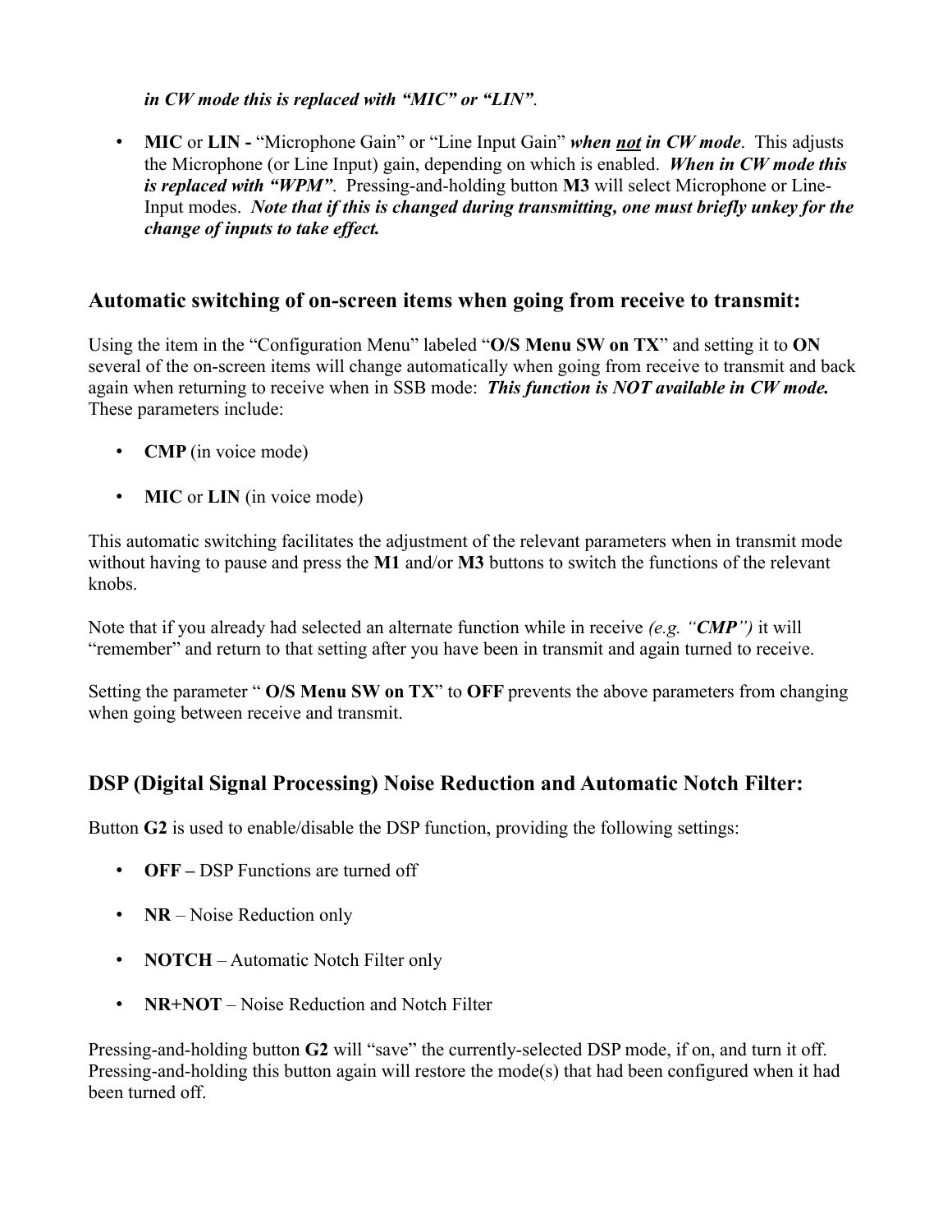*in CW mode this is replaced with "MIC" or "LIN"*.

- **MIC** or **LIN -** "Microphone Gain" or "Line Input Gain" ***when <u>not</u> in CW mode***. This adjusts the Microphone (or Line Input) gain, depending on which is enabled. ***When in CW mode this is replaced with "WPM"***. Pressing-and-holding button **M3** will select Microphone or Line-Input modes. ***Note that if this is changed during transmitting, one must briefly unkey for the change of inputs to take effect.***

## Automatic switching of on-screen items when going from receive to transmit:

Using the item in the "Configuration Menu" labeled "**O/S Menu SW on TX**" and setting it to **ON** several of the on-screen items will change automatically when going from receive to transmit and back again when returning to receive when in SSB mode: ***This function is NOT available in CW mode.*** These parameters include:

- **CMP** (in voice mode)
- **MIC** or **LIN** (in voice mode)

This automatic switching facilitates the adjustment of the relevant parameters when in transmit mode without having to pause and press the **M1** and/or **M3** buttons to switch the functions of the relevant knobs.

Note that if you already had selected an alternate function while in receive *(e.g. "**CMP**")* it will "remember" and return to that setting after you have been in transmit and again turned to receive.

Setting the parameter " **O/S Menu SW on TX**" to **OFF** prevents the above parameters from changing when going between receive and transmit.

## DSP (Digital Signal Processing) Noise Reduction and Automatic Notch Filter:

Button **G2** is used to enable/disable the DSP function, providing the following settings:

- **OFF –** DSP Functions are turned off
- **NR** – Noise Reduction only
- **NOTCH** – Automatic Notch Filter only
- **NR+NOT** – Noise Reduction and Notch Filter

Pressing-and-holding button **G2** will "save" the currently-selected DSP mode, if on, and turn it off. Pressing-and-holding this button again will restore the mode(s) that had been configured when it had been turned off.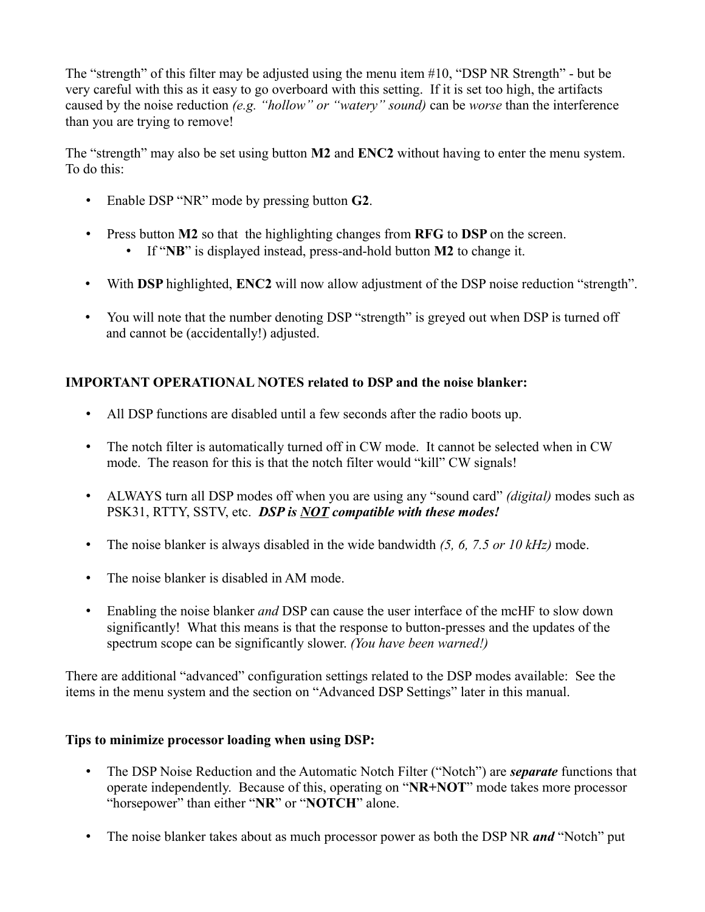The "strength" of this filter may be adjusted using the menu item #10, "DSP NR Strength" - but be very careful with this as it easy to go overboard with this setting. If it is set too high, the artifacts caused by the noise reduction *(e.g. "hollow" or "watery" sound)* can be *worse* than the interference than you are trying to remove!

The "strength" may also be set using button **M2** and **ENC2** without having to enter the menu system. To do this:

- Enable DSP "NR" mode by pressing button **G2**.
- Press button **M2** so that the highlighting changes from **RFG** to **DSP** on the screen.
  - If "**NB**" is displayed instead, press-and-hold button **M2** to change it.
- With **DSP** highlighted, **ENC2** will now allow adjustment of the DSP noise reduction "strength".
- You will note that the number denoting DSP "strength" is greyed out when DSP is turned off and cannot be (accidentally!) adjusted.

**IMPORTANT OPERATIONAL NOTES related to DSP and the noise blanker:**

- All DSP functions are disabled until a few seconds after the radio boots up.
- The notch filter is automatically turned off in CW mode. It cannot be selected when in CW mode. The reason for this is that the notch filter would "kill" CW signals!
- ALWAYS turn all DSP modes off when you are using any "sound card" *(digital)* modes such as PSK31, RTTY, SSTV, etc. ***DSP is <u>NOT</u> compatible with these modes!***
- The noise blanker is always disabled in the wide bandwidth *(5, 6, 7.5 or 10 kHz)* mode.
- The noise blanker is disabled in AM mode.
- Enabling the noise blanker *and* DSP can cause the user interface of the mcHF to slow down significantly! What this means is that the response to button-presses and the updates of the spectrum scope can be significantly slower. *(You have been warned!)*

There are additional "advanced" configuration settings related to the DSP modes available: See the items in the menu system and the section on "Advanced DSP Settings" later in this manual.

**Tips to minimize processor loading when using DSP:**

- The DSP Noise Reduction and the Automatic Notch Filter ("Notch") are ***separate*** functions that operate independently. Because of this, operating on "**NR+NOT**" mode takes more processor "horsepower" than either "**NR**" or "**NOTCH**" alone.
- The noise blanker takes about as much processor power as both the DSP NR ***and*** "Notch" put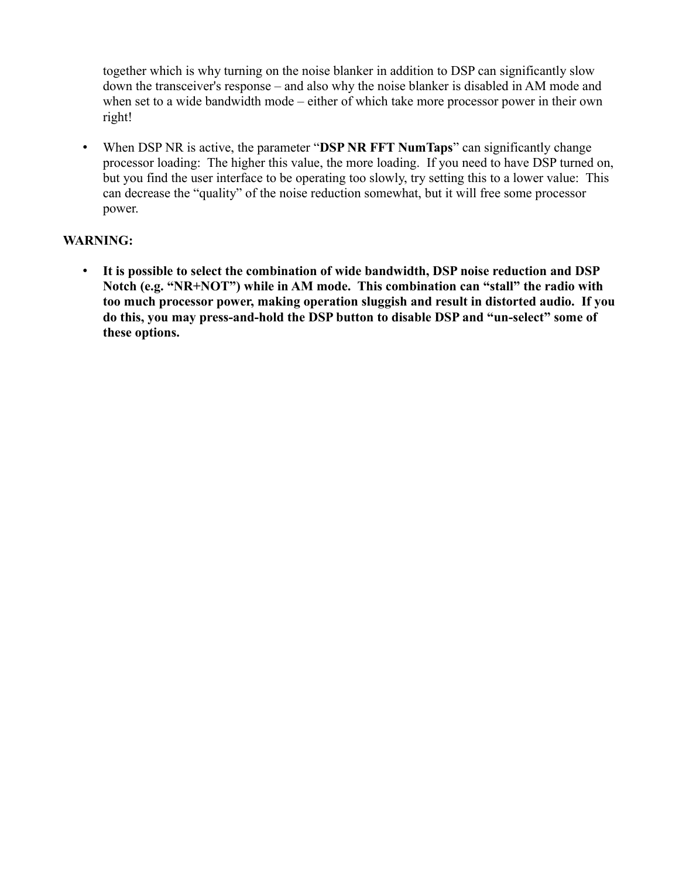together which is why turning on the noise blanker in addition to DSP can significantly slow down the transceiver's response – and also why the noise blanker is disabled in AM mode and when set to a wide bandwidth mode – either of which take more processor power in their own right!

- When DSP NR is active, the parameter "**DSP NR FFT NumTaps**" can significantly change processor loading: The higher this value, the more loading. If you need to have DSP turned on, but you find the user interface to be operating too slowly, try setting this to a lower value: This can decrease the "quality" of the noise reduction somewhat, but it will free some processor power.

**WARNING:**

- **It is possible to select the combination of wide bandwidth, DSP noise reduction and DSP Notch (e.g. "NR+NOT") while in AM mode. This combination can "stall" the radio with too much processor power, making operation sluggish and result in distorted audio. If you do this, you may press-and-hold the DSP button to disable DSP and "un-select" some of these options.**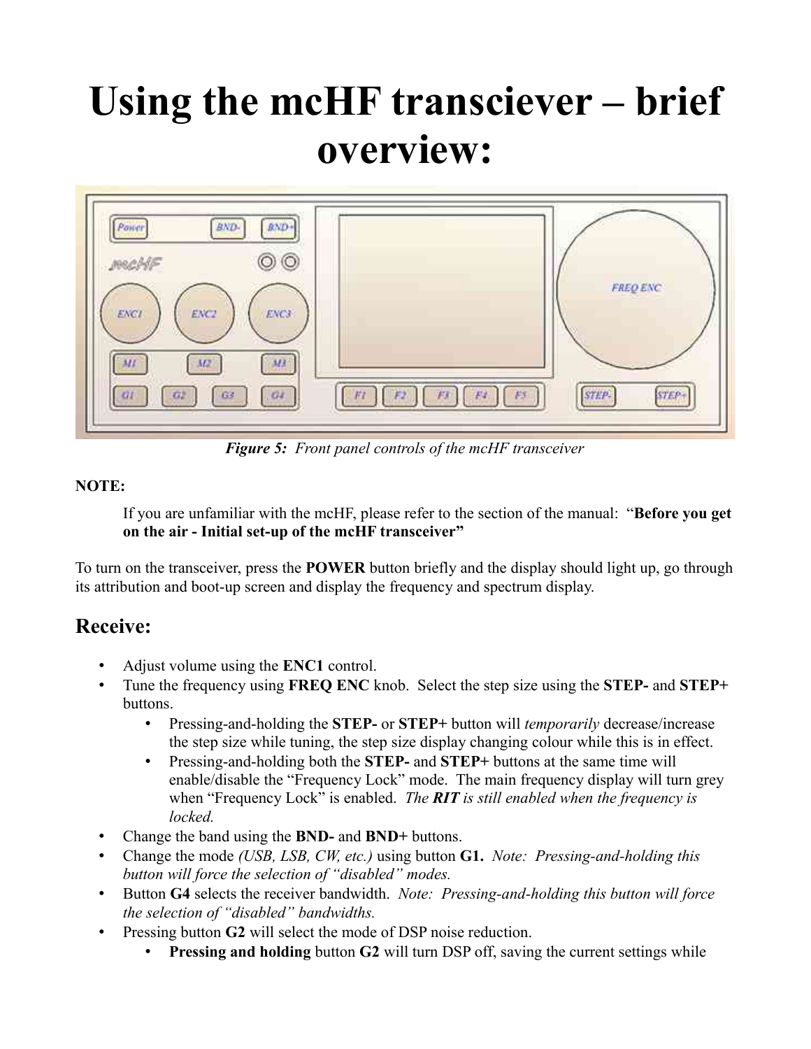# Using the mcHF transciever – brief overview:

*Figure 5: Front panel controls of the mcHF transceiver*

**NOTE:**

> If you are unfamiliar with the mcHF, please refer to the section of the manual: "**Before you get on the air - Initial set-up of the mcHF transceiver"**

To turn on the transceiver, press the **POWER** button briefly and the display should light up, go through its attribution and boot-up screen and display the frequency and spectrum display.

## Receive:

- Adjust volume using the **ENC1** control.
- Tune the frequency using **FREQ ENC** knob. Select the step size using the **STEP-** and **STEP+** buttons.
  - Pressing-and-holding the **STEP-** or **STEP+** button will *temporarily* decrease/increase the step size while tuning, the step size display changing colour while this is in effect.
  - Pressing-and-holding both the **STEP-** and **STEP+** buttons at the same time will enable/disable the "Frequency Lock" mode. The main frequency display will turn grey when "Frequency Lock" is enabled. *The **RIT** is still enabled when the frequency is locked.*
- Change the band using the **BND-** and **BND+** buttons.
- Change the mode *(USB, LSB, CW, etc.)* using button **G1.** *Note: Pressing-and-holding this button will force the selection of "disabled" modes.*
- Button **G4** selects the receiver bandwidth. *Note: Pressing-and-holding this button will force the selection of "disabled" bandwidths.*
- Pressing button **G2** will select the mode of DSP noise reduction.
  - **Pressing and holding** button **G2** will turn DSP off, saving the current settings while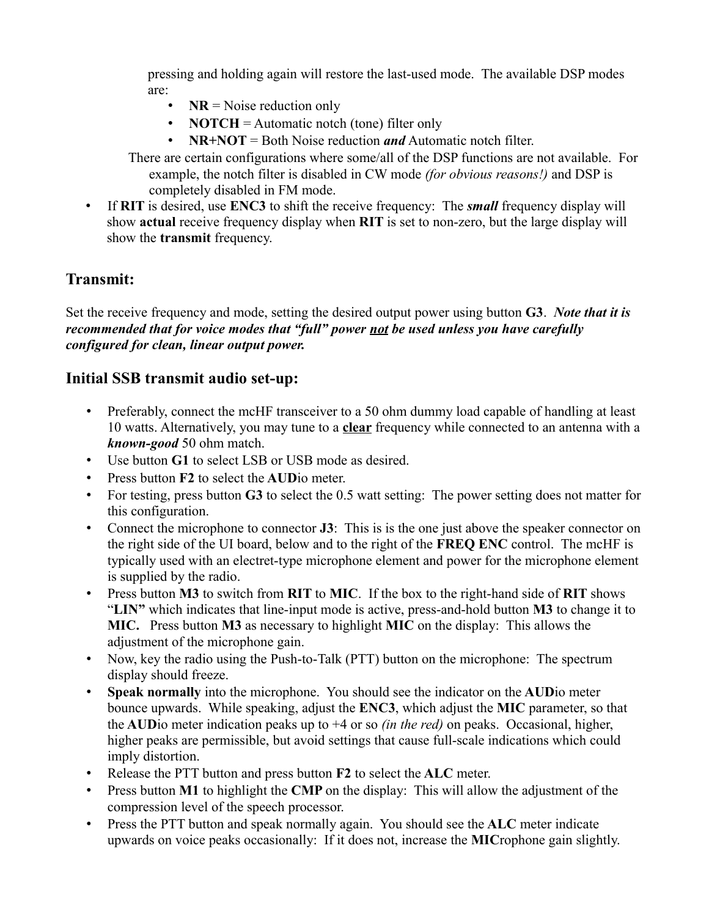pressing and holding again will restore the last-used mode. The available DSP modes are:

- **NR** = Noise reduction only
- **NOTCH** = Automatic notch (tone) filter only
- **NR+NOT** = Both Noise reduction ***and*** Automatic notch filter.

There are certain configurations where some/all of the DSP functions are not available. For example, the notch filter is disabled in CW mode *(for obvious reasons!)* and DSP is completely disabled in FM mode.

- If **RIT** is desired, use **ENC3** to shift the receive frequency: The ***small*** frequency display will show **actual** receive frequency display when **RIT** is set to non-zero, but the large display will show the **transmit** frequency.

## Transmit:

Set the receive frequency and mode, setting the desired output power using button **G3**. ***Note that it is recommended that for voice modes that "full" power <u>not</u> be used unless you have carefully configured for clean, linear output power.***

## Initial SSB transmit audio set-up:

- Preferably, connect the mcHF transceiver to a 50 ohm dummy load capable of handling at least 10 watts. Alternatively, you may tune to a **<u>clear</u>** frequency while connected to an antenna with a ***known-good*** 50 ohm match.
- Use button **G1** to select LSB or USB mode as desired.
- Press button **F2** to select the **AUD**io meter.
- For testing, press button **G3** to select the 0.5 watt setting: The power setting does not matter for this configuration.
- Connect the microphone to connector **J3**: This is is the one just above the speaker connector on the right side of the UI board, below and to the right of the **FREQ ENC** control. The mcHF is typically used with an electret-type microphone element and power for the microphone element is supplied by the radio.
- Press button **M3** to switch from **RIT** to **MIC**. If the box to the right-hand side of **RIT** shows "**LIN"** which indicates that line-input mode is active, press-and-hold button **M3** to change it to **MIC.** Press button **M3** as necessary to highlight **MIC** on the display: This allows the adjustment of the microphone gain.
- Now, key the radio using the Push-to-Talk (PTT) button on the microphone: The spectrum display should freeze.
- **Speak normally** into the microphone. You should see the indicator on the **AUD**io meter bounce upwards. While speaking, adjust the **ENC3**, which adjust the **MIC** parameter, so that the **AUD**io meter indication peaks up to +4 or so *(in the red)* on peaks. Occasional, higher, higher peaks are permissible, but avoid settings that cause full-scale indications which could imply distortion.
- Release the PTT button and press button **F2** to select the **ALC** meter.
- Press button **M1** to highlight the **CMP** on the display: This will allow the adjustment of the compression level of the speech processor.
- Press the PTT button and speak normally again. You should see the **ALC** meter indicate upwards on voice peaks occasionally: If it does not, increase the **MIC**rophone gain slightly.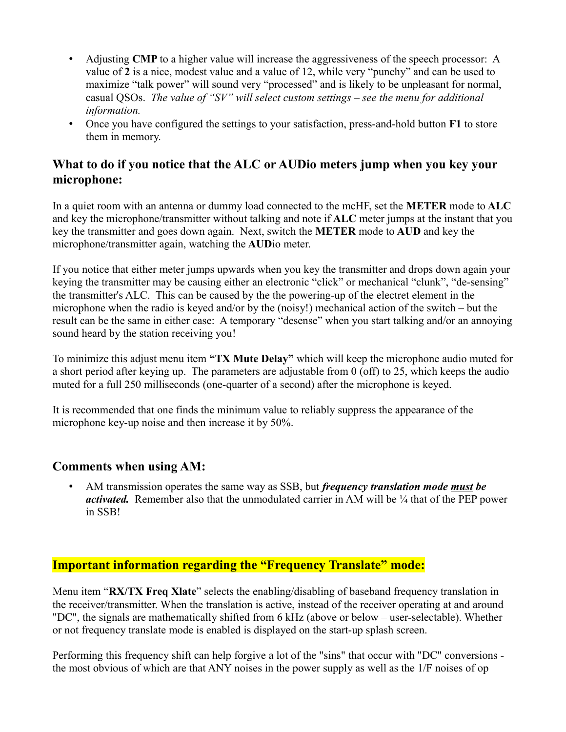- Adjusting **CMP** to a higher value will increase the aggressiveness of the speech processor: A value of **2** is a nice, modest value and a value of 12, while very "punchy" and can be used to maximize "talk power" will sound very "processed" and is likely to be unpleasant for normal, casual QSOs. *The value of "SV" will select custom settings – see the menu for additional information.*
- Once you have configured the settings to your satisfaction, press-and-hold button **F1** to store them in memory.

## What to do if you notice that the ALC or AUDio meters jump when you key your microphone:

In a quiet room with an antenna or dummy load connected to the mcHF, set the **METER** mode to **ALC** and key the microphone/transmitter without talking and note if **ALC** meter jumps at the instant that you key the transmitter and goes down again. Next, switch the **METER** mode to **AUD** and key the microphone/transmitter again, watching the **AUD**io meter.

If you notice that either meter jumps upwards when you key the transmitter and drops down again your keying the transmitter may be causing either an electronic "click" or mechanical "clunk", "de-sensing" the transmitter's ALC. This can be caused by the the powering-up of the electret element in the microphone when the radio is keyed and/or by the (noisy!) mechanical action of the switch – but the result can be the same in either case: A temporary "desense" when you start talking and/or an annoying sound heard by the station receiving you!

To minimize this adjust menu item **"TX Mute Delay"** which will keep the microphone audio muted for a short period after keying up. The parameters are adjustable from 0 (off) to 25, which keeps the audio muted for a full 250 milliseconds (one-quarter of a second) after the microphone is keyed.

It is recommended that one finds the minimum value to reliably suppress the appearance of the microphone key-up noise and then increase it by 50%.

## Comments when using AM:

- AM transmission operates the same way as SSB, but ***frequency translation mode _must_ be activated.*** Remember also that the unmodulated carrier in AM will be ¼ that of the PEP power in SSB!

## Important information regarding the "Frequency Translate" mode:

Menu item "**RX/TX Freq Xlate**" selects the enabling/disabling of baseband frequency translation in the receiver/transmitter. When the translation is active, instead of the receiver operating at and around "DC", the signals are mathematically shifted from 6 kHz (above or below – user-selectable). Whether or not frequency translate mode is enabled is displayed on the start-up splash screen.

Performing this frequency shift can help forgive a lot of the "sins" that occur with "DC" conversions - the most obvious of which are that ANY noises in the power supply as well as the 1/F noises of op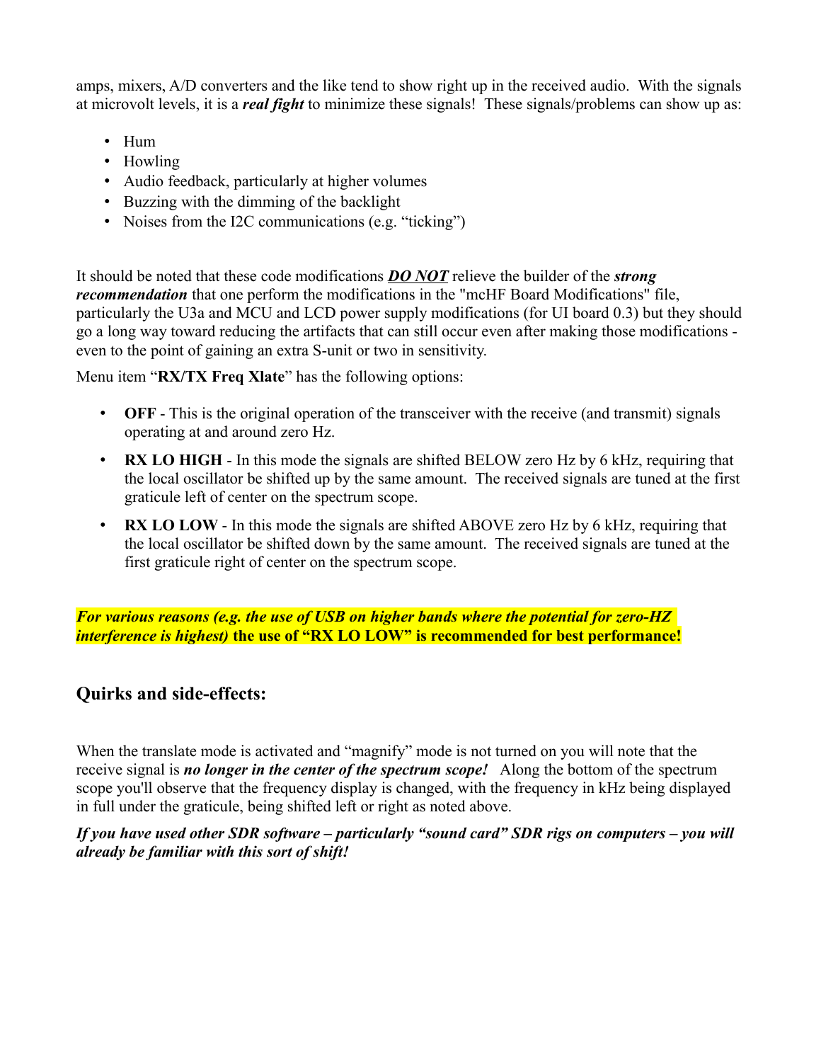amps, mixers, A/D converters and the like tend to show right up in the received audio. With the signals at microvolt levels, it is a ***real fight*** to minimize these signals! These signals/problems can show up as:

- Hum
- Howling
- Audio feedback, particularly at higher volumes
- Buzzing with the dimming of the backlight
- Noises from the I2C communications (e.g. "ticking")

It should be noted that these code modifications ***<u>DO NOT</u>*** relieve the builder of the ***strong recommendation*** that one perform the modifications in the "mcHF Board Modifications" file, particularly the U3a and MCU and LCD power supply modifications (for UI board 0.3) but they should go a long way toward reducing the artifacts that can still occur even after making those modifications - even to the point of gaining an extra S-unit or two in sensitivity.

Menu item "**RX/TX Freq Xlate**" has the following options:

- **OFF** - This is the original operation of the transceiver with the receive (and transmit) signals operating at and around zero Hz.
- **RX LO HIGH** - In this mode the signals are shifted BELOW zero Hz by 6 kHz, requiring that the local oscillator be shifted up by the same amount. The received signals are tuned at the first graticule left of center on the spectrum scope.
- **RX LO LOW** - In this mode the signals are shifted ABOVE zero Hz by 6 kHz, requiring that the local oscillator be shifted down by the same amount. The received signals are tuned at the first graticule right of center on the spectrum scope.

***For various reasons (e.g. the use of USB on higher bands where the potential for zero-HZ interference is highest)* the use of "RX LO LOW" is recommended for best performance!**

## Quirks and side-effects:

When the translate mode is activated and "magnify" mode is not turned on you will note that the receive signal is ***no longer in the center of the spectrum scope!*** Along the bottom of the spectrum scope you'll observe that the frequency display is changed, with the frequency in kHz being displayed in full under the graticule, being shifted left or right as noted above.

***If you have used other SDR software – particularly "sound card" SDR rigs on computers – you will already be familiar with this sort of shift!***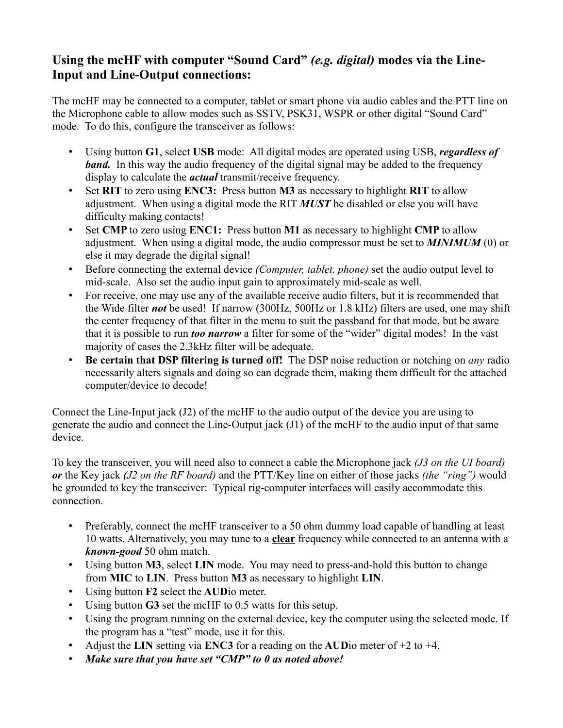## Using the mcHF with computer "Sound Card" *(e.g. digital)* modes via the Line-Input and Line-Output connections:

The mcHF may be connected to a computer, tablet or smart phone via audio cables and the PTT line on the Microphone cable to allow modes such as SSTV, PSK31, WSPR or other digital "Sound Card" mode. To do this, configure the transceiver as follows:

- Using button **G1**, select **USB** mode: All digital modes are operated using USB, ***regardless of band.*** In this way the audio frequency of the digital signal may be added to the frequency display to calculate the ***actual*** transmit/receive frequency.
- Set **RIT** to zero using **ENC3:** Press button **M3** as necessary to highlight **RIT** to allow adjustment. When using a digital mode the RIT ***MUST*** be disabled or else you will have difficulty making contacts!
- Set **CMP** to zero using **ENC1:** Press button **M1** as necessary to highlight **CMP** to allow adjustment. When using a digital mode, the audio compressor must be set to ***MINIMUM*** (0) or else it may degrade the digital signal!
- Before connecting the external device *(Computer, tablet, phone)* set the audio output level to mid-scale. Also set the audio input gain to approximately mid-scale as well.
- For receive, one may use any of the available receive audio filters, but it is recommended that the Wide filter ***not*** be used! If narrow (300Hz, 500Hz or 1.8 kHz) filters are used, one may shift the center frequency of that filter in the menu to suit the passband for that mode, but be aware that it is possible to run ***too narrow*** a filter for some of the "wider" digital modes! In the vast majority of cases the 2.3kHz filter will be adequate.
- **Be certain that DSP filtering is turned off!** The DSP noise reduction or notching on *any* radio necessarily alters signals and doing so can degrade them, making them difficult for the attached computer/device to decode!

Connect the Line-Input jack (J2) of the mcHF to the audio output of the device you are using to generate the audio and connect the Line-Output jack (J1) of the mcHF to the audio input of that same device.

To key the transceiver, you will need also to connect a cable the Microphone jack *(J3 on the UI board)* ***or*** the Key jack *(J2 on the RF board)* and the PTT/Key line on either of those jacks *(the "ring")* would be grounded to key the transceiver: Typical rig-computer interfaces will easily accommodate this connection.

- Preferably, connect the mcHF transceiver to a 50 ohm dummy load capable of handling at least 10 watts. Alternatively, you may tune to a **clear** frequency while connected to an antenna with a ***known-good*** 50 ohm match.
- Using button **M3**, select **LIN** mode. You may need to press-and-hold this button to change from **MIC** to **LIN**. Press button **M3** as necessary to highlight **LIN**.
- Using button **F2** select the **AUD**io meter.
- Using button **G3** set the mcHF to 0.5 watts for this setup.
- Using the program running on the external device, key the computer using the selected mode. If the program has a "test" mode, use it for this.
- Adjust the **LIN** setting via **ENC3** for a reading on the **AUD**io meter of +2 to +4.
- ***Make sure that you have set "CMP" to 0 as noted above!***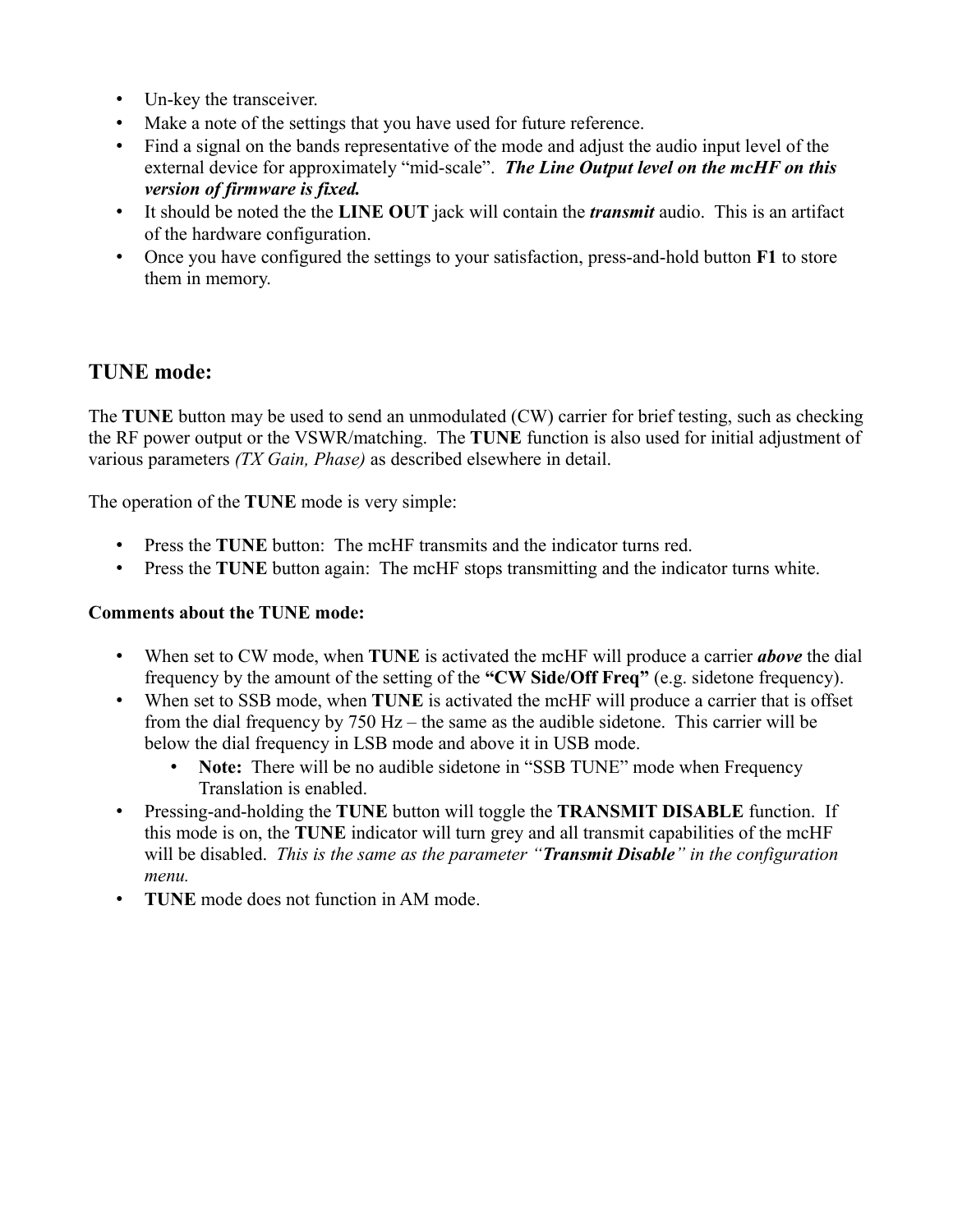- Un-key the transceiver.
- Make a note of the settings that you have used for future reference.
- Find a signal on the bands representative of the mode and adjust the audio input level of the external device for approximately "mid-scale". ***The Line Output level on the mcHF on this version of firmware is fixed.***
- It should be noted the the **LINE OUT** jack will contain the ***transmit*** audio. This is an artifact of the hardware configuration.
- Once you have configured the settings to your satisfaction, press-and-hold button **F1** to store them in memory.

## TUNE mode:

The **TUNE** button may be used to send an unmodulated (CW) carrier for brief testing, such as checking the RF power output or the VSWR/matching. The **TUNE** function is also used for initial adjustment of various parameters *(TX Gain, Phase)* as described elsewhere in detail.

The operation of the **TUNE** mode is very simple:

- Press the **TUNE** button: The mcHF transmits and the indicator turns red.
- Press the **TUNE** button again: The mcHF stops transmitting and the indicator turns white.

**Comments about the TUNE mode:**

- When set to CW mode, when **TUNE** is activated the mcHF will produce a carrier ***above*** the dial frequency by the amount of the setting of the **"CW Side/Off Freq"** (e.g. sidetone frequency).
- When set to SSB mode, when **TUNE** is activated the mcHF will produce a carrier that is offset from the dial frequency by 750 Hz – the same as the audible sidetone. This carrier will be below the dial frequency in LSB mode and above it in USB mode.
  - **Note:** There will be no audible sidetone in "SSB TUNE" mode when Frequency Translation is enabled.
- Pressing-and-holding the **TUNE** button will toggle the **TRANSMIT DISABLE** function. If this mode is on, the **TUNE** indicator will turn grey and all transmit capabilities of the mcHF will be disabled. *This is the same as the parameter "**Transmit Disable**" in the configuration menu.*
- **TUNE** mode does not function in AM mode.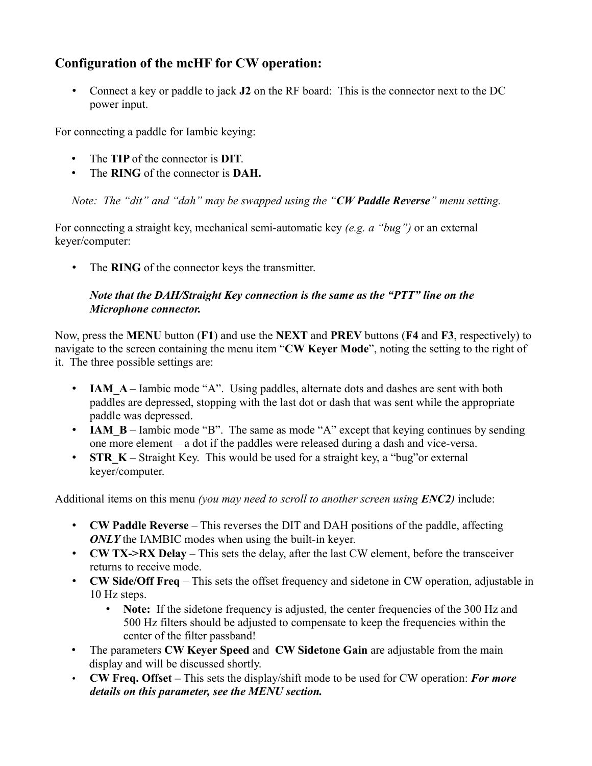## Configuration of the mcHF for CW operation:

- Connect a key or paddle to jack **J2** on the RF board: This is the connector next to the DC power input.

For connecting a paddle for Iambic keying:

- The **TIP** of the connector is **DIT**.
- The **RING** of the connector is **DAH.**

*Note: The "dit" and "dah" may be swapped using the "**CW Paddle Reverse**" menu setting.*

For connecting a straight key, mechanical semi-automatic key *(e.g. a "bug")* or an external keyer/computer:

- The **RING** of the connector keys the transmitter.

  ***Note that the DAH/Straight Key connection is the same as the "PTT" line on the Microphone connector.***

Now, press the **MENU** button (**F1**) and use the **NEXT** and **PREV** buttons (**F4** and **F3**, respectively) to navigate to the screen containing the menu item "**CW Keyer Mode**", noting the setting to the right of it. The three possible settings are:

- **IAM_A** – Iambic mode "A". Using paddles, alternate dots and dashes are sent with both paddles are depressed, stopping with the last dot or dash that was sent while the appropriate paddle was depressed.
- **IAM_B** – Iambic mode "B". The same as mode "A" except that keying continues by sending one more element – a dot if the paddles were released during a dash and vice-versa.
- **STR_K** – Straight Key. This would be used for a straight key, a "bug"or external keyer/computer.

Additional items on this menu *(you may need to scroll to another screen using **ENC2**)* include:

- **CW Paddle Reverse** – This reverses the DIT and DAH positions of the paddle, affecting ***ONLY*** the IAMBIC modes when using the built-in keyer.
- **CW TX->RX Delay** – This sets the delay, after the last CW element, before the transceiver returns to receive mode.
- **CW Side/Off Freq** – This sets the offset frequency and sidetone in CW operation, adjustable in 10 Hz steps.
  - **Note:** If the sidetone frequency is adjusted, the center frequencies of the 300 Hz and 500 Hz filters should be adjusted to compensate to keep the frequencies within the center of the filter passband!
- The parameters **CW Keyer Speed** and **CW Sidetone Gain** are adjustable from the main display and will be discussed shortly.
- **CW Freq. Offset –** This sets the display/shift mode to be used for CW operation: ***For more details on this parameter, see the MENU section.***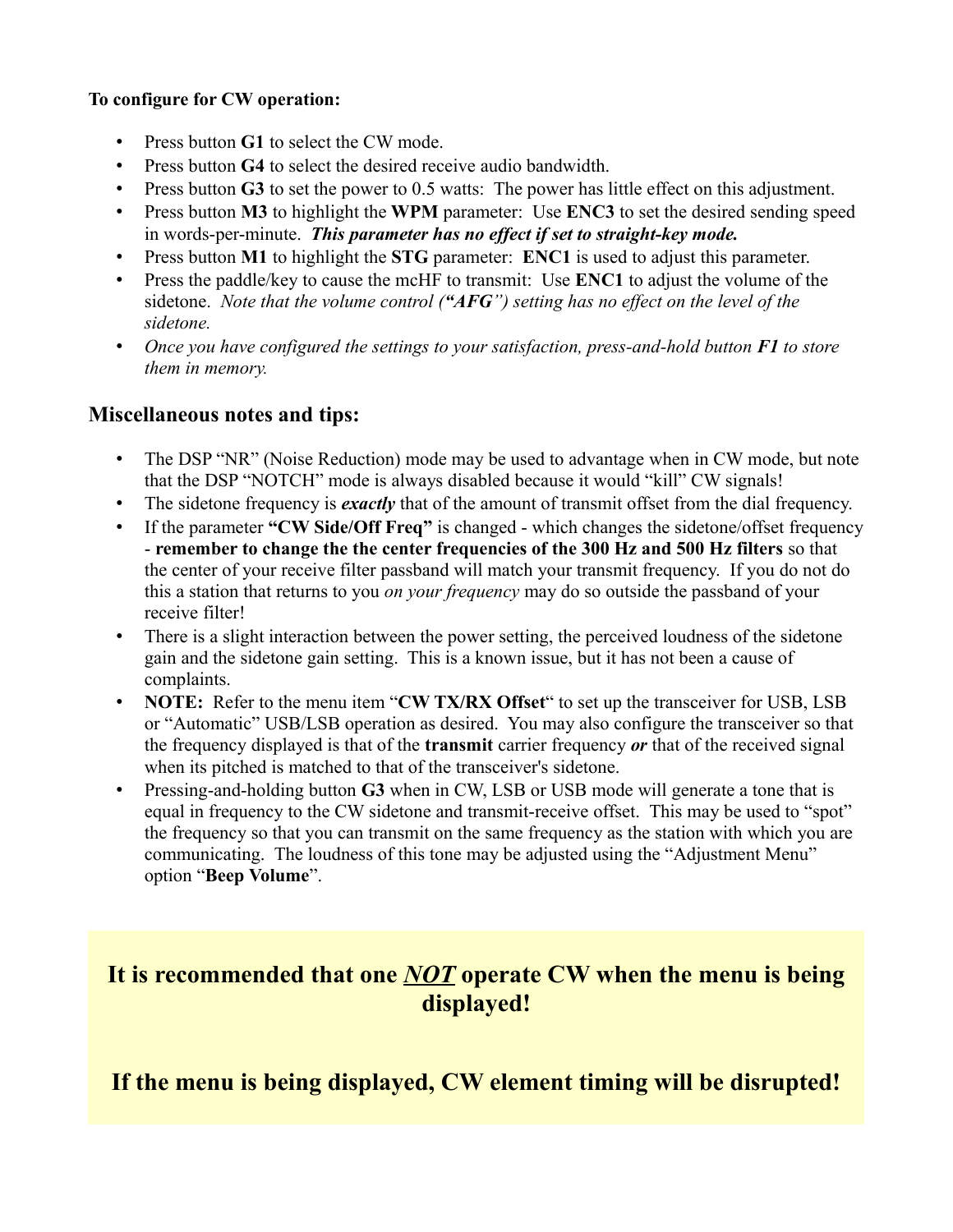**To configure for CW operation:**

- Press button **G1** to select the CW mode.
- Press button **G4** to select the desired receive audio bandwidth.
- Press button **G3** to set the power to 0.5 watts: The power has little effect on this adjustment.
- Press button **M3** to highlight the **WPM** parameter: Use **ENC3** to set the desired sending speed in words-per-minute. ***This parameter has no effect if set to straight-key mode.***
- Press button **M1** to highlight the **STG** parameter: **ENC1** is used to adjust this parameter.
- Press the paddle/key to cause the mcHF to transmit: Use **ENC1** to adjust the volume of the sidetone. *Note that the volume control (**"AFG"**) setting has no effect on the level of the sidetone.*
- *Once you have configured the settings to your satisfaction, press-and-hold button **F1** to store them in memory.*

## Miscellaneous notes and tips:

- The DSP "NR" (Noise Reduction) mode may be used to advantage when in CW mode, but note that the DSP "NOTCH" mode is always disabled because it would "kill" CW signals!
- The sidetone frequency is ***exactly*** that of the amount of transmit offset from the dial frequency.
- If the parameter **"CW Side/Off Freq"** is changed - which changes the sidetone/offset frequency - **remember to change the the center frequencies of the 300 Hz and 500 Hz filters** so that the center of your receive filter passband will match your transmit frequency. If you do not do this a station that returns to you *on your frequency* may do so outside the passband of your receive filter!
- There is a slight interaction between the power setting, the perceived loudness of the sidetone gain and the sidetone gain setting. This is a known issue, but it has not been a cause of complaints.
- **NOTE:** Refer to the menu item "**CW TX/RX Offset**" to set up the transceiver for USB, LSB or "Automatic" USB/LSB operation as desired. You may also configure the transceiver so that the frequency displayed is that of the **transmit** carrier frequency ***or*** that of the received signal when its pitched is matched to that of the transceiver's sidetone.
- Pressing-and-holding button **G3** when in CW, LSB or USB mode will generate a tone that is equal in frequency to the CW sidetone and transmit-receive offset. This may be used to "spot" the frequency so that you can transmit on the same frequency as the station with which you are communicating. The loudness of this tone may be adjusted using the "Adjustment Menu" option "**Beep Volume**".

**It is recommended that one *NOT* operate CW when the menu is being displayed!**

**If the menu is being displayed, CW element timing will be disrupted!**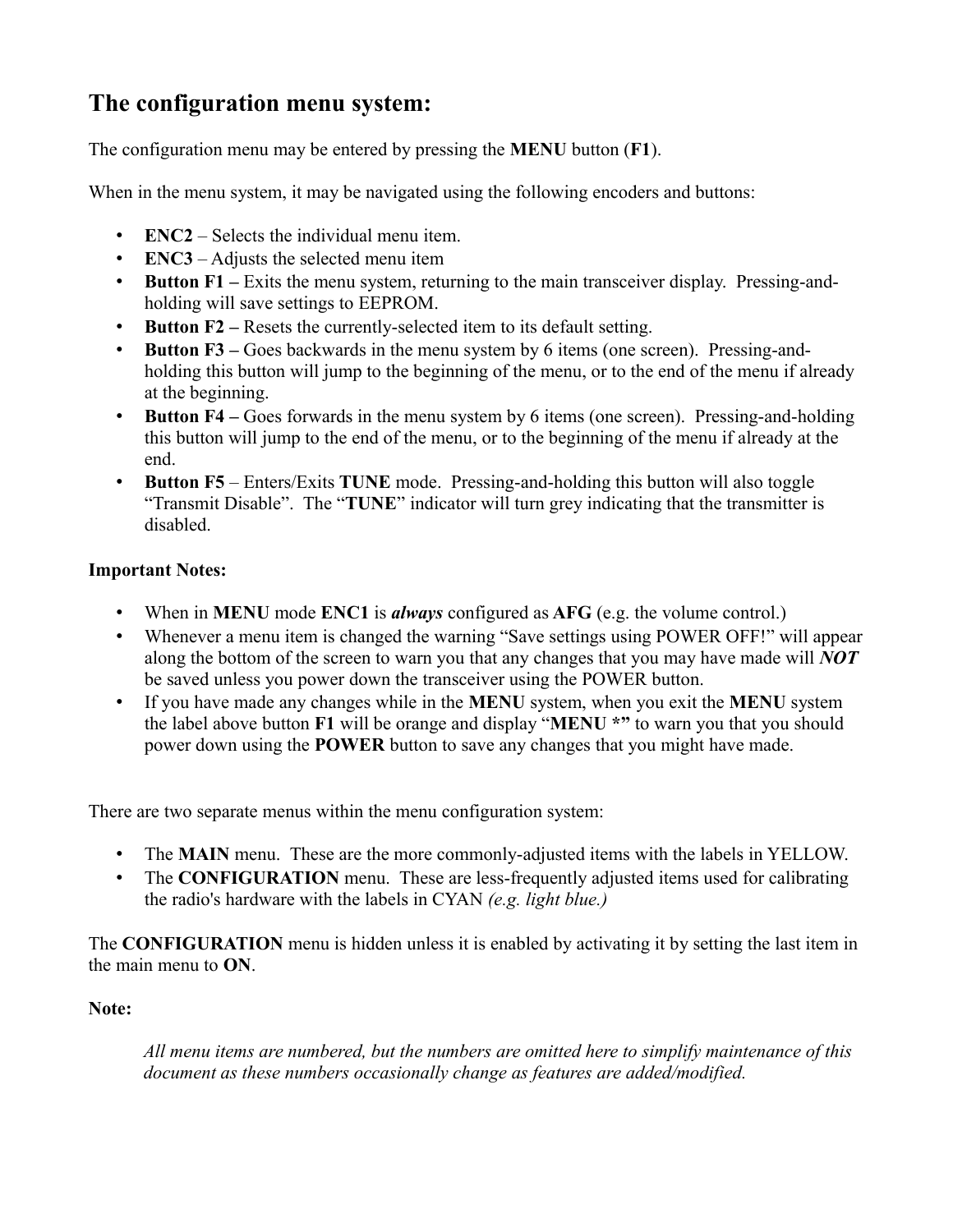## The configuration menu system:

The configuration menu may be entered by pressing the **MENU** button (**F1**).

When in the menu system, it may be navigated using the following encoders and buttons:

- **ENC2** – Selects the individual menu item.
- **ENC3** – Adjusts the selected menu item
- **Button F1 –** Exits the menu system, returning to the main transceiver display. Pressing-and-holding will save settings to EEPROM.
- **Button F2 –** Resets the currently-selected item to its default setting.
- **Button F3 –** Goes backwards in the menu system by 6 items (one screen). Pressing-and-holding this button will jump to the beginning of the menu, or to the end of the menu if already at the beginning.
- **Button F4 –** Goes forwards in the menu system by 6 items (one screen). Pressing-and-holding this button will jump to the end of the menu, or to the beginning of the menu if already at the end.
- **Button F5** – Enters/Exits **TUNE** mode. Pressing-and-holding this button will also toggle "Transmit Disable". The "**TUNE**" indicator will turn grey indicating that the transmitter is disabled.

**Important Notes:**

- When in **MENU** mode **ENC1** is ***always*** configured as **AFG** (e.g. the volume control.)
- Whenever a menu item is changed the warning "Save settings using POWER OFF!" will appear along the bottom of the screen to warn you that any changes that you may have made will ***NOT*** be saved unless you power down the transceiver using the POWER button.
- If you have made any changes while in the **MENU** system, when you exit the **MENU** system the label above button **F1** will be orange and display "**MENU \***" to warn you that you should power down using the **POWER** button to save any changes that you might have made.

There are two separate menus within the menu configuration system:

- The **MAIN** menu. These are the more commonly-adjusted items with the labels in YELLOW.
- The **CONFIGURATION** menu. These are less-frequently adjusted items used for calibrating the radio's hardware with the labels in CYAN *(e.g. light blue.)*

The **CONFIGURATION** menu is hidden unless it is enabled by activating it by setting the last item in the main menu to **ON**.

**Note:**

> *All menu items are numbered, but the numbers are omitted here to simplify maintenance of this document as these numbers occasionally change as features are added/modified.*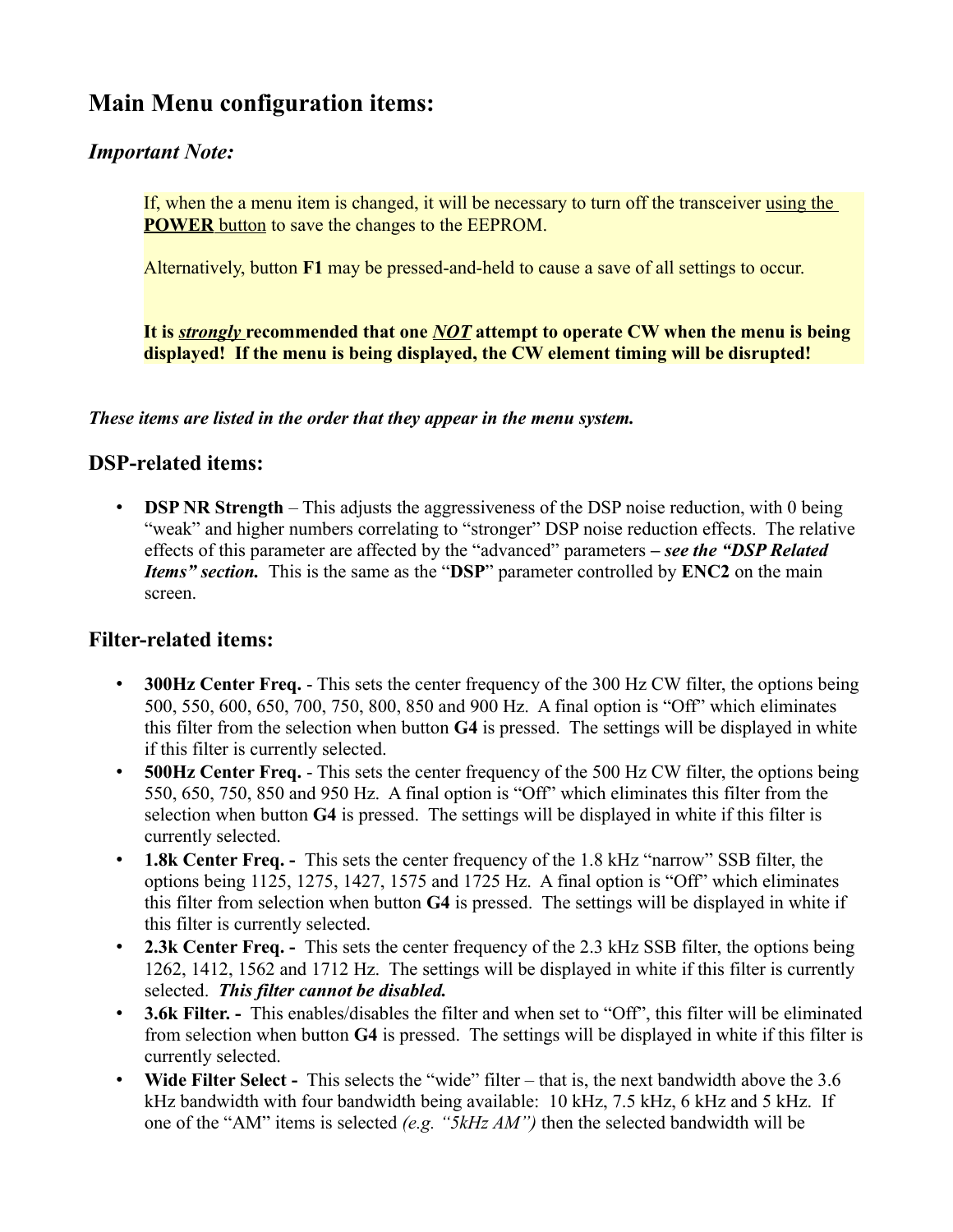## Main Menu configuration items:

### *Important Note:*

> If, when the a menu item is changed, it will be necessary to turn off the transceiver using the **POWER** button to save the changes to the EEPROM.
>
> Alternatively, button **F1** may be pressed-and-held to cause a save of all settings to occur.
>
> **It is *strongly* recommended that one *NOT* attempt to operate CW when the menu is being displayed! If the menu is being displayed, the CW element timing will be disrupted!**

***These items are listed in the order that they appear in the menu system.***

### DSP-related items:

- **DSP NR Strength** – This adjusts the aggressiveness of the DSP noise reduction, with 0 being "weak" and higher numbers correlating to "stronger" DSP noise reduction effects. The relative effects of this parameter are affected by the "advanced" parameters **–** ***see the "DSP Related Items" section.*** This is the same as the "**DSP**" parameter controlled by **ENC2** on the main screen.

### Filter-related items:

- **300Hz Center Freq.** - This sets the center frequency of the 300 Hz CW filter, the options being 500, 550, 600, 650, 700, 750, 800, 850 and 900 Hz. A final option is "Off" which eliminates this filter from the selection when button **G4** is pressed. The settings will be displayed in white if this filter is currently selected.
- **500Hz Center Freq.** - This sets the center frequency of the 500 Hz CW filter, the options being 550, 650, 750, 850 and 950 Hz. A final option is "Off" which eliminates this filter from the selection when button **G4** is pressed. The settings will be displayed in white if this filter is currently selected.
- **1.8k Center Freq. -** This sets the center frequency of the 1.8 kHz "narrow" SSB filter, the options being 1125, 1275, 1427, 1575 and 1725 Hz. A final option is "Off" which eliminates this filter from selection when button **G4** is pressed. The settings will be displayed in white if this filter is currently selected.
- **2.3k Center Freq. -** This sets the center frequency of the 2.3 kHz SSB filter, the options being 1262, 1412, 1562 and 1712 Hz. The settings will be displayed in white if this filter is currently selected. ***This filter cannot be disabled.***
- **3.6k Filter. -** This enables/disables the filter and when set to "Off", this filter will be eliminated from selection when button **G4** is pressed. The settings will be displayed in white if this filter is currently selected.
- **Wide Filter Select -** This selects the "wide" filter – that is, the next bandwidth above the 3.6 kHz bandwidth with four bandwidth being available: 10 kHz, 7.5 kHz, 6 kHz and 5 kHz. If one of the "AM" items is selected *(e.g. "5kHz AM")* then the selected bandwidth will be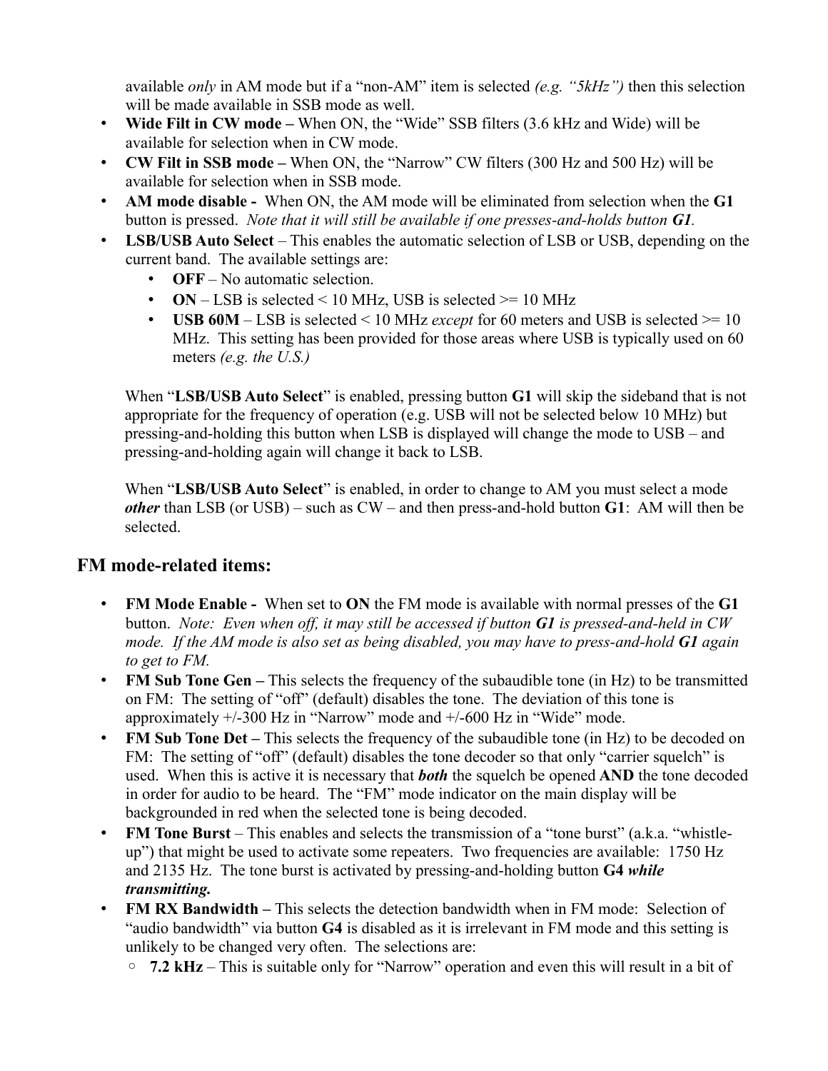available *only* in AM mode but if a "non-AM" item is selected *(e.g. "5kHz")* then this selection will be made available in SSB mode as well.

- **Wide Filt in CW mode –** When ON, the "Wide" SSB filters (3.6 kHz and Wide) will be available for selection when in CW mode.
- **CW Filt in SSB mode –** When ON, the "Narrow" CW filters (300 Hz and 500 Hz) will be available for selection when in SSB mode.
- **AM mode disable -** When ON, the AM mode will be eliminated from selection when the **G1** button is pressed. *Note that it will still be available if one presses-and-holds button **G1**.*
- **LSB/USB Auto Select** – This enables the automatic selection of LSB or USB, depending on the current band. The available settings are:
    - **OFF** – No automatic selection.
    - **ON** – LSB is selected < 10 MHz, USB is selected >= 10 MHz
    - **USB 60M** – LSB is selected < 10 MHz *except* for 60 meters and USB is selected >= 10 MHz. This setting has been provided for those areas where USB is typically used on 60 meters *(e.g. the U.S.)*

  When "**LSB/USB Auto Select**" is enabled, pressing button **G1** will skip the sideband that is not appropriate for the frequency of operation (e.g. USB will not be selected below 10 MHz) but pressing-and-holding this button when LSB is displayed will change the mode to USB – and pressing-and-holding again will change it back to LSB.

  When "**LSB/USB Auto Select**" is enabled, in order to change to AM you must select a mode ***other*** than LSB (or USB) – such as CW – and then press-and-hold button **G1**: AM will then be selected.

## FM mode-related items:

- **FM Mode Enable -** When set to **ON** the FM mode is available with normal presses of the **G1** button. *Note: Even when off, it may still be accessed if button **G1** is pressed-and-held in CW mode. If the AM mode is also set as being disabled, you may have to press-and-hold **G1** again to get to FM.*
- **FM Sub Tone Gen –** This selects the frequency of the subaudible tone (in Hz) to be transmitted on FM: The setting of "off" (default) disables the tone. The deviation of this tone is approximately +/-300 Hz in "Narrow" mode and +/-600 Hz in "Wide" mode.
- **FM Sub Tone Det –** This selects the frequency of the subaudible tone (in Hz) to be decoded on FM: The setting of "off" (default) disables the tone decoder so that only "carrier squelch" is used. When this is active it is necessary that ***both*** the squelch be opened **AND** the tone decoded in order for audio to be heard. The "FM" mode indicator on the main display will be backgrounded in red when the selected tone is being decoded.
- **FM Tone Burst** – This enables and selects the transmission of a "tone burst" (a.k.a. "whistle-up") that might be used to activate some repeaters. Two frequencies are available: 1750 Hz and 2135 Hz. The tone burst is activated by pressing-and-holding button **G4** ***while transmitting.***
- **FM RX Bandwidth –** This selects the detection bandwidth when in FM mode: Selection of "audio bandwidth" via button **G4** is disabled as it is irrelevant in FM mode and this setting is unlikely to be changed very often. The selections are:
    - **7.2 kHz** – This is suitable only for "Narrow" operation and even this will result in a bit of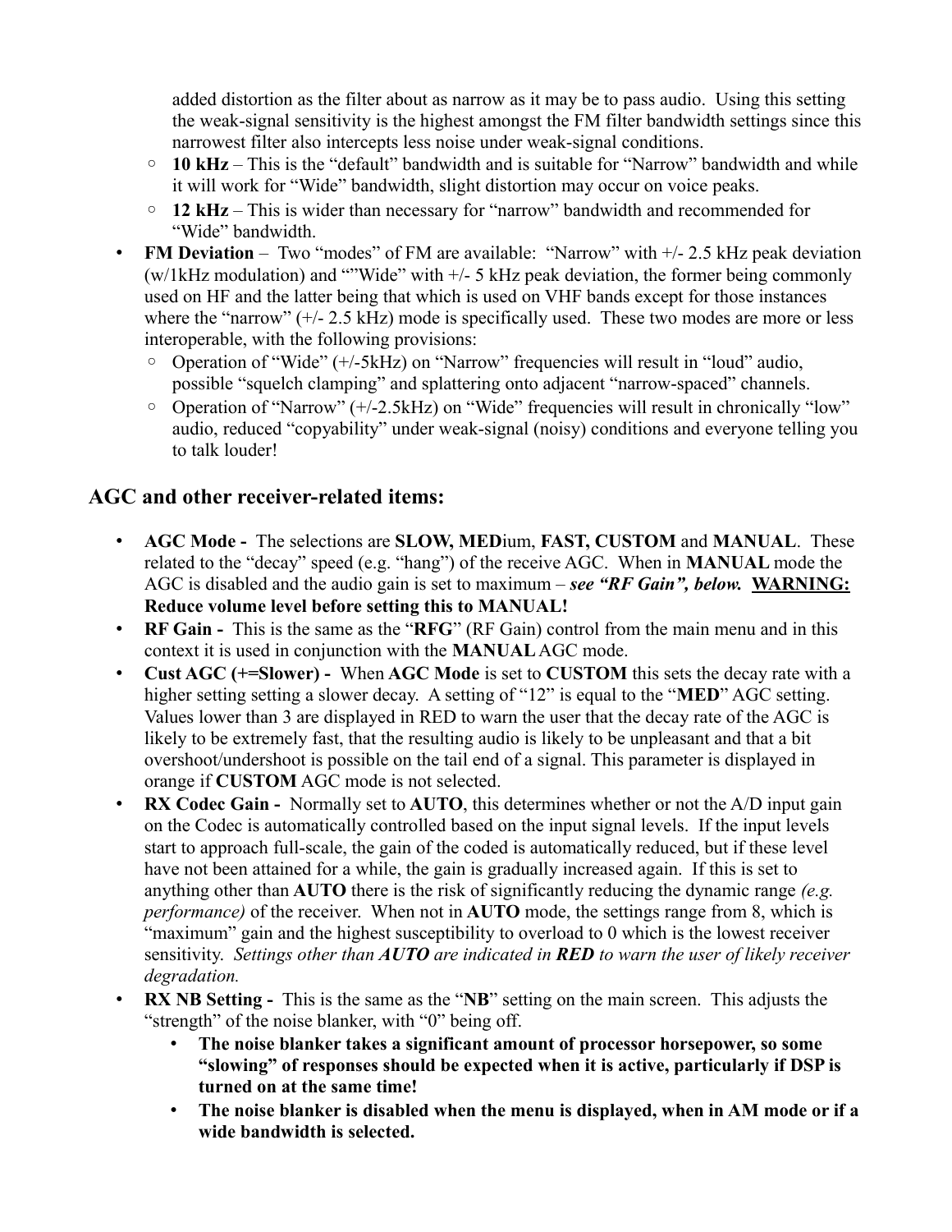added distortion as the filter about as narrow as it may be to pass audio. Using this setting the weak-signal sensitivity is the highest amongst the FM filter bandwidth settings since this narrowest filter also intercepts less noise under weak-signal conditions.

  - **10 kHz** – This is the "default" bandwidth and is suitable for "Narrow" bandwidth and while it will work for "Wide" bandwidth, slight distortion may occur on voice peaks.
  - **12 kHz** – This is wider than necessary for "narrow" bandwidth and recommended for "Wide" bandwidth.

- **FM Deviation** – Two "modes" of FM are available: "Narrow" with +/- 2.5 kHz peak deviation (w/1kHz modulation) and ""Wide" with +/- 5 kHz peak deviation, the former being commonly used on HF and the latter being that which is used on VHF bands except for those instances where the "narrow" (+/- 2.5 kHz) mode is specifically used. These two modes are more or less interoperable, with the following provisions:
  - Operation of "Wide" (+/-5kHz) on "Narrow" frequencies will result in "loud" audio, possible "squelch clamping" and splattering onto adjacent "narrow-spaced" channels.
  - Operation of "Narrow" (+/-2.5kHz) on "Wide" frequencies will result in chronically "low" audio, reduced "copyability" under weak-signal (noisy) conditions and everyone telling you to talk louder!

## AGC and other receiver-related items:

- **AGC Mode -** The selections are **SLOW, MED**ium, **FAST, CUSTOM** and **MANUAL**. These related to the "decay" speed (e.g. "hang") of the receive AGC. When in **MANUAL** mode the AGC is disabled and the audio gain is set to maximum – ***see "RF Gain", below.*** **WARNING: Reduce volume level before setting this to MANUAL!**
- **RF Gain -** This is the same as the "**RFG**" (RF Gain) control from the main menu and in this context it is used in conjunction with the **MANUAL** AGC mode.
- **Cust AGC (+=Slower) -** When **AGC Mode** is set to **CUSTOM** this sets the decay rate with a higher setting setting a slower decay. A setting of "12" is equal to the "**MED**" AGC setting. Values lower than 3 are displayed in RED to warn the user that the decay rate of the AGC is likely to be extremely fast, that the resulting audio is likely to be unpleasant and that a bit overshoot/undershoot is possible on the tail end of a signal. This parameter is displayed in orange if **CUSTOM** AGC mode is not selected.
- **RX Codec Gain -** Normally set to **AUTO**, this determines whether or not the A/D input gain on the Codec is automatically controlled based on the input signal levels. If the input levels start to approach full-scale, the gain of the coded is automatically reduced, but if these level have not been attained for a while, the gain is gradually increased again. If this is set to anything other than **AUTO** there is the risk of significantly reducing the dynamic range *(e.g. performance)* of the receiver. When not in **AUTO** mode, the settings range from 8, which is "maximum" gain and the highest susceptibility to overload to 0 which is the lowest receiver sensitivity. *Settings other than **AUTO** are indicated in **RED** to warn the user of likely receiver degradation.*
- **RX NB Setting -** This is the same as the "**NB**" setting on the main screen. This adjusts the "strength" of the noise blanker, with "0" being off.
  - **The noise blanker takes a significant amount of processor horsepower, so some "slowing" of responses should be expected when it is active, particularly if DSP is turned on at the same time!**
  - **The noise blanker is disabled when the menu is displayed, when in AM mode or if a wide bandwidth is selected.**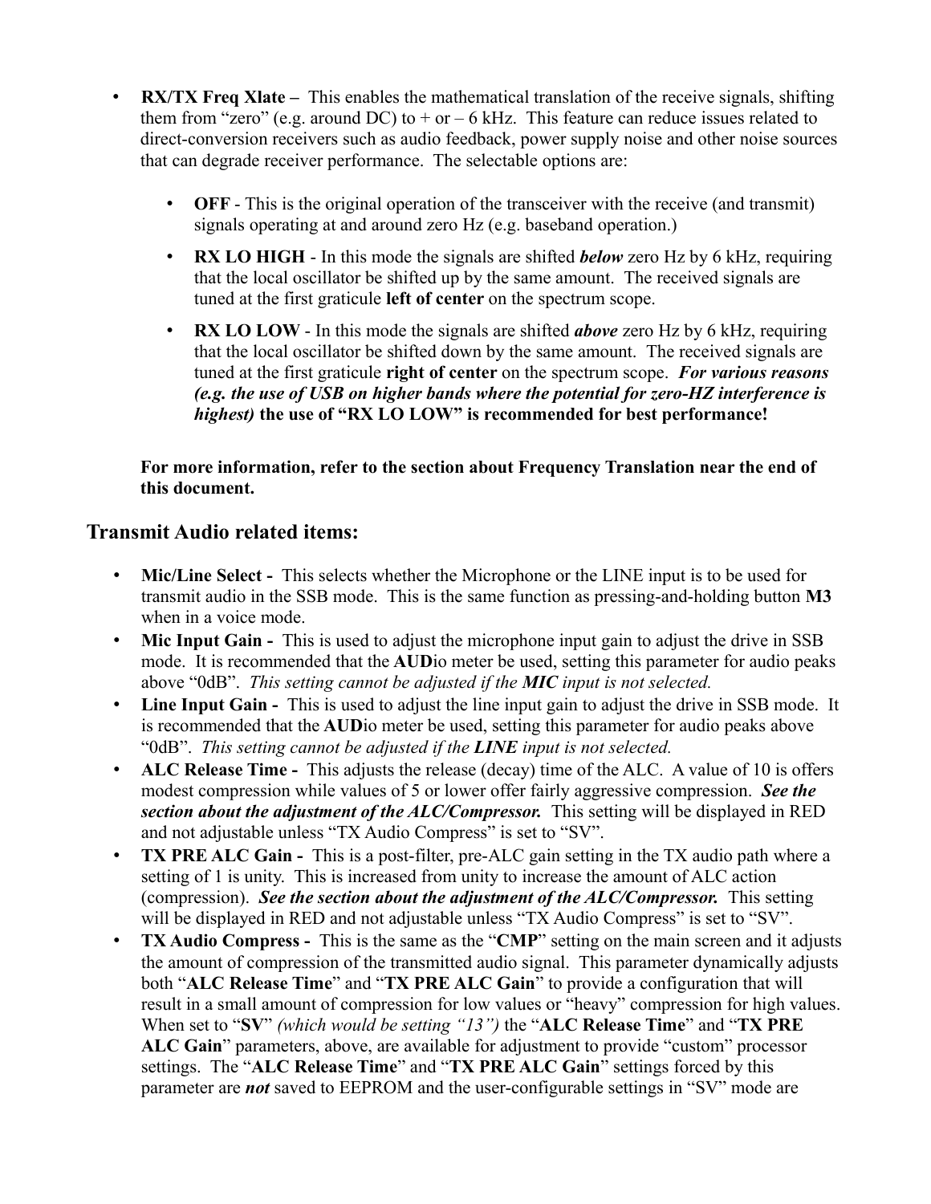- **RX/TX Freq Xlate –** This enables the mathematical translation of the receive signals, shifting them from "zero" (e.g. around DC) to + or – 6 kHz. This feature can reduce issues related to direct-conversion receivers such as audio feedback, power supply noise and other noise sources that can degrade receiver performance. The selectable options are:

  - **OFF** - This is the original operation of the transceiver with the receive (and transmit) signals operating at and around zero Hz (e.g. baseband operation.)
  - **RX LO HIGH** - In this mode the signals are shifted ***below*** zero Hz by 6 kHz, requiring that the local oscillator be shifted up by the same amount. The received signals are tuned at the first graticule **left of center** on the spectrum scope.
  - **RX LO LOW** - In this mode the signals are shifted ***above*** zero Hz by 6 kHz, requiring that the local oscillator be shifted down by the same amount. The received signals are tuned at the first graticule **right of center** on the spectrum scope. ***For various reasons (e.g. the use of USB on higher bands where the potential for zero-HZ interference is highest)*** **the use of "RX LO LOW" is recommended for best performance!**

  **For more information, refer to the section about Frequency Translation near the end of this document.**

## Transmit Audio related items:

- **Mic/Line Select -** This selects whether the Microphone or the LINE input is to be used for transmit audio in the SSB mode. This is the same function as pressing-and-holding button **M3** when in a voice mode.
- **Mic Input Gain -** This is used to adjust the microphone input gain to adjust the drive in SSB mode. It is recommended that the **AUD**io meter be used, setting this parameter for audio peaks above "0dB". *This setting cannot be adjusted if the **MIC** input is not selected.*
- **Line Input Gain -** This is used to adjust the line input gain to adjust the drive in SSB mode. It is recommended that the **AUD**io meter be used, setting this parameter for audio peaks above "0dB". *This setting cannot be adjusted if the **LINE** input is not selected.*
- **ALC Release Time -** This adjusts the release (decay) time of the ALC. A value of 10 is offers modest compression while values of 5 or lower offer fairly aggressive compression. ***See the section about the adjustment of the ALC/Compressor.*** This setting will be displayed in RED and not adjustable unless "TX Audio Compress" is set to "SV".
- **TX PRE ALC Gain -** This is a post-filter, pre-ALC gain setting in the TX audio path where a setting of 1 is unity. This is increased from unity to increase the amount of ALC action (compression). ***See the section about the adjustment of the ALC/Compressor.*** This setting will be displayed in RED and not adjustable unless "TX Audio Compress" is set to "SV".
- **TX Audio Compress -** This is the same as the "**CMP**" setting on the main screen and it adjusts the amount of compression of the transmitted audio signal. This parameter dynamically adjusts both "**ALC Release Time**" and "**TX PRE ALC Gain**" to provide a configuration that will result in a small amount of compression for low values or "heavy" compression for high values. When set to "**SV**" *(which would be setting "13")* the "**ALC Release Time**" and "**TX PRE ALC Gain**" parameters, above, are available for adjustment to provide "custom" processor settings. The "**ALC Release Time**" and "**TX PRE ALC Gain**" settings forced by this parameter are ***not*** saved to EEPROM and the user-configurable settings in "SV" mode are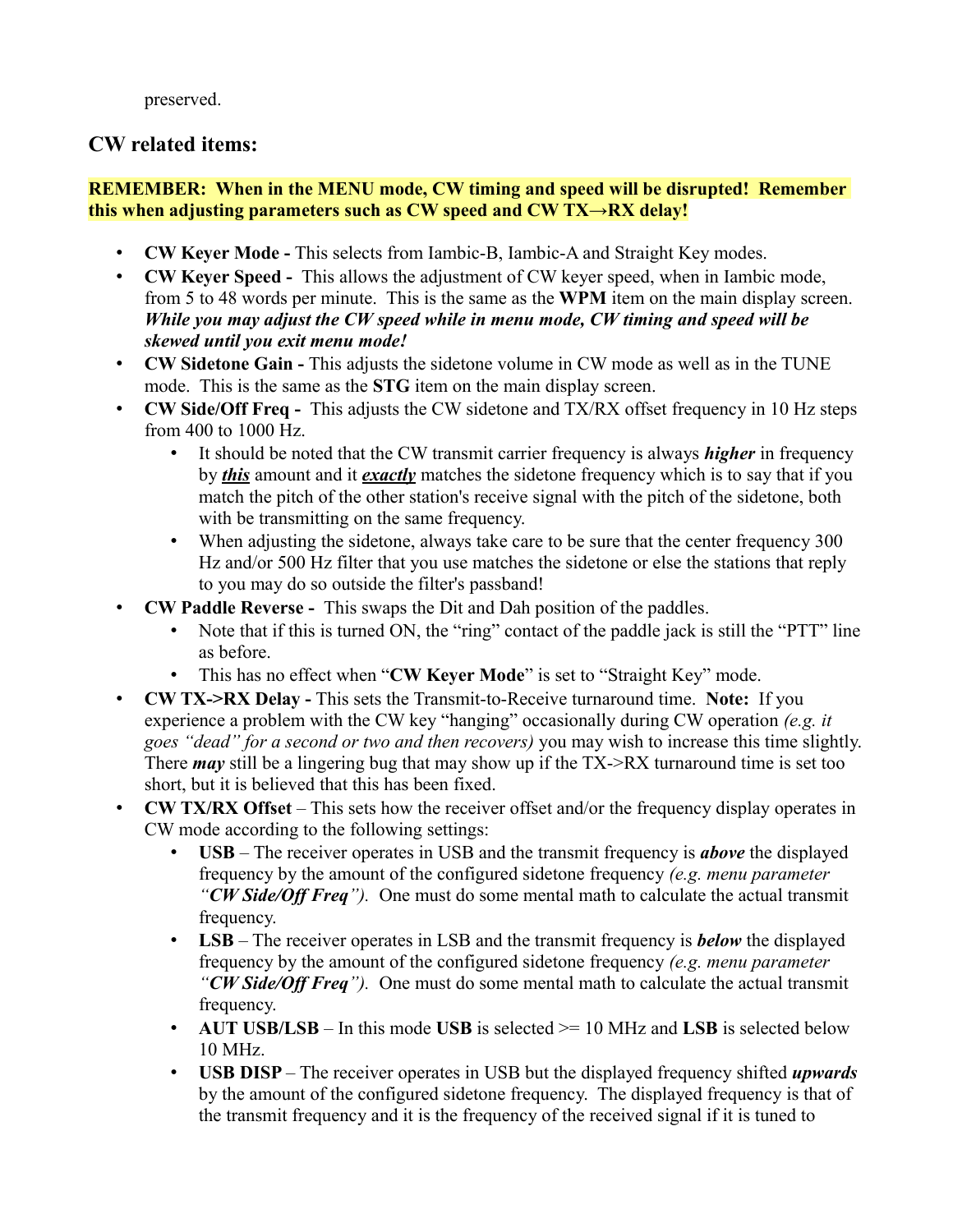preserved.

## CW related items:

**REMEMBER: When in the MENU mode, CW timing and speed will be disrupted! Remember this when adjusting parameters such as CW speed and CW TX→RX delay!**

- **CW Keyer Mode -** This selects from Iambic-B, Iambic-A and Straight Key modes.
- **CW Keyer Speed -** This allows the adjustment of CW keyer speed, when in Iambic mode, from 5 to 48 words per minute. This is the same as the **WPM** item on the main display screen. ***While you may adjust the CW speed while in menu mode, CW timing and speed will be skewed until you exit menu mode!***
- **CW Sidetone Gain -** This adjusts the sidetone volume in CW mode as well as in the TUNE mode. This is the same as the **STG** item on the main display screen.
- **CW Side/Off Freq -** This adjusts the CW sidetone and TX/RX offset frequency in 10 Hz steps from 400 to 1000 Hz.
  - It should be noted that the CW transmit carrier frequency is always ***higher*** in frequency by ***this*** amount and it ***exactly*** matches the sidetone frequency which is to say that if you match the pitch of the other station's receive signal with the pitch of the sidetone, both with be transmitting on the same frequency.
  - When adjusting the sidetone, always take care to be sure that the center frequency 300 Hz and/or 500 Hz filter that you use matches the sidetone or else the stations that reply to you may do so outside the filter's passband!
- **CW Paddle Reverse -** This swaps the Dit and Dah position of the paddles.
  - Note that if this is turned ON, the "ring" contact of the paddle jack is still the "PTT" line as before.
  - This has no effect when "**CW Keyer Mode**" is set to "Straight Key" mode.
- **CW TX->RX Delay -** This sets the Transmit-to-Receive turnaround time. **Note:** If you experience a problem with the CW key "hanging" occasionally during CW operation *(e.g. it goes "dead" for a second or two and then recovers)* you may wish to increase this time slightly. There ***may*** still be a lingering bug that may show up if the TX->RX turnaround time is set too short, but it is believed that this has been fixed.
- **CW TX/RX Offset** – This sets how the receiver offset and/or the frequency display operates in CW mode according to the following settings:
  - **USB** – The receiver operates in USB and the transmit frequency is ***above*** the displayed frequency by the amount of the configured sidetone frequency *(e.g. menu parameter "**CW Side/Off Freq**")*. One must do some mental math to calculate the actual transmit frequency.
  - **LSB** – The receiver operates in LSB and the transmit frequency is ***below*** the displayed frequency by the amount of the configured sidetone frequency *(e.g. menu parameter "**CW Side/Off Freq**")*. One must do some mental math to calculate the actual transmit frequency.
  - **AUT USB/LSB** – In this mode **USB** is selected >= 10 MHz and **LSB** is selected below 10 MHz.
  - **USB DISP** – The receiver operates in USB but the displayed frequency shifted ***upwards*** by the amount of the configured sidetone frequency. The displayed frequency is that of the transmit frequency and it is the frequency of the received signal if it is tuned to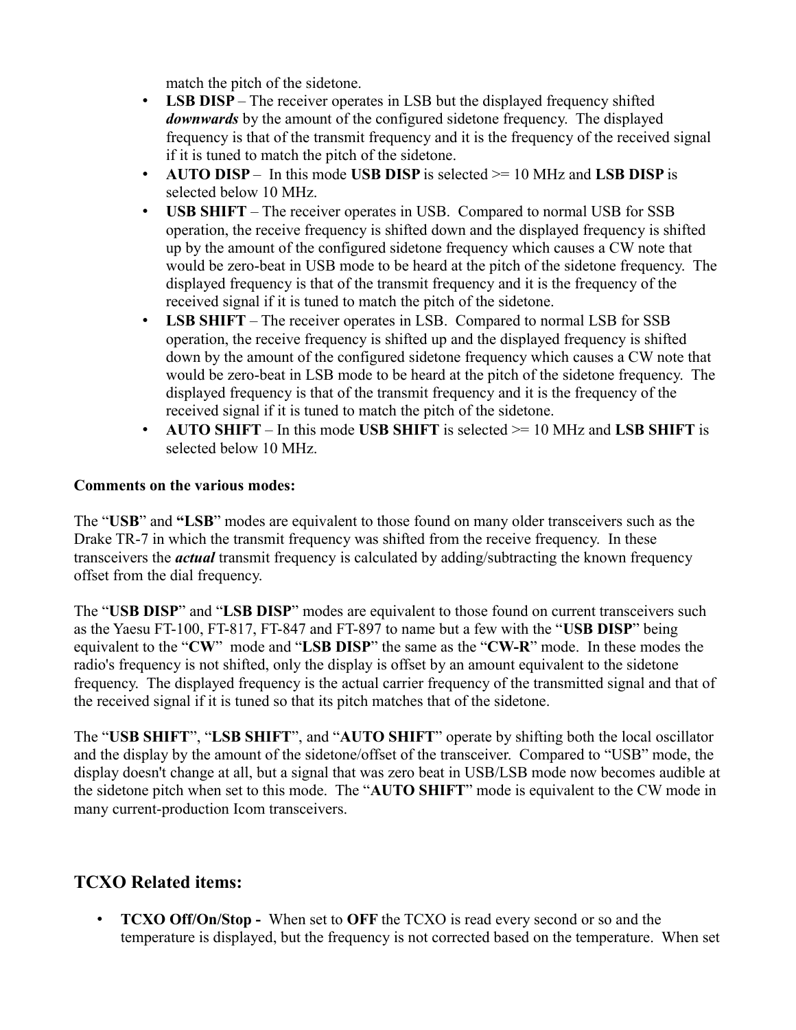match the pitch of the sidetone.

- **LSB DISP** – The receiver operates in LSB but the displayed frequency shifted ***downwards*** by the amount of the configured sidetone frequency. The displayed frequency is that of the transmit frequency and it is the frequency of the received signal if it is tuned to match the pitch of the sidetone.
- **AUTO DISP** – In this mode **USB DISP** is selected >= 10 MHz and **LSB DISP** is selected below 10 MHz.
- **USB SHIFT** – The receiver operates in USB. Compared to normal USB for SSB operation, the receive frequency is shifted down and the displayed frequency is shifted up by the amount of the configured sidetone frequency which causes a CW note that would be zero-beat in USB mode to be heard at the pitch of the sidetone frequency. The displayed frequency is that of the transmit frequency and it is the frequency of the received signal if it is tuned to match the pitch of the sidetone.
- **LSB SHIFT** – The receiver operates in LSB. Compared to normal LSB for SSB operation, the receive frequency is shifted up and the displayed frequency is shifted down by the amount of the configured sidetone frequency which causes a CW note that would be zero-beat in LSB mode to be heard at the pitch of the sidetone frequency. The displayed frequency is that of the transmit frequency and it is the frequency of the received signal if it is tuned to match the pitch of the sidetone.
- **AUTO SHIFT** – In this mode **USB SHIFT** is selected >= 10 MHz and **LSB SHIFT** is selected below 10 MHz.

**Comments on the various modes:**

The "**USB**" and **"LSB**" modes are equivalent to those found on many older transceivers such as the Drake TR-7 in which the transmit frequency was shifted from the receive frequency. In these transceivers the ***actual*** transmit frequency is calculated by adding/subtracting the known frequency offset from the dial frequency.

The "**USB DISP**" and "**LSB DISP**" modes are equivalent to those found on current transceivers such as the Yaesu FT-100, FT-817, FT-847 and FT-897 to name but a few with the "**USB DISP**" being equivalent to the "**CW**" mode and "**LSB DISP**" the same as the "**CW-R**" mode. In these modes the radio's frequency is not shifted, only the display is offset by an amount equivalent to the sidetone frequency. The displayed frequency is the actual carrier frequency of the transmitted signal and that of the received signal if it is tuned so that its pitch matches that of the sidetone.

The "**USB SHIFT**", "**LSB SHIFT**", and "**AUTO SHIFT**" operate by shifting both the local oscillator and the display by the amount of the sidetone/offset of the transceiver. Compared to "USB" mode, the display doesn't change at all, but a signal that was zero beat in USB/LSB mode now becomes audible at the sidetone pitch when set to this mode. The "**AUTO SHIFT**" mode is equivalent to the CW mode in many current-production Icom transceivers.

## TCXO Related items:

- **TCXO Off/On/Stop -** When set to **OFF** the TCXO is read every second or so and the temperature is displayed, but the frequency is not corrected based on the temperature. When set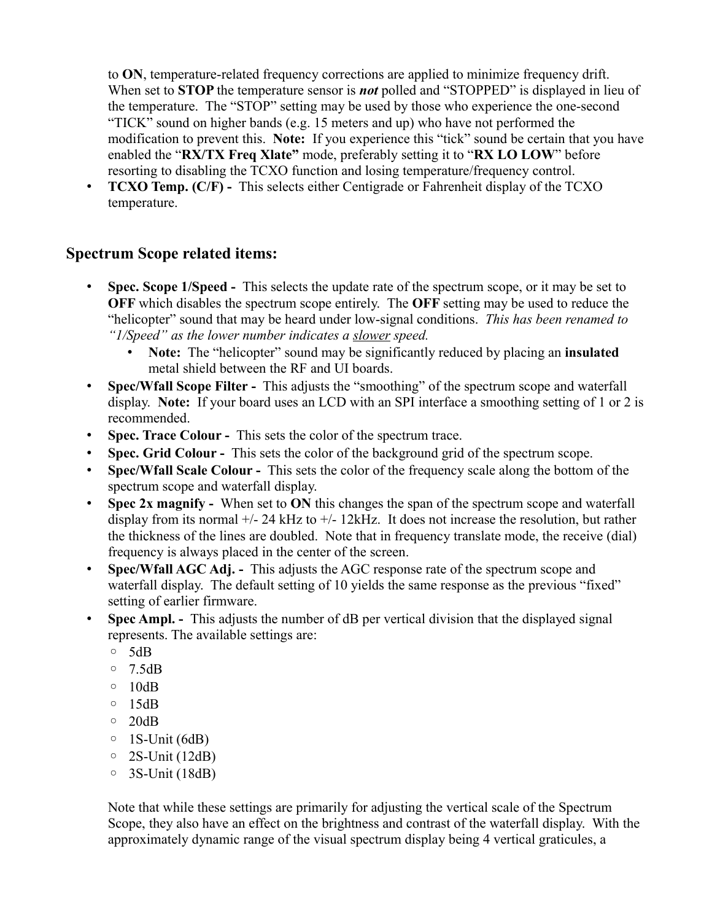to **ON**, temperature-related frequency corrections are applied to minimize frequency drift. When set to **STOP** the temperature sensor is ***not*** polled and “STOPPED” is displayed in lieu of the temperature. The “STOP” setting may be used by those who experience the one-second “TICK” sound on higher bands (e.g. 15 meters and up) who have not performed the modification to prevent this. **Note:** If you experience this “tick” sound be certain that you have enabled the “**RX/TX Freq Xlate”** mode, preferably setting it to “**RX LO LOW**” before resorting to disabling the TCXO function and losing temperature/frequency control.

- **TCXO Temp. (C/F) -** This selects either Centigrade or Fahrenheit display of the TCXO temperature.

## Spectrum Scope related items:

- **Spec. Scope 1/Speed -** This selects the update rate of the spectrum scope, or it may be set to **OFF** which disables the spectrum scope entirely. The **OFF** setting may be used to reduce the “helicopter” sound that may be heard under low-signal conditions. *This has been renamed to “1/Speed” as the lower number indicates a <u>slower</u> speed.*
  - **Note:** The “helicopter” sound may be significantly reduced by placing an **insulated** metal shield between the RF and UI boards.
- **Spec/Wfall Scope Filter -** This adjusts the “smoothing” of the spectrum scope and waterfall display. **Note:** If your board uses an LCD with an SPI interface a smoothing setting of 1 or 2 is recommended.
- **Spec. Trace Colour -** This sets the color of the spectrum trace.
- **Spec. Grid Colour -** This sets the color of the background grid of the spectrum scope.
- **Spec/Wfall Scale Colour -** This sets the color of the frequency scale along the bottom of the spectrum scope and waterfall display.
- **Spec 2x magnify -** When set to **ON** this changes the span of the spectrum scope and waterfall display from its normal +/- 24 kHz to +/- 12kHz. It does not increase the resolution, but rather the thickness of the lines are doubled. Note that in frequency translate mode, the receive (dial) frequency is always placed in the center of the screen.
- **Spec/Wfall AGC Adj. -** This adjusts the AGC response rate of the spectrum scope and waterfall display. The default setting of 10 yields the same response as the previous “fixed” setting of earlier firmware.
- **Spec Ampl. -** This adjusts the number of dB per vertical division that the displayed signal represents. The available settings are:
  - 5dB
  - 7.5dB
  - 10dB
  - 15dB
  - 20dB
  - 1S-Unit (6dB)
  - 2S-Unit (12dB)
  - 3S-Unit (18dB)

  Note that while these settings are primarily for adjusting the vertical scale of the Spectrum Scope, they also have an effect on the brightness and contrast of the waterfall display. With the approximately dynamic range of the visual spectrum display being 4 vertical graticules, a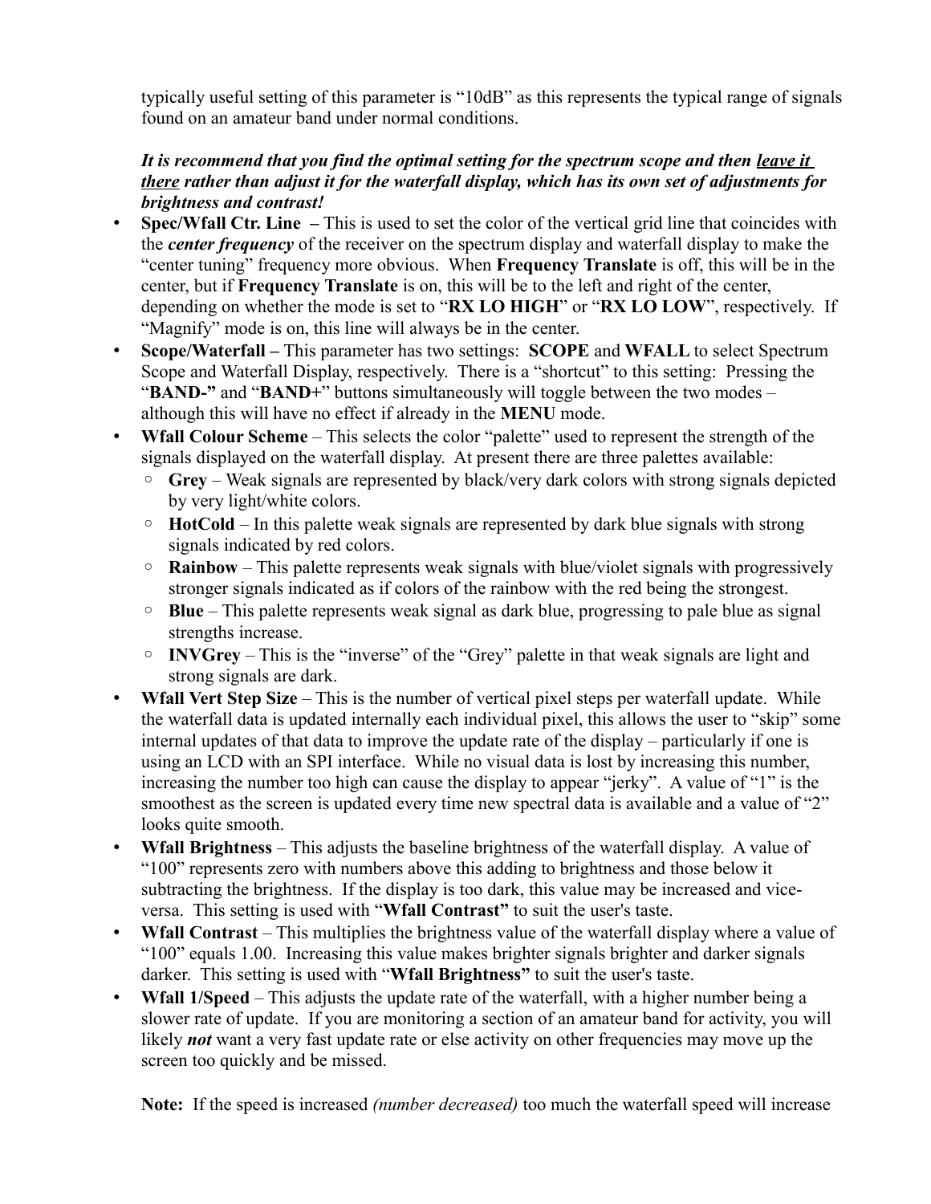typically useful setting of this parameter is "10dB" as this represents the typical range of signals found on an amateur band under normal conditions.

***It is recommend that you find the optimal setting for the spectrum scope and then <u>leave it there</u> rather than adjust it for the waterfall display, which has its own set of adjustments for brightness and contrast!***

- **Spec/Wfall Ctr. Line –** This is used to set the color of the vertical grid line that coincides with the ***center frequency*** of the receiver on the spectrum display and waterfall display to make the "center tuning" frequency more obvious. When **Frequency Translate** is off, this will be in the center, but if **Frequency Translate** is on, this will be to the left and right of the center, depending on whether the mode is set to "**RX LO HIGH**" or "**RX LO LOW**", respectively. If "Magnify" mode is on, this line will always be in the center.
- **Scope/Waterfall –** This parameter has two settings: **SCOPE** and **WFALL** to select Spectrum Scope and Waterfall Display, respectively. There is a "shortcut" to this setting: Pressing the "**BAND-"** and "**BAND+**" buttons simultaneously will toggle between the two modes – although this will have no effect if already in the **MENU** mode.
- **Wfall Colour Scheme** – This selects the color "palette" used to represent the strength of the signals displayed on the waterfall display. At present there are three palettes available:
  - **Grey** – Weak signals are represented by black/very dark colors with strong signals depicted by very light/white colors.
  - **HotCold** – In this palette weak signals are represented by dark blue signals with strong signals indicated by red colors.
  - **Rainbow** – This palette represents weak signals with blue/violet signals with progressively stronger signals indicated as if colors of the rainbow with the red being the strongest.
  - **Blue** – This palette represents weak signal as dark blue, progressing to pale blue as signal strengths increase.
  - **INVGrey** – This is the "inverse" of the "Grey" palette in that weak signals are light and strong signals are dark.
- **Wfall Vert Step Size** – This is the number of vertical pixel steps per waterfall update. While the waterfall data is updated internally each individual pixel, this allows the user to "skip" some internal updates of that data to improve the update rate of the display – particularly if one is using an LCD with an SPI interface. While no visual data is lost by increasing this number, increasing the number too high can cause the display to appear "jerky". A value of "1" is the smoothest as the screen is updated every time new spectral data is available and a value of "2" looks quite smooth.
- **Wfall Brightness** – This adjusts the baseline brightness of the waterfall display. A value of "100" represents zero with numbers above this adding to brightness and those below it subtracting the brightness. If the display is too dark, this value may be increased and vice-versa. This setting is used with "**Wfall Contrast"** to suit the user's taste.
- **Wfall Contrast** – This multiplies the brightness value of the waterfall display where a value of "100" equals 1.00. Increasing this value makes brighter signals brighter and darker signals darker. This setting is used with "**Wfall Brightness"** to suit the user's taste.
- **Wfall 1/Speed** – This adjusts the update rate of the waterfall, with a higher number being a slower rate of update. If you are monitoring a section of an amateur band for activity, you will likely ***not*** want a very fast update rate or else activity on other frequencies may move up the screen too quickly and be missed.

  **Note:** If the speed is increased *(number decreased)* too much the waterfall speed will increase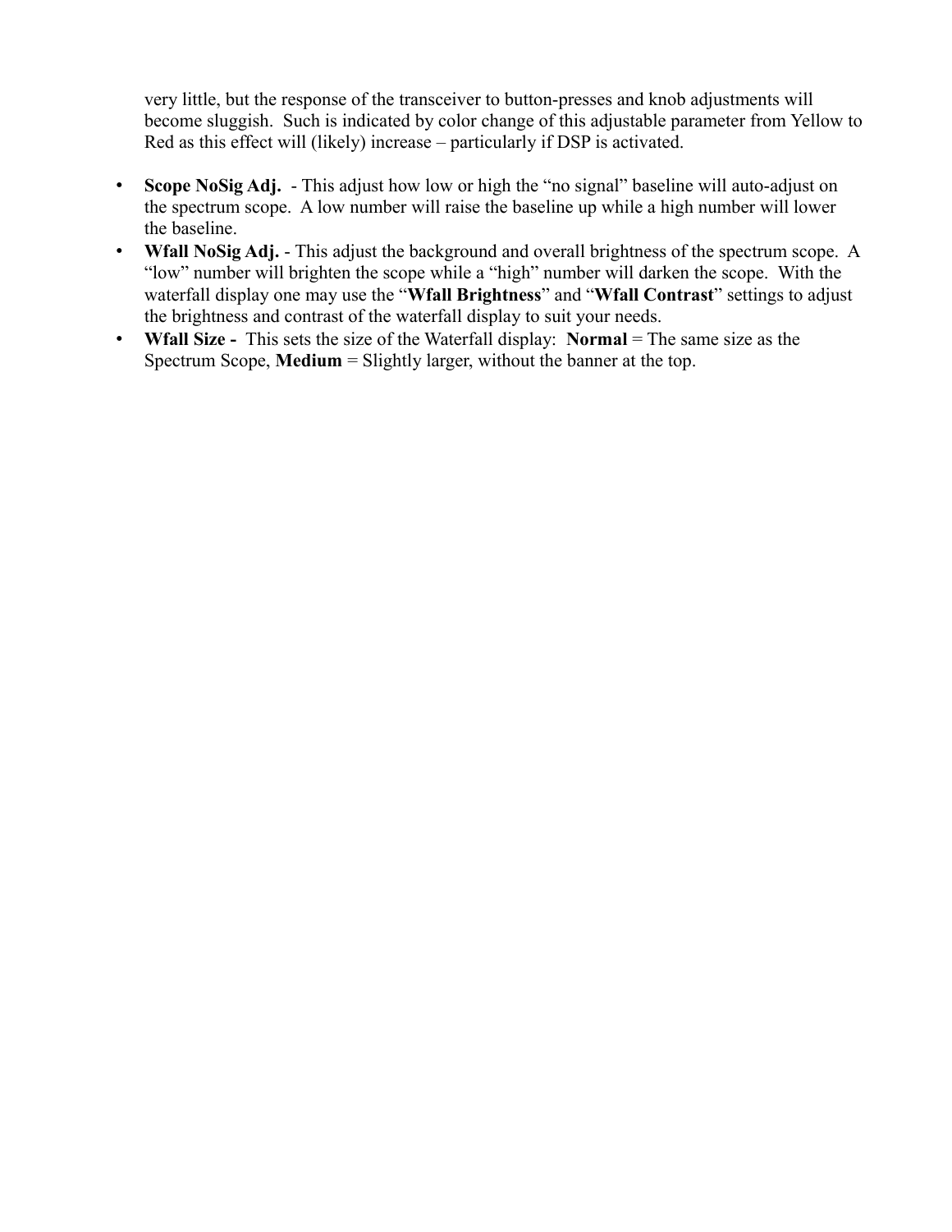very little, but the response of the transceiver to button-presses and knob adjustments will become sluggish. Such is indicated by color change of this adjustable parameter from Yellow to Red as this effect will (likely) increase – particularly if DSP is activated.

- **Scope NoSig Adj.** - This adjust how low or high the "no signal" baseline will auto-adjust on the spectrum scope. A low number will raise the baseline up while a high number will lower the baseline.
- **Wfall NoSig Adj.** - This adjust the background and overall brightness of the spectrum scope. A "low" number will brighten the scope while a "high" number will darken the scope. With the waterfall display one may use the "**Wfall Brightness**" and "**Wfall Contrast**" settings to adjust the brightness and contrast of the waterfall display to suit your needs.
- **Wfall Size -** This sets the size of the Waterfall display: **Normal** = The same size as the Spectrum Scope, **Medium** = Slightly larger, without the banner at the top.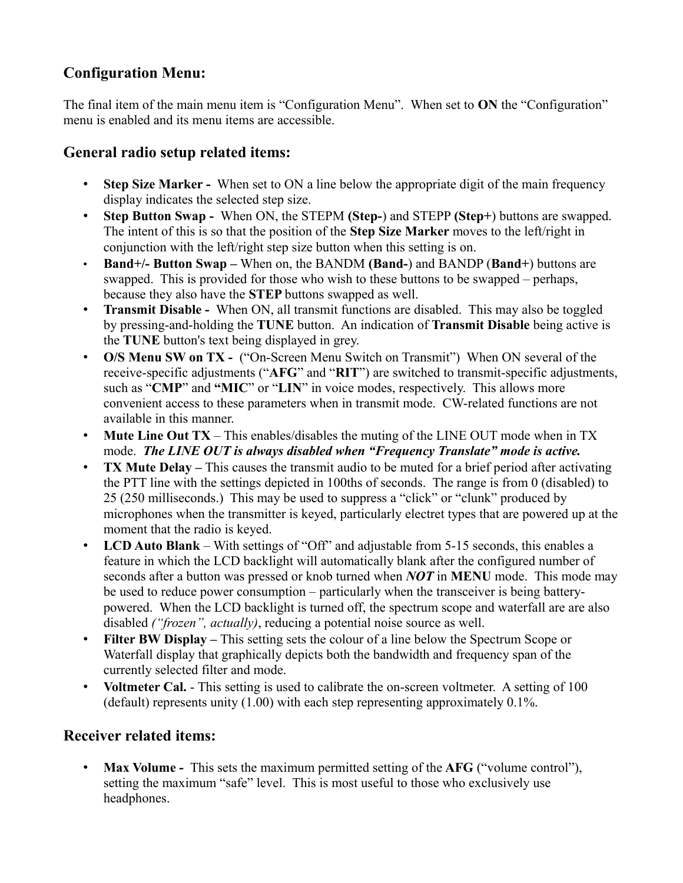## Configuration Menu:

The final item of the main menu item is "Configuration Menu". When set to **ON** the "Configuration" menu is enabled and its menu items are accessible.

## General radio setup related items:

- **Step Size Marker -** When set to ON a line below the appropriate digit of the main frequency display indicates the selected step size.
- **Step Button Swap -** When ON, the STEPM **(Step-**) and STEPP **(Step+**) buttons are swapped. The intent of this is so that the position of the **Step Size Marker** moves to the left/right in conjunction with the left/right step size button when this setting is on.
- **Band+/- Button Swap –** When on, the BANDM **(Band-**) and BANDP (**Band+**) buttons are swapped. This is provided for those who wish to these buttons to be swapped – perhaps, because they also have the **STEP** buttons swapped as well.
- **Transmit Disable -** When ON, all transmit functions are disabled. This may also be toggled by pressing-and-holding the **TUNE** button. An indication of **Transmit Disable** being active is the **TUNE** button's text being displayed in grey.
- **O/S Menu SW on TX -** ("On-Screen Menu Switch on Transmit") When ON several of the receive-specific adjustments ("**AFG**" and "**RIT**") are switched to transmit-specific adjustments, such as "**CMP**" and **"MIC**" or "**LIN**" in voice modes, respectively. This allows more convenient access to these parameters when in transmit mode. CW-related functions are not available in this manner.
- **Mute Line Out TX** – This enables/disables the muting of the LINE OUT mode when in TX mode. ***The LINE OUT is always disabled when "Frequency Translate" mode is active.***
- **TX Mute Delay –** This causes the transmit audio to be muted for a brief period after activating the PTT line with the settings depicted in 100ths of seconds. The range is from 0 (disabled) to 25 (250 milliseconds.) This may be used to suppress a "click" or "clunk" produced by microphones when the transmitter is keyed, particularly electret types that are powered up at the moment that the radio is keyed.
- **LCD Auto Blank** – With settings of "Off" and adjustable from 5-15 seconds, this enables a feature in which the LCD backlight will automatically blank after the configured number of seconds after a button was pressed or knob turned when ***NOT*** in **MENU** mode. This mode may be used to reduce power consumption – particularly when the transceiver is being battery-powered. When the LCD backlight is turned off, the spectrum scope and waterfall are are also disabled *("frozen", actually)*, reducing a potential noise source as well.
- **Filter BW Display –** This setting sets the colour of a line below the Spectrum Scope or Waterfall display that graphically depicts both the bandwidth and frequency span of the currently selected filter and mode.
- **Voltmeter Cal.** - This setting is used to calibrate the on-screen voltmeter. A setting of 100 (default) represents unity (1.00) with each step representing approximately 0.1%.

## Receiver related items:

- **Max Volume -** This sets the maximum permitted setting of the **AFG** ("volume control"), setting the maximum "safe" level. This is most useful to those who exclusively use headphones.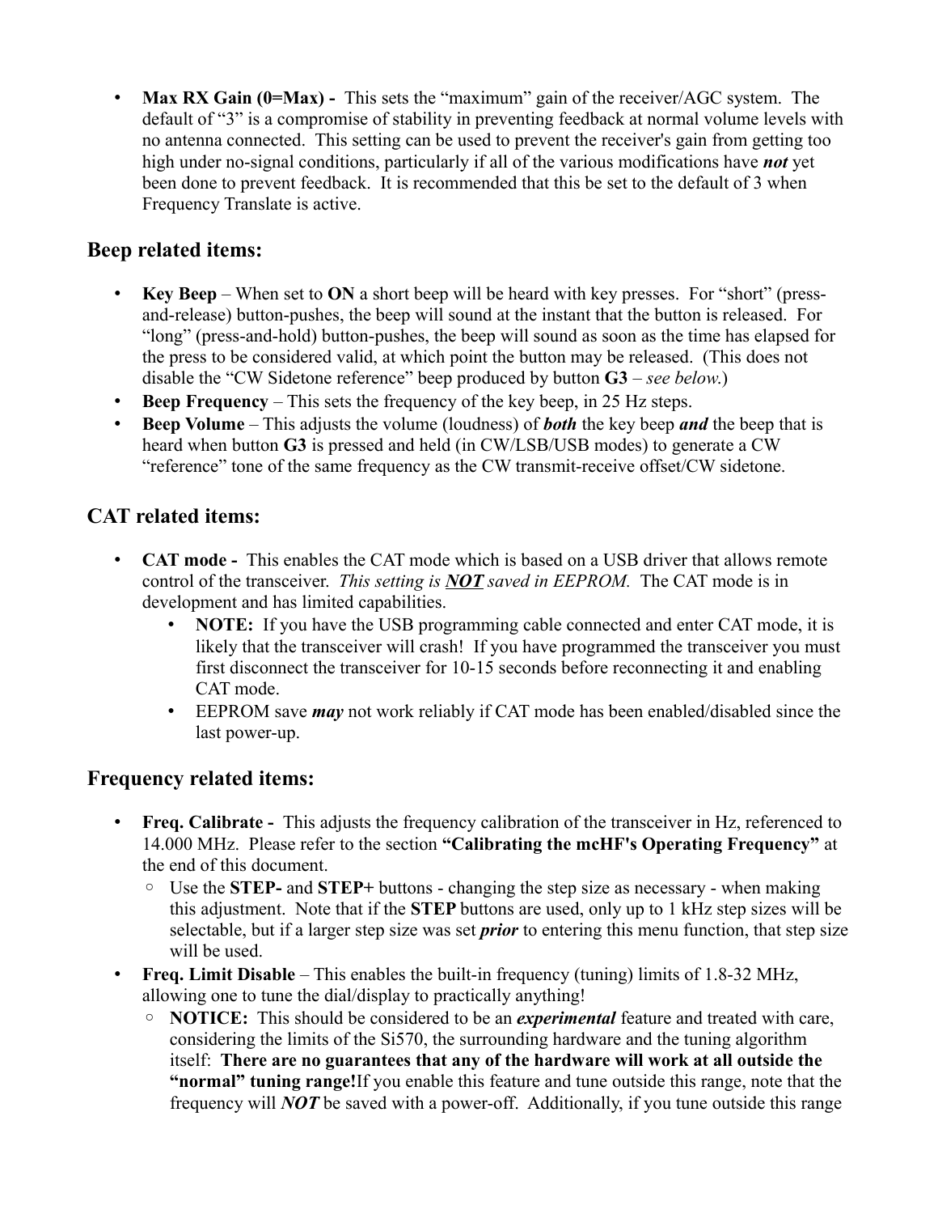- **Max RX Gain (0=Max) -** This sets the "maximum" gain of the receiver/AGC system. The default of "3" is a compromise of stability in preventing feedback at normal volume levels with no antenna connected. This setting can be used to prevent the receiver's gain from getting too high under no-signal conditions, particularly if all of the various modifications have ***not*** yet been done to prevent feedback. It is recommended that this be set to the default of 3 when Frequency Translate is active.

## Beep related items:

- **Key Beep** – When set to **ON** a short beep will be heard with key presses. For "short" (press-and-release) button-pushes, the beep will sound at the instant that the button is released. For "long" (press-and-hold) button-pushes, the beep will sound as soon as the time has elapsed for the press to be considered valid, at which point the button may be released. (This does not disable the "CW Sidetone reference" beep produced by button **G3** – *see below.*)
- **Beep Frequency** – This sets the frequency of the key beep, in 25 Hz steps.
- **Beep Volume** – This adjusts the volume (loudness) of ***both*** the key beep ***and*** the beep that is heard when button **G3** is pressed and held (in CW/LSB/USB modes) to generate a CW "reference" tone of the same frequency as the CW transmit-receive offset/CW sidetone.

## CAT related items:

- **CAT mode -** This enables the CAT mode which is based on a USB driver that allows remote control of the transceiver. *This setting is **NOT** saved in EEPROM.* The CAT mode is in development and has limited capabilities.
  - **NOTE:** If you have the USB programming cable connected and enter CAT mode, it is likely that the transceiver will crash! If you have programmed the transceiver you must first disconnect the transceiver for 10-15 seconds before reconnecting it and enabling CAT mode.
  - EEPROM save ***may*** not work reliably if CAT mode has been enabled/disabled since the last power-up.

## Frequency related items:

- **Freq. Calibrate -** This adjusts the frequency calibration of the transceiver in Hz, referenced to 14.000 MHz. Please refer to the section **"Calibrating the mcHF's Operating Frequency"** at the end of this document.
  - Use the **STEP-** and **STEP+** buttons - changing the step size as necessary - when making this adjustment. Note that if the **STEP** buttons are used, only up to 1 kHz step sizes will be selectable, but if a larger step size was set ***prior*** to entering this menu function, that step size will be used.
- **Freq. Limit Disable** – This enables the built-in frequency (tuning) limits of 1.8-32 MHz, allowing one to tune the dial/display to practically anything!
  - **NOTICE:** This should be considered to be an ***experimental*** feature and treated with care, considering the limits of the Si570, the surrounding hardware and the tuning algorithm itself: **There are no guarantees that any of the hardware will work at all outside the "normal" tuning range!**If you enable this feature and tune outside this range, note that the frequency will ***NOT*** be saved with a power-off. Additionally, if you tune outside this range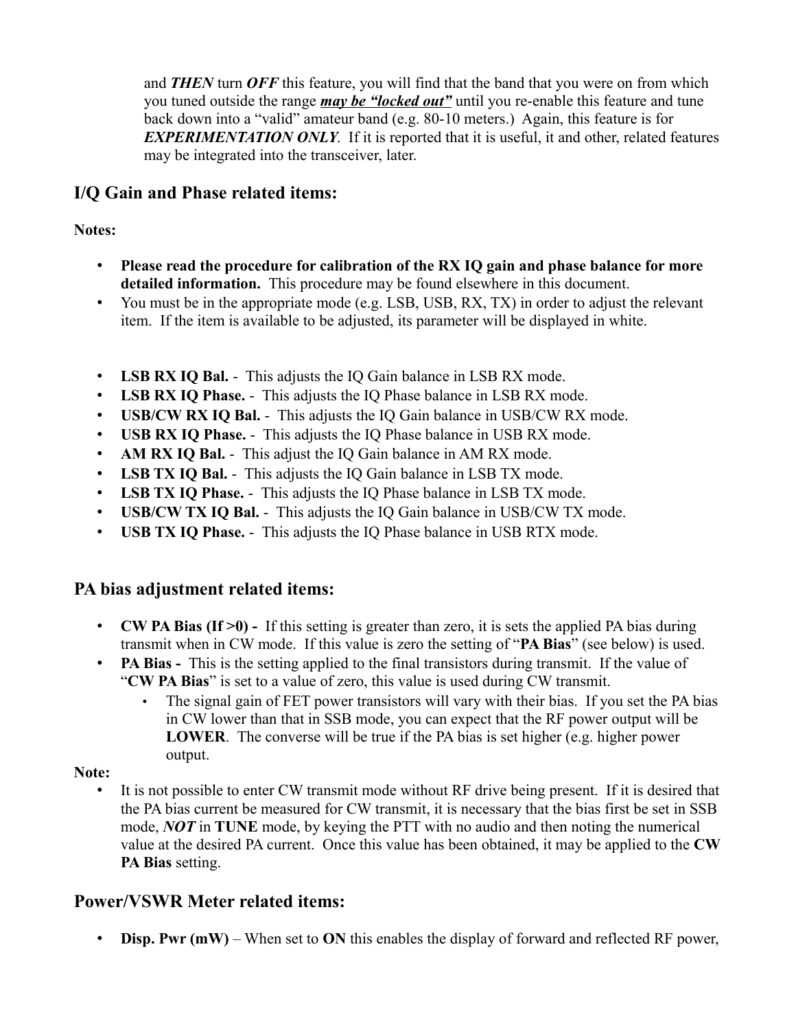and ***THEN*** turn ***OFF*** this feature, you will find that the band that you were on from which you tuned outside the range ***may be "locked out"*** until you re-enable this feature and tune back down into a "valid" amateur band (e.g. 80-10 meters.) Again, this feature is for ***EXPERIMENTATION ONLY***. If it is reported that it is useful, it and other, related features may be integrated into the transceiver, later.

## I/Q Gain and Phase related items:

**Notes:**

- **Please read the procedure for calibration of the RX IQ gain and phase balance for more detailed information.** This procedure may be found elsewhere in this document.
- You must be in the appropriate mode (e.g. LSB, USB, RX, TX) in order to adjust the relevant item. If the item is available to be adjusted, its parameter will be displayed in white.

- **LSB RX IQ Bal.** - This adjusts the IQ Gain balance in LSB RX mode.
- **LSB RX IQ Phase.** - This adjusts the IQ Phase balance in LSB RX mode.
- **USB/CW RX IQ Bal.** - This adjusts the IQ Gain balance in USB/CW RX mode.
- **USB RX IQ Phase.** - This adjusts the IQ Phase balance in USB RX mode.
- **AM RX IQ Bal.** - This adjust the IQ Gain balance in AM RX mode.
- **LSB TX IQ Bal.** - This adjusts the IQ Gain balance in LSB TX mode.
- **LSB TX IQ Phase.** - This adjusts the IQ Phase balance in LSB TX mode.
- **USB/CW TX IQ Bal.** - This adjusts the IQ Gain balance in USB/CW TX mode.
- **USB TX IQ Phase.** - This adjusts the IQ Phase balance in USB RTX mode.

## PA bias adjustment related items:

- **CW PA Bias (If >0) -** If this setting is greater than zero, it is sets the applied PA bias during transmit when in CW mode. If this value is zero the setting of "**PA Bias**" (see below) is used.
- **PA Bias -** This is the setting applied to the final transistors during transmit. If the value of "**CW PA Bias**" is set to a value of zero, this value is used during CW transmit.
  - The signal gain of FET power transistors will vary with their bias. If you set the PA bias in CW lower than that in SSB mode, you can expect that the RF power output will be **LOWER**. The converse will be true if the PA bias is set higher (e.g. higher power output.

**Note:**

- It is not possible to enter CW transmit mode without RF drive being present. If it is desired that the PA bias current be measured for CW transmit, it is necessary that the bias first be set in SSB mode, ***NOT*** in **TUNE** mode, by keying the PTT with no audio and then noting the numerical value at the desired PA current. Once this value has been obtained, it may be applied to the **CW PA Bias** setting.

## Power/VSWR Meter related items:

- **Disp. Pwr (mW)** – When set to **ON** this enables the display of forward and reflected RF power,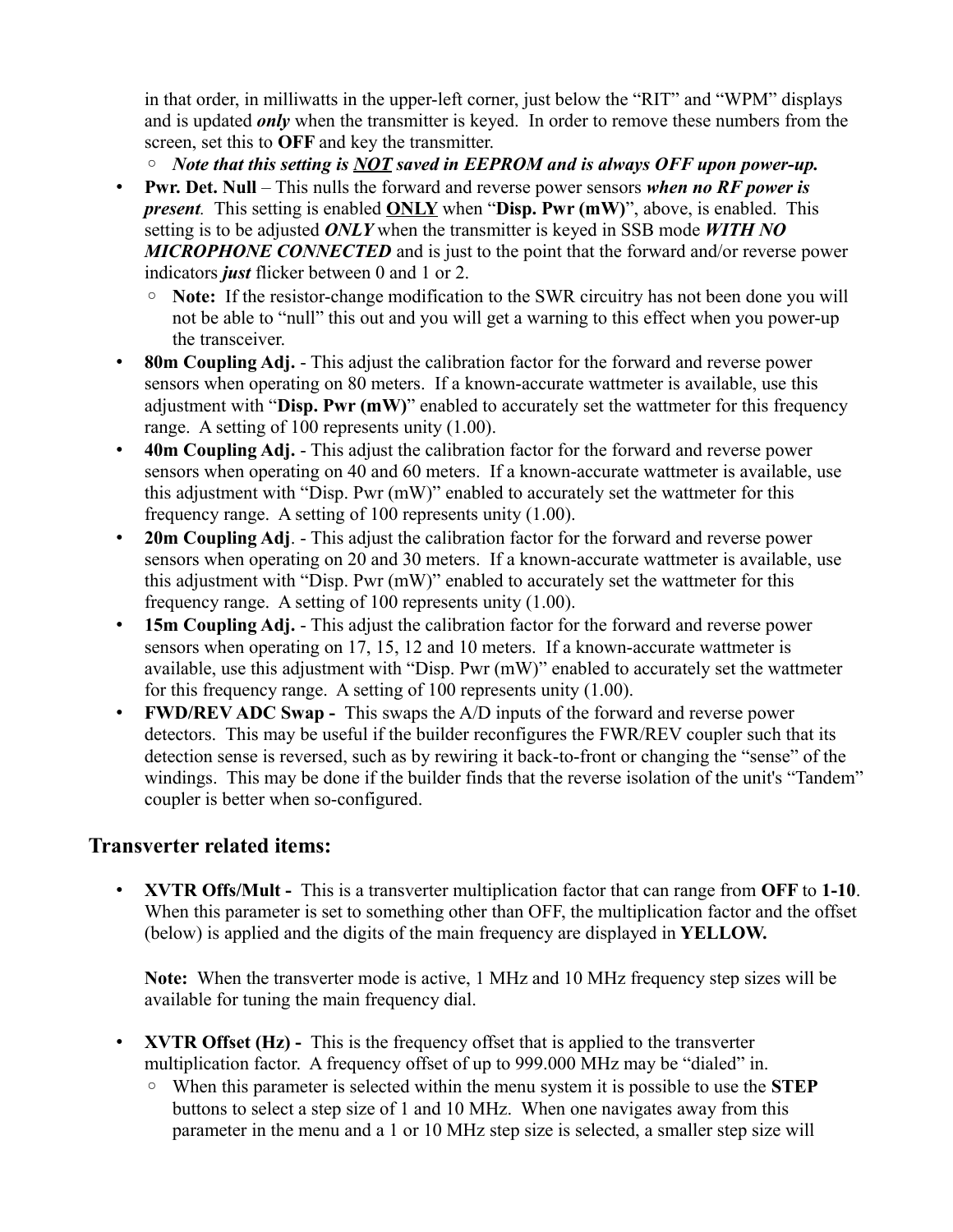in that order, in milliwatts in the upper-left corner, just below the "RIT" and "WPM" displays and is updated ***only*** when the transmitter is keyed. In order to remove these numbers from the screen, set this to **OFF** and key the transmitter.

  - ***Note that this setting is NOT saved in EEPROM and is always OFF upon power-up.***

- **Pwr. Det. Null** – This nulls the forward and reverse power sensors ***when no RF power is present***. This setting is enabled **ONLY** when "**Disp. Pwr (mW)**", above, is enabled. This setting is to be adjusted ***ONLY*** when the transmitter is keyed in SSB mode ***WITH NO MICROPHONE CONNECTED*** and is just to the point that the forward and/or reverse power indicators ***just*** flicker between 0 and 1 or 2.
  - **Note:** If the resistor-change modification to the SWR circuitry has not been done you will not be able to "null" this out and you will get a warning to this effect when you power-up the transceiver.
- **80m Coupling Adj.** - This adjust the calibration factor for the forward and reverse power sensors when operating on 80 meters. If a known-accurate wattmeter is available, use this adjustment with "**Disp. Pwr (mW)**" enabled to accurately set the wattmeter for this frequency range. A setting of 100 represents unity (1.00).
- **40m Coupling Adj.** - This adjust the calibration factor for the forward and reverse power sensors when operating on 40 and 60 meters. If a known-accurate wattmeter is available, use this adjustment with "Disp. Pwr (mW)" enabled to accurately set the wattmeter for this frequency range. A setting of 100 represents unity (1.00).
- **20m Coupling Adj**. - This adjust the calibration factor for the forward and reverse power sensors when operating on 20 and 30 meters. If a known-accurate wattmeter is available, use this adjustment with "Disp. Pwr (mW)" enabled to accurately set the wattmeter for this frequency range. A setting of 100 represents unity (1.00).
- **15m Coupling Adj.** - This adjust the calibration factor for the forward and reverse power sensors when operating on 17, 15, 12 and 10 meters. If a known-accurate wattmeter is available, use this adjustment with "Disp. Pwr (mW)" enabled to accurately set the wattmeter for this frequency range. A setting of 100 represents unity (1.00).
- **FWD/REV ADC Swap -** This swaps the A/D inputs of the forward and reverse power detectors. This may be useful if the builder reconfigures the FWR/REV coupler such that its detection sense is reversed, such as by rewiring it back-to-front or changing the "sense" of the windings. This may be done if the builder finds that the reverse isolation of the unit's "Tandem" coupler is better when so-configured.

## Transverter related items:

- **XVTR Offs/Mult -** This is a transverter multiplication factor that can range from **OFF** to **1-10**. When this parameter is set to something other than OFF, the multiplication factor and the offset (below) is applied and the digits of the main frequency are displayed in **YELLOW.**

  **Note:** When the transverter mode is active, 1 MHz and 10 MHz frequency step sizes will be available for tuning the main frequency dial.

- **XVTR Offset (Hz) -** This is the frequency offset that is applied to the transverter multiplication factor. A frequency offset of up to 999.000 MHz may be "dialed" in.
  - When this parameter is selected within the menu system it is possible to use the **STEP** buttons to select a step size of 1 and 10 MHz. When one navigates away from this parameter in the menu and a 1 or 10 MHz step size is selected, a smaller step size will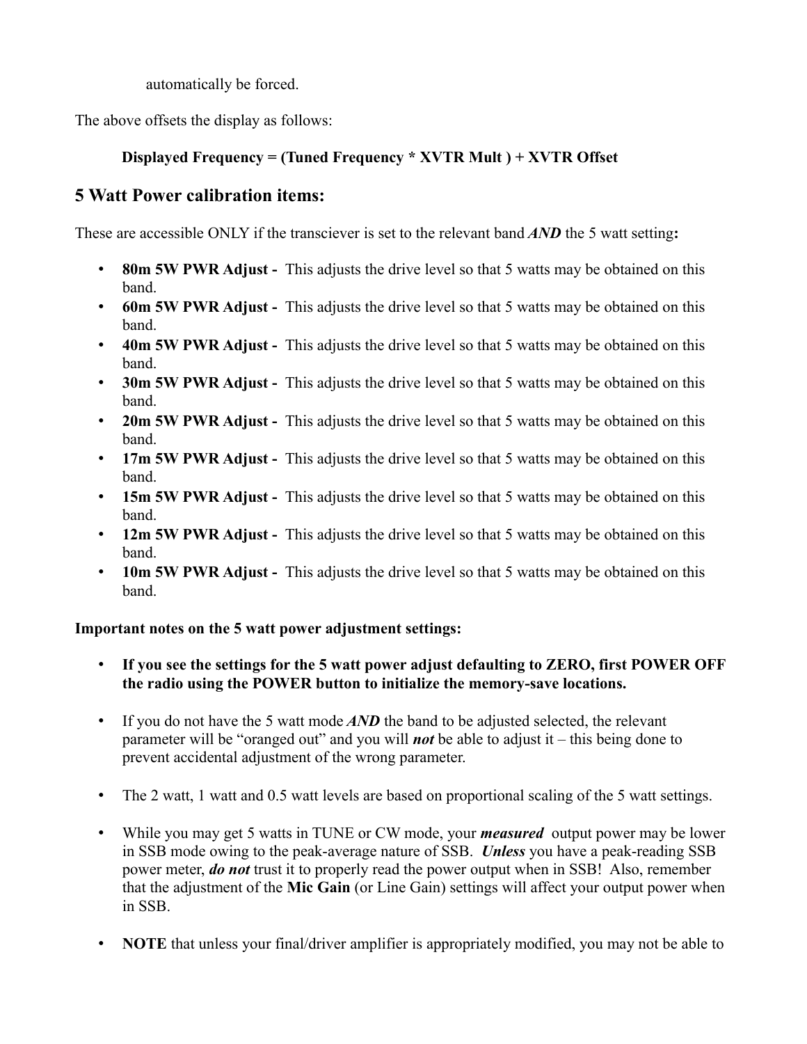automatically be forced.

The above offsets the display as follows:

**Displayed Frequency = (Tuned Frequency * XVTR Mult ) + XVTR Offset**

## 5 Watt Power calibration items:

These are accessible ONLY if the transciever is set to the relevant band ***AND*** the 5 watt setting**:**

- **80m 5W PWR Adjust -** This adjusts the drive level so that 5 watts may be obtained on this band.
- **60m 5W PWR Adjust -** This adjusts the drive level so that 5 watts may be obtained on this band.
- **40m 5W PWR Adjust -** This adjusts the drive level so that 5 watts may be obtained on this band.
- **30m 5W PWR Adjust -** This adjusts the drive level so that 5 watts may be obtained on this band.
- **20m 5W PWR Adjust -** This adjusts the drive level so that 5 watts may be obtained on this band.
- **17m 5W PWR Adjust -** This adjusts the drive level so that 5 watts may be obtained on this band.
- **15m 5W PWR Adjust -** This adjusts the drive level so that 5 watts may be obtained on this band.
- **12m 5W PWR Adjust -** This adjusts the drive level so that 5 watts may be obtained on this band.
- **10m 5W PWR Adjust -** This adjusts the drive level so that 5 watts may be obtained on this band.

**Important notes on the 5 watt power adjustment settings:**

- **If you see the settings for the 5 watt power adjust defaulting to ZERO, first POWER OFF the radio using the POWER button to initialize the memory-save locations.**

- If you do not have the 5 watt mode ***AND*** the band to be adjusted selected, the relevant parameter will be "oranged out" and you will ***not*** be able to adjust it – this being done to prevent accidental adjustment of the wrong parameter.

- The 2 watt, 1 watt and 0.5 watt levels are based on proportional scaling of the 5 watt settings.

- While you may get 5 watts in TUNE or CW mode, your ***measured*** output power may be lower in SSB mode owing to the peak-average nature of SSB. ***Unless*** you have a peak-reading SSB power meter, ***do not*** trust it to properly read the power output when in SSB! Also, remember that the adjustment of the **Mic Gain** (or Line Gain) settings will affect your output power when in SSB.

- **NOTE** that unless your final/driver amplifier is appropriately modified, you may not be able to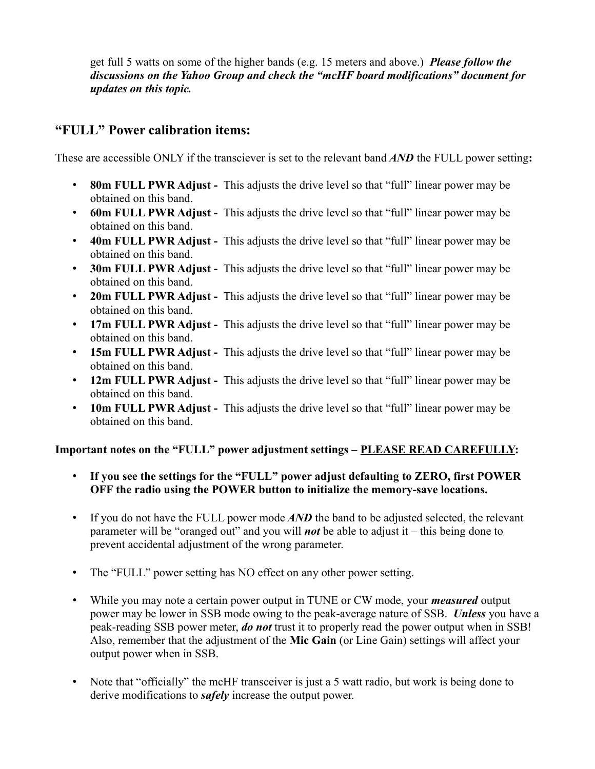get full 5 watts on some of the higher bands (e.g. 15 meters and above.) ***Please follow the discussions on the Yahoo Group and check the "mcHF board modifications" document for updates on this topic.***

## "FULL" Power calibration items:

These are accessible ONLY if the transciever is set to the relevant band ***AND*** the FULL power setting**:**

- **80m FULL PWR Adjust -** This adjusts the drive level so that "full" linear power may be obtained on this band.
- **60m FULL PWR Adjust -** This adjusts the drive level so that "full" linear power may be obtained on this band.
- **40m FULL PWR Adjust -** This adjusts the drive level so that "full" linear power may be obtained on this band.
- **30m FULL PWR Adjust -** This adjusts the drive level so that "full" linear power may be obtained on this band.
- **20m FULL PWR Adjust -** This adjusts the drive level so that "full" linear power may be obtained on this band.
- **17m FULL PWR Adjust -** This adjusts the drive level so that "full" linear power may be obtained on this band.
- **15m FULL PWR Adjust -** This adjusts the drive level so that "full" linear power may be obtained on this band.
- **12m FULL PWR Adjust -** This adjusts the drive level so that "full" linear power may be obtained on this band.
- **10m FULL PWR Adjust -** This adjusts the drive level so that "full" linear power may be obtained on this band.

**Important notes on the "FULL" power adjustment settings – <u>PLEASE READ CAREFULLY</u>:**

- **If you see the settings for the "FULL" power adjust defaulting to ZERO, first POWER OFF the radio using the POWER button to initialize the memory-save locations.**

- If you do not have the FULL power mode ***AND*** the band to be adjusted selected, the relevant parameter will be "oranged out" and you will ***not*** be able to adjust it – this being done to prevent accidental adjustment of the wrong parameter.

- The "FULL" power setting has NO effect on any other power setting.

- While you may note a certain power output in TUNE or CW mode, your ***measured*** output power may be lower in SSB mode owing to the peak-average nature of SSB. ***Unless*** you have a peak-reading SSB power meter, ***do not*** trust it to properly read the power output when in SSB! Also, remember that the adjustment of the **Mic Gain** (or Line Gain) settings will affect your output power when in SSB.

- Note that "officially" the mcHF transceiver is just a 5 watt radio, but work is being done to derive modifications to ***safely*** increase the output power.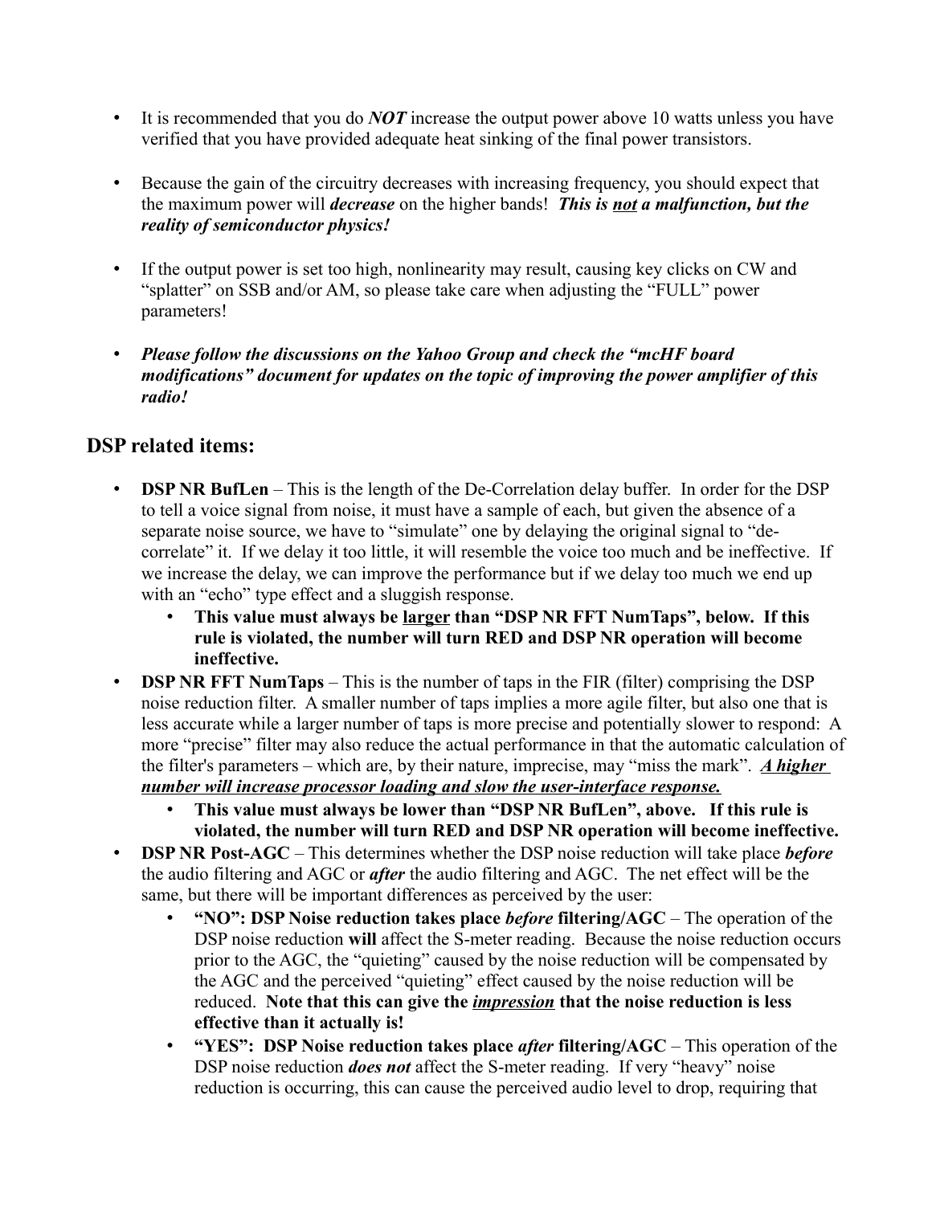- It is recommended that you do ***NOT*** increase the output power above 10 watts unless you have verified that you have provided adequate heat sinking of the final power transistors.

- Because the gain of the circuitry decreases with increasing frequency, you should expect that the maximum power will ***decrease*** on the higher bands! ***This is <u>not</u> a malfunction, but the reality of semiconductor physics!***

- If the output power is set too high, nonlinearity may result, causing key clicks on CW and "splatter" on SSB and/or AM, so please take care when adjusting the "FULL" power parameters!

- ***Please follow the discussions on the Yahoo Group and check the "mcHF board modifications" document for updates on the topic of improving the power amplifier of this radio!***

## DSP related items:

- **DSP NR BufLen** – This is the length of the De-Correlation delay buffer. In order for the DSP to tell a voice signal from noise, it must have a sample of each, but given the absence of a separate noise source, we have to "simulate" one by delaying the original signal to "de-correlate" it. If we delay it too little, it will resemble the voice too much and be ineffective. If we increase the delay, we can improve the performance but if we delay too much we end up with an "echo" type effect and a sluggish response.
  - **This value must always be <u>larger</u> than "DSP NR FFT NumTaps", below. If this rule is violated, the number will turn RED and DSP NR operation will become ineffective.**
- **DSP NR FFT NumTaps** – This is the number of taps in the FIR (filter) comprising the DSP noise reduction filter. A smaller number of taps implies a more agile filter, but also one that is less accurate while a larger number of taps is more precise and potentially slower to respond: A more "precise" filter may also reduce the actual performance in that the automatic calculation of the filter's parameters – which are, by their nature, imprecise, may "miss the mark". ***<u>A higher number will increase processor loading and slow the user-interface response.</u>***
  - **This value must always be lower than "DSP NR BufLen", above. If this rule is violated, the number will turn RED and DSP NR operation will become ineffective.**
- **DSP NR Post-AGC** – This determines whether the DSP noise reduction will take place ***before*** the audio filtering and AGC or ***after*** the audio filtering and AGC. The net effect will be the same, but there will be important differences as perceived by the user:
  - **"NO": DSP Noise reduction takes place *before* filtering/AGC** – The operation of the DSP noise reduction **will** affect the S-meter reading. Because the noise reduction occurs prior to the AGC, the "quieting" caused by the noise reduction will be compensated by the AGC and the perceived "quieting" effect caused by the noise reduction will be reduced. **Note that this can give the *<u>impression</u>* that the noise reduction is less effective than it actually is!**
  - **"YES": DSP Noise reduction takes place *after* filtering/AGC** – This operation of the DSP noise reduction ***does not*** affect the S-meter reading. If very "heavy" noise reduction is occurring, this can cause the perceived audio level to drop, requiring that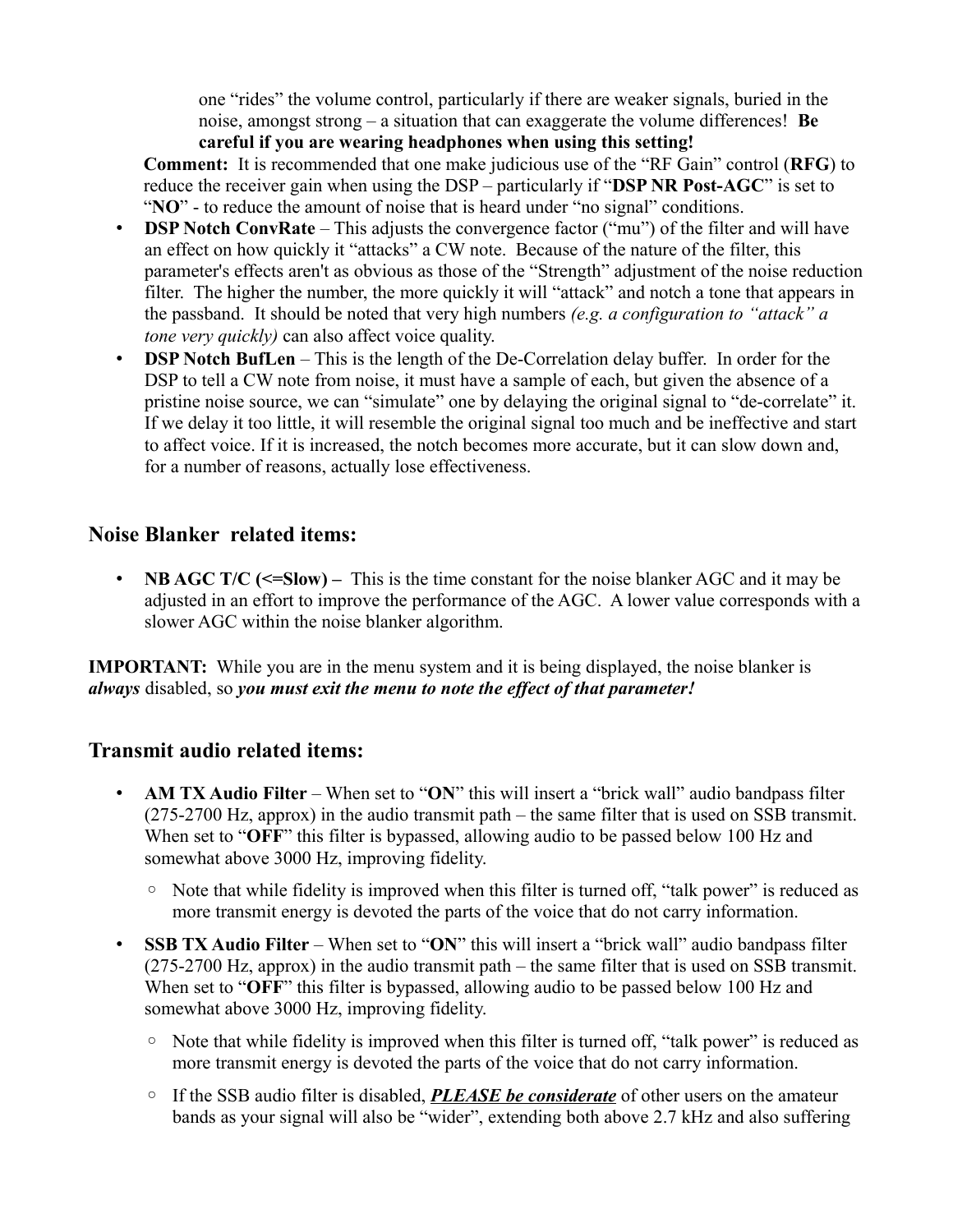one "rides" the volume control, particularly if there are weaker signals, buried in the noise, amongst strong – a situation that can exaggerate the volume differences! **Be careful if you are wearing headphones when using this setting!**

**Comment:** It is recommended that one make judicious use of the "RF Gain" control (**RFG**) to reduce the receiver gain when using the DSP – particularly if "**DSP NR Post-AGC**" is set to "**NO**" - to reduce the amount of noise that is heard under "no signal" conditions.

- **DSP Notch ConvRate** – This adjusts the convergence factor ("mu") of the filter and will have an effect on how quickly it "attacks" a CW note. Because of the nature of the filter, this parameter's effects aren't as obvious as those of the "Strength" adjustment of the noise reduction filter. The higher the number, the more quickly it will "attack" and notch a tone that appears in the passband. It should be noted that very high numbers *(e.g. a configuration to "attack" a tone very quickly)* can also affect voice quality.
- **DSP Notch BufLen** – This is the length of the De-Correlation delay buffer. In order for the DSP to tell a CW note from noise, it must have a sample of each, but given the absence of a pristine noise source, we can "simulate" one by delaying the original signal to "de-correlate" it. If we delay it too little, it will resemble the original signal too much and be ineffective and start to affect voice. If it is increased, the notch becomes more accurate, but it can slow down and, for a number of reasons, actually lose effectiveness.

## Noise Blanker related items:

- **NB AGC T/C (<=Slow) –** This is the time constant for the noise blanker AGC and it may be adjusted in an effort to improve the performance of the AGC. A lower value corresponds with a slower AGC within the noise blanker algorithm.

**IMPORTANT:** While you are in the menu system and it is being displayed, the noise blanker is ***always*** disabled, so ***you must exit the menu to note the effect of that parameter!***

## Transmit audio related items:

- **AM TX Audio Filter** – When set to "**ON**" this will insert a "brick wall" audio bandpass filter (275-2700 Hz, approx) in the audio transmit path – the same filter that is used on SSB transmit. When set to "**OFF**" this filter is bypassed, allowing audio to be passed below 100 Hz and somewhat above 3000 Hz, improving fidelity.
  - Note that while fidelity is improved when this filter is turned off, "talk power" is reduced as more transmit energy is devoted the parts of the voice that do not carry information.
- **SSB TX Audio Filter** – When set to "**ON**" this will insert a "brick wall" audio bandpass filter (275-2700 Hz, approx) in the audio transmit path – the same filter that is used on SSB transmit. When set to "**OFF**" this filter is bypassed, allowing audio to be passed below 100 Hz and somewhat above 3000 Hz, improving fidelity.
  - Note that while fidelity is improved when this filter is turned off, "talk power" is reduced as more transmit energy is devoted the parts of the voice that do not carry information.
  - If the SSB audio filter is disabled, ***PLEASE be considerate*** of other users on the amateur bands as your signal will also be "wider", extending both above 2.7 kHz and also suffering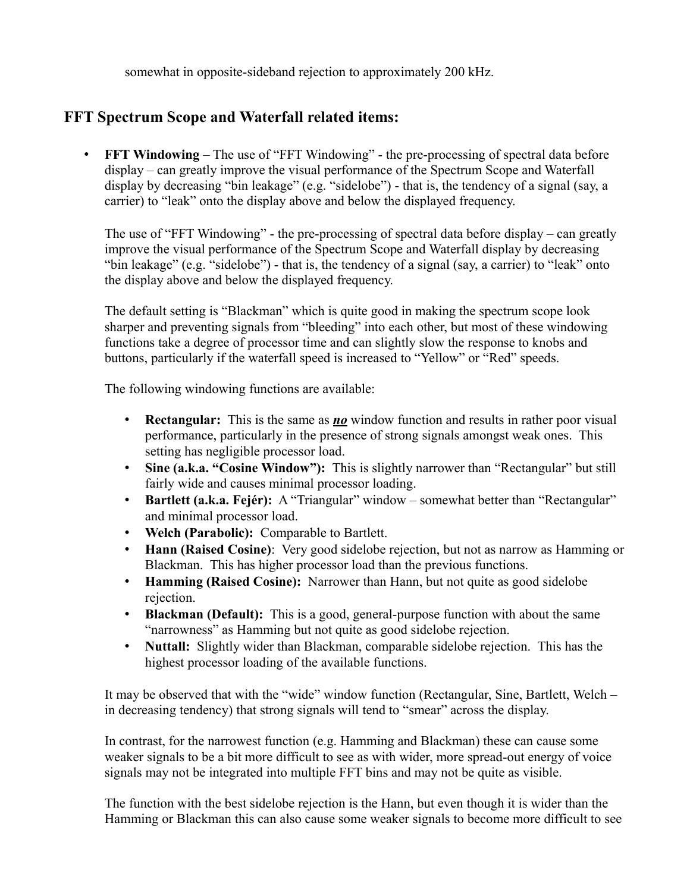somewhat in opposite-sideband rejection to approximately 200 kHz.

## FFT Spectrum Scope and Waterfall related items:

- **FFT Windowing** – The use of "FFT Windowing" - the pre-processing of spectral data before display – can greatly improve the visual performance of the Spectrum Scope and Waterfall display by decreasing "bin leakage" (e.g. "sidelobe") - that is, the tendency of a signal (say, a carrier) to "leak" onto the display above and below the displayed frequency.

  The use of "FFT Windowing" - the pre-processing of spectral data before display – can greatly improve the visual performance of the Spectrum Scope and Waterfall display by decreasing "bin leakage" (e.g. "sidelobe") - that is, the tendency of a signal (say, a carrier) to "leak" onto the display above and below the displayed frequency.

  The default setting is "Blackman" which is quite good in making the spectrum scope look sharper and preventing signals from "bleeding" into each other, but most of these windowing functions take a degree of processor time and can slightly slow the response to knobs and buttons, particularly if the waterfall speed is increased to "Yellow" or "Red" speeds.

  The following windowing functions are available:

  - **Rectangular:** This is the same as ***no*** window function and results in rather poor visual performance, particularly in the presence of strong signals amongst weak ones. This setting has negligible processor load.
  - **Sine (a.k.a. "Cosine Window"):** This is slightly narrower than "Rectangular" but still fairly wide and causes minimal processor loading.
  - **Bartlett (a.k.a. Fejér):** A "Triangular" window – somewhat better than "Rectangular" and minimal processor load.
  - **Welch (Parabolic):** Comparable to Bartlett.
  - **Hann (Raised Cosine)**: Very good sidelobe rejection, but not as narrow as Hamming or Blackman. This has higher processor load than the previous functions.
  - **Hamming (Raised Cosine):** Narrower than Hann, but not quite as good sidelobe rejection.
  - **Blackman (Default):** This is a good, general-purpose function with about the same "narrowness" as Hamming but not quite as good sidelobe rejection.
  - **Nuttall:** Slightly wider than Blackman, comparable sidelobe rejection. This has the highest processor loading of the available functions.

  It may be observed that with the "wide" window function (Rectangular, Sine, Bartlett, Welch – in decreasing tendency) that strong signals will tend to "smear" across the display.

  In contrast, for the narrowest function (e.g. Hamming and Blackman) these can cause some weaker signals to be a bit more difficult to see as with wider, more spread-out energy of voice signals may not be integrated into multiple FFT bins and may not be quite as visible.

  The function with the best sidelobe rejection is the Hann, but even though it is wider than the Hamming or Blackman this can also cause some weaker signals to become more difficult to see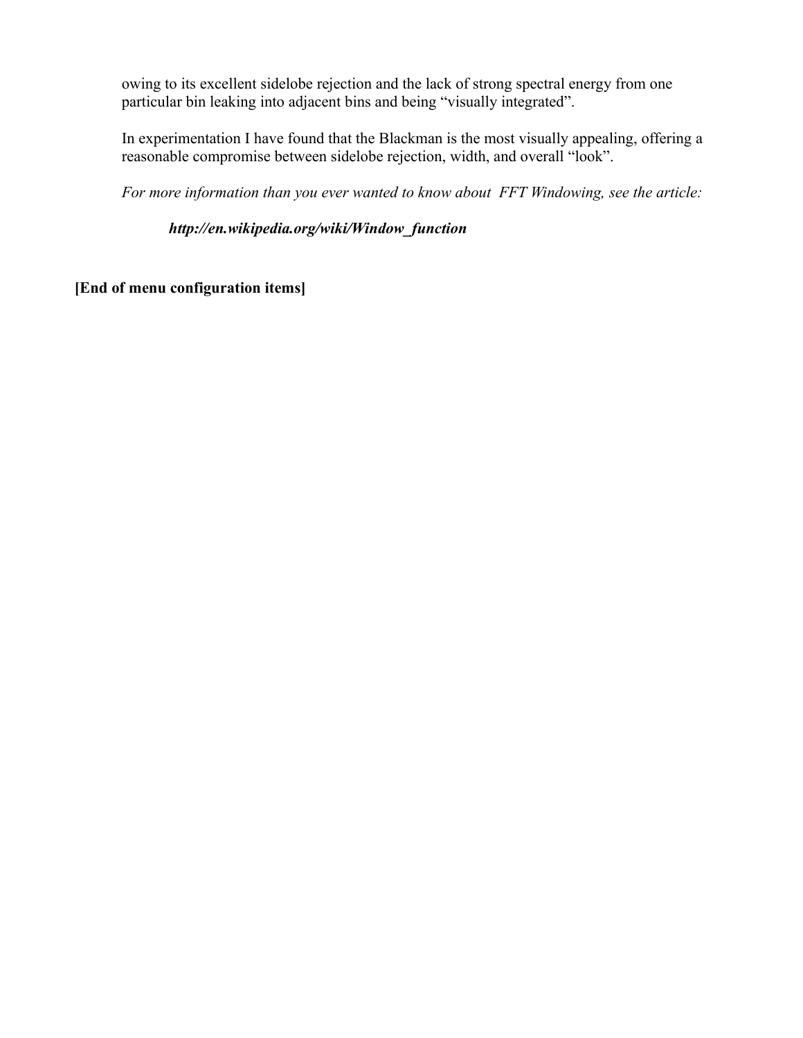owing to its excellent sidelobe rejection and the lack of strong spectral energy from one particular bin leaking into adjacent bins and being "visually integrated".

In experimentation I have found that the Blackman is the most visually appealing, offering a reasonable compromise between sidelobe rejection, width, and overall "look".

*For more information than you ever wanted to know about FFT Windowing, see the article:*

***http://en.wikipedia.org/wiki/Window_function***

**[End of menu configuration items]**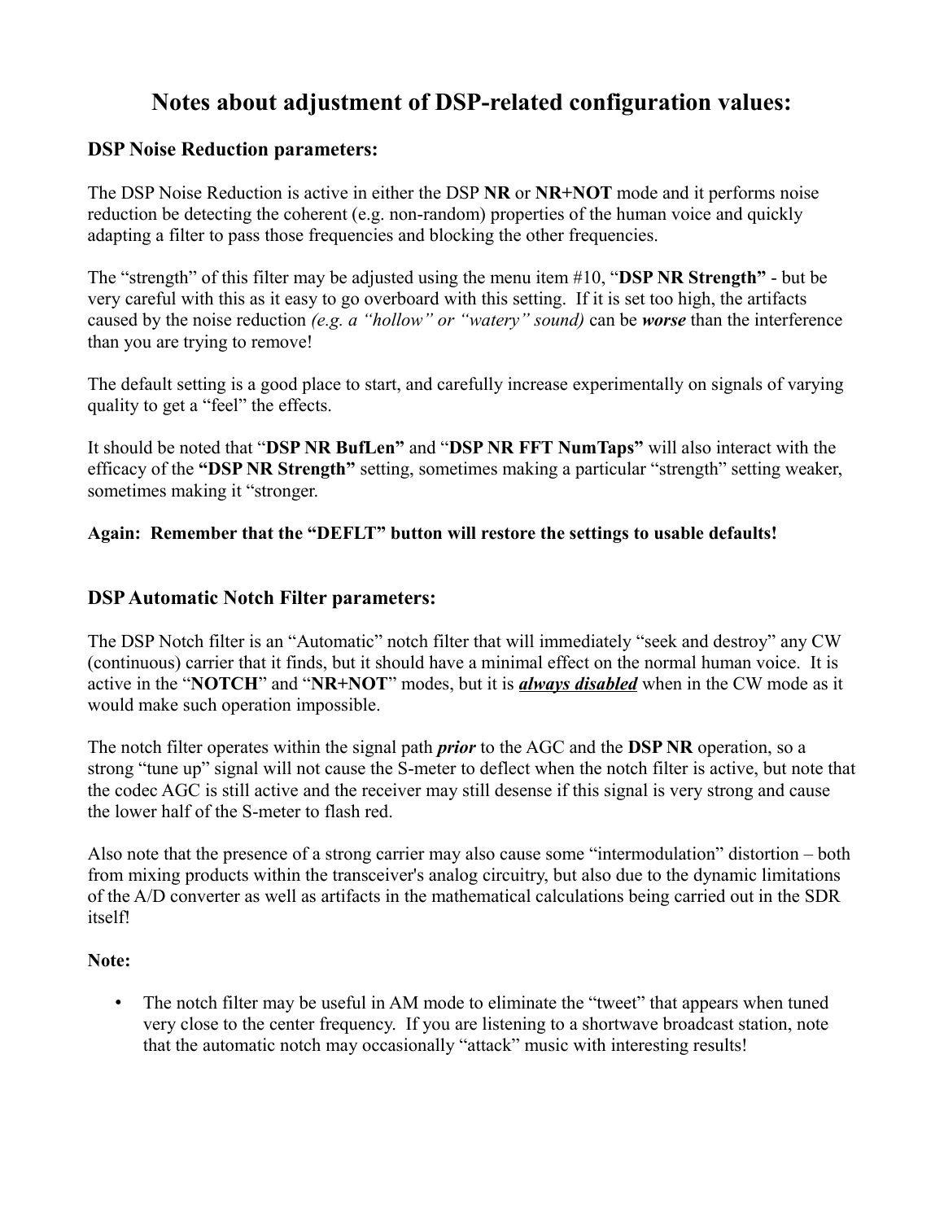# Notes about adjustment of DSP-related configuration values:

### DSP Noise Reduction parameters:

The DSP Noise Reduction is active in either the DSP **NR** or **NR+NOT** mode and it performs noise reduction be detecting the coherent (e.g. non-random) properties of the human voice and quickly adapting a filter to pass those frequencies and blocking the other frequencies.

The "strength" of this filter may be adjusted using the menu item #10, "**DSP NR Strength"** - but be very careful with this as it easy to go overboard with this setting. If it is set too high, the artifacts caused by the noise reduction *(e.g. a "hollow" or "watery" sound)* can be ***worse*** than the interference than you are trying to remove!

The default setting is a good place to start, and carefully increase experimentally on signals of varying quality to get a "feel" the effects.

It should be noted that "**DSP NR BufLen"** and "**DSP NR FFT NumTaps"** will also interact with the efficacy of the **"DSP NR Strength"** setting, sometimes making a particular "strength" setting weaker, sometimes making it "stronger.

**Again: Remember that the "DEFLT" button will restore the settings to usable defaults!**

### DSP Automatic Notch Filter parameters:

The DSP Notch filter is an "Automatic" notch filter that will immediately "seek and destroy" any CW (continuous) carrier that it finds, but it should have a minimal effect on the normal human voice. It is active in the "**NOTCH**" and "**NR+NOT**" modes, but it is ***always disabled*** when in the CW mode as it would make such operation impossible.

The notch filter operates within the signal path ***prior*** to the AGC and the **DSP NR** operation, so a strong "tune up" signal will not cause the S-meter to deflect when the notch filter is active, but note that the codec AGC is still active and the receiver may still desense if this signal is very strong and cause the lower half of the S-meter to flash red.

Also note that the presence of a strong carrier may also cause some "intermodulation" distortion – both from mixing products within the transceiver's analog circuitry, but also due to the dynamic limitations of the A/D converter as well as artifacts in the mathematical calculations being carried out in the SDR itself!

**Note:**

- The notch filter may be useful in AM mode to eliminate the "tweet" that appears when tuned very close to the center frequency. If you are listening to a shortwave broadcast station, note that the automatic notch may occasionally "attack" music with interesting results!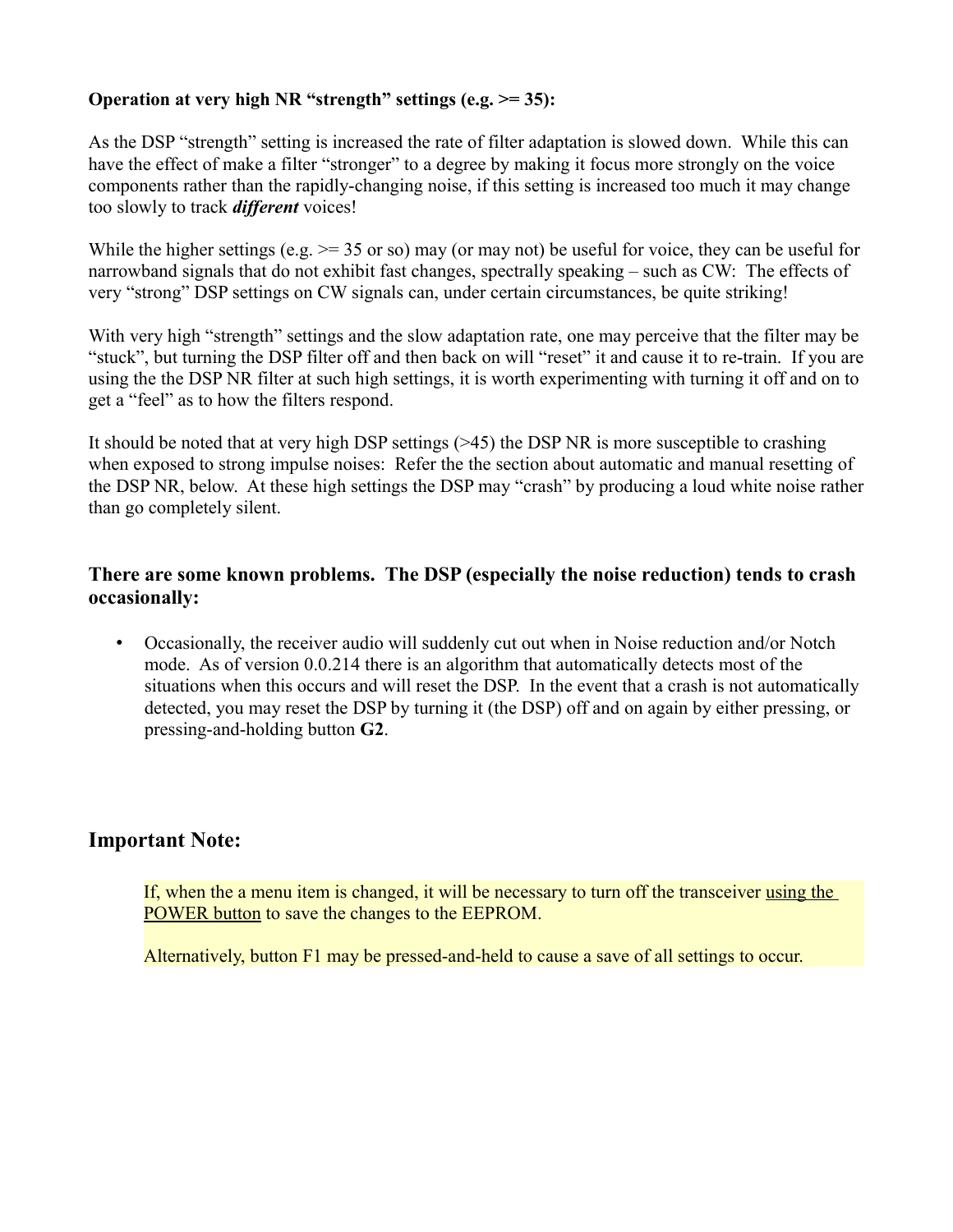**Operation at very high NR "strength" settings (e.g. >= 35):**

As the DSP "strength" setting is increased the rate of filter adaptation is slowed down. While this can have the effect of make a filter "stronger" to a degree by making it focus more strongly on the voice components rather than the rapidly-changing noise, if this setting is increased too much it may change too slowly to track ***different*** voices!

While the higher settings (e.g. >= 35 or so) may (or may not) be useful for voice, they can be useful for narrowband signals that do not exhibit fast changes, spectrally speaking – such as CW: The effects of very "strong" DSP settings on CW signals can, under certain circumstances, be quite striking!

With very high "strength" settings and the slow adaptation rate, one may perceive that the filter may be "stuck", but turning the DSP filter off and then back on will "reset" it and cause it to re-train. If you are using the the DSP NR filter at such high settings, it is worth experimenting with turning it off and on to get a "feel" as to how the filters respond.

It should be noted that at very high DSP settings (>45) the DSP NR is more susceptible to crashing when exposed to strong impulse noises: Refer the the section about automatic and manual resetting of the DSP NR, below. At these high settings the DSP may "crash" by producing a loud white noise rather than go completely silent.

### There are some known problems. The DSP (especially the noise reduction) tends to crash occasionally:

- Occasionally, the receiver audio will suddenly cut out when in Noise reduction and/or Notch mode. As of version 0.0.214 there is an algorithm that automatically detects most of the situations when this occurs and will reset the DSP. In the event that a crash is not automatically detected, you may reset the DSP by turning it (the DSP) off and on again by either pressing, or pressing-and-holding button **G2**.

## Important Note:

If, when the a menu item is changed, it will be necessary to turn off the transceiver <u>using the POWER button</u> to save the changes to the EEPROM.

Alternatively, button F1 may be pressed-and-held to cause a save of all settings to occur.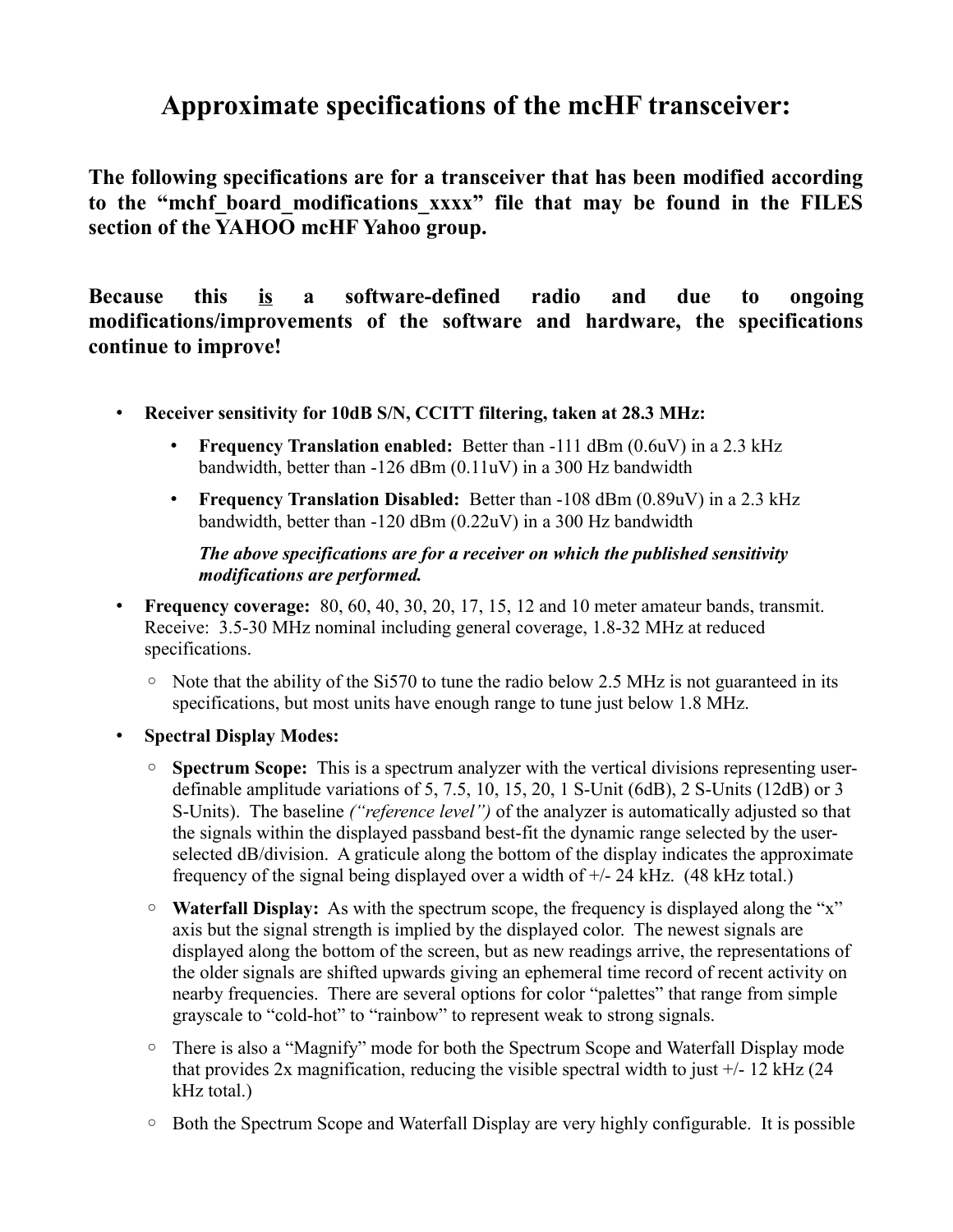# Approximate specifications of the mcHF transceiver:

**The following specifications are for a transceiver that has been modified according to the "mchf_board_modifications_xxxx" file that may be found in the FILES section of the YAHOO mcHF Yahoo group.**

**Because this <u>is</u> a software-defined radio and due to ongoing modifications/improvements of the software and hardware, the specifications continue to improve!**

- **Receiver sensitivity for 10dB S/N, CCITT filtering, taken at 28.3 MHz:**
  - **Frequency Translation enabled:** Better than -111 dBm (0.6uV) in a 2.3 kHz bandwidth, better than -126 dBm (0.11uV) in a 300 Hz bandwidth
  - **Frequency Translation Disabled:** Better than -108 dBm (0.89uV) in a 2.3 kHz bandwidth, better than -120 dBm (0.22uV) in a 300 Hz bandwidth

    ***The above specifications are for a receiver on which the published sensitivity modifications are performed.***
- **Frequency coverage:** 80, 60, 40, 30, 20, 17, 15, 12 and 10 meter amateur bands, transmit. Receive: 3.5-30 MHz nominal including general coverage, 1.8-32 MHz at reduced specifications.
  - Note that the ability of the Si570 to tune the radio below 2.5 MHz is not guaranteed in its specifications, but most units have enough range to tune just below 1.8 MHz.
- **Spectral Display Modes:**
  - **Spectrum Scope:** This is a spectrum analyzer with the vertical divisions representing user-definable amplitude variations of 5, 7.5, 10, 15, 20, 1 S-Unit (6dB), 2 S-Units (12dB) or 3 S-Units). The baseline *("reference level")* of the analyzer is automatically adjusted so that the signals within the displayed passband best-fit the dynamic range selected by the user-selected dB/division. A graticule along the bottom of the display indicates the approximate frequency of the signal being displayed over a width of +/- 24 kHz. (48 kHz total.)
  - **Waterfall Display:** As with the spectrum scope, the frequency is displayed along the "x" axis but the signal strength is implied by the displayed color. The newest signals are displayed along the bottom of the screen, but as new readings arrive, the representations of the older signals are shifted upwards giving an ephemeral time record of recent activity on nearby frequencies. There are several options for color "palettes" that range from simple grayscale to "cold-hot" to "rainbow" to represent weak to strong signals.
  - There is also a "Magnify" mode for both the Spectrum Scope and Waterfall Display mode that provides 2x magnification, reducing the visible spectral width to just +/- 12 kHz (24 kHz total.)
  - Both the Spectrum Scope and Waterfall Display are very highly configurable. It is possible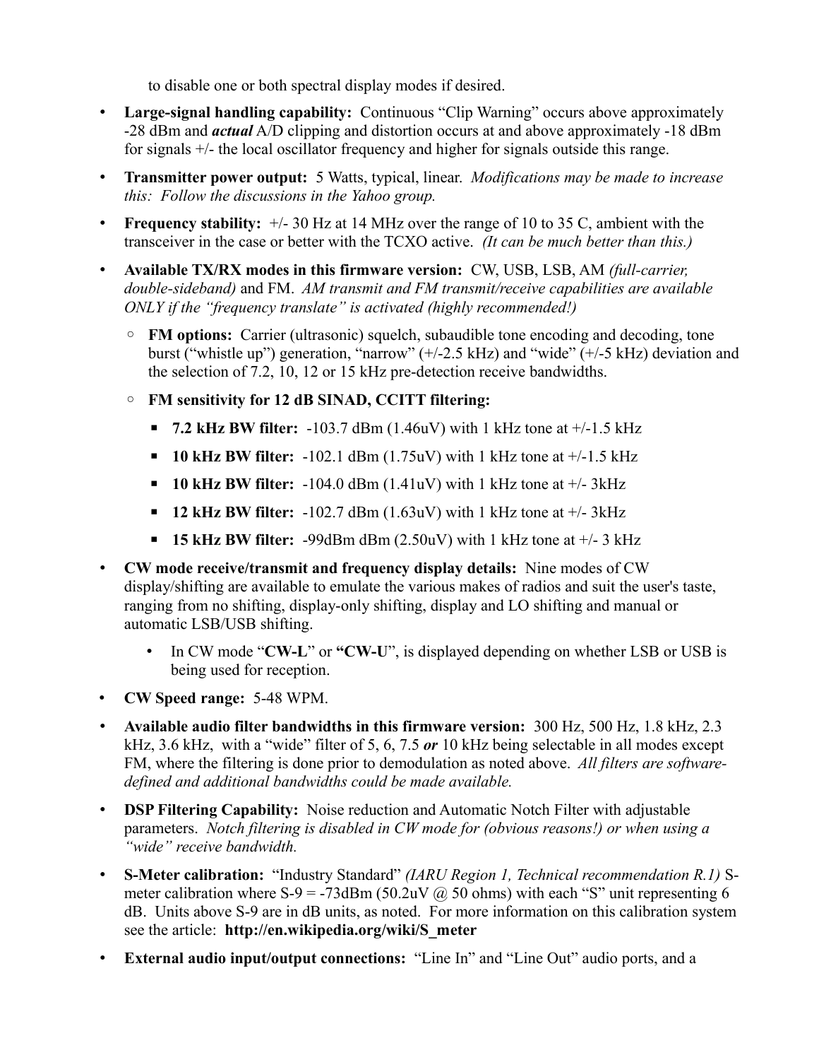to disable one or both spectral display modes if desired.

- **Large-signal handling capability:** Continuous "Clip Warning" occurs above approximately -28 dBm and ***actual*** A/D clipping and distortion occurs at and above approximately -18 dBm for signals +/- the local oscillator frequency and higher for signals outside this range.
- **Transmitter power output:** 5 Watts, typical, linear. *Modifications may be made to increase this: Follow the discussions in the Yahoo group.*
- **Frequency stability:** +/- 30 Hz at 14 MHz over the range of 10 to 35 C, ambient with the transceiver in the case or better with the TCXO active. *(It can be much better than this.)*
- **Available TX/RX modes in this firmware version:** CW, USB, LSB, AM *(full-carrier, double-sideband)* and FM. *AM transmit and FM transmit/receive capabilities are available ONLY if the "frequency translate" is activated (highly recommended!)*
  - **FM options:** Carrier (ultrasonic) squelch, subaudible tone encoding and decoding, tone burst ("whistle up") generation, "narrow" (+/-2.5 kHz) and "wide" (+/-5 kHz) deviation and the selection of 7.2, 10, 12 or 15 kHz pre-detection receive bandwidths.
  - **FM sensitivity for 12 dB SINAD, CCITT filtering:**
    - **7.2 kHz BW filter:** -103.7 dBm (1.46uV) with 1 kHz tone at +/-1.5 kHz
    - **10 kHz BW filter:** -102.1 dBm (1.75uV) with 1 kHz tone at +/-1.5 kHz
    - **10 kHz BW filter:** -104.0 dBm (1.41uV) with 1 kHz tone at +/- 3kHz
    - **12 kHz BW filter:** -102.7 dBm (1.63uV) with 1 kHz tone at +/- 3kHz
    - **15 kHz BW filter:** -99dBm dBm (2.50uV) with 1 kHz tone at +/- 3 kHz
- **CW mode receive/transmit and frequency display details:** Nine modes of CW display/shifting are available to emulate the various makes of radios and suit the user's taste, ranging from no shifting, display-only shifting, display and LO shifting and manual or automatic LSB/USB shifting.
  - In CW mode "**CW-L**" or **"CW-U**", is displayed depending on whether LSB or USB is being used for reception.
- **CW Speed range:** 5-48 WPM.
- **Available audio filter bandwidths in this firmware version:** 300 Hz, 500 Hz, 1.8 kHz, 2.3 kHz, 3.6 kHz, with a "wide" filter of 5, 6, 7.5 ***or*** 10 kHz being selectable in all modes except FM, where the filtering is done prior to demodulation as noted above. *All filters are software-defined and additional bandwidths could be made available.*
- **DSP Filtering Capability:** Noise reduction and Automatic Notch Filter with adjustable parameters. *Notch filtering is disabled in CW mode for (obvious reasons!) or when using a "wide" receive bandwidth.*
- **S-Meter calibration:** "Industry Standard" *(IARU Region 1, Technical recommendation R.1)* S-meter calibration where S-9 = -73dBm (50.2uV @ 50 ohms) with each "S" unit representing 6 dB. Units above S-9 are in dB units, as noted. For more information on this calibration system see the article: **http://en.wikipedia.org/wiki/S_meter**
- **External audio input/output connections:** "Line In" and "Line Out" audio ports, and a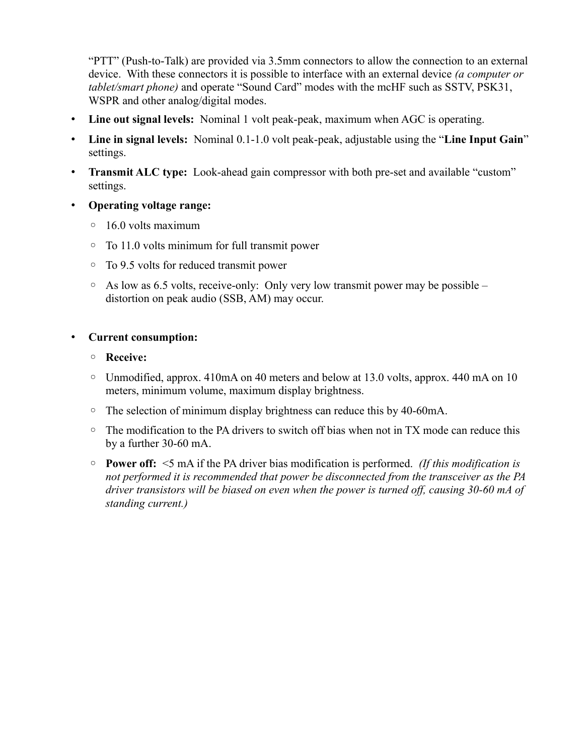"PTT" (Push-to-Talk) are provided via 3.5mm connectors to allow the connection to an external device. With these connectors it is possible to interface with an external device *(a computer or tablet/smart phone)* and operate "Sound Card" modes with the mcHF such as SSTV, PSK31, WSPR and other analog/digital modes.

- **Line out signal levels:** Nominal 1 volt peak-peak, maximum when AGC is operating.
- **Line in signal levels:** Nominal 0.1-1.0 volt peak-peak, adjustable using the "**Line Input Gain**" settings.
- **Transmit ALC type:** Look-ahead gain compressor with both pre-set and available "custom" settings.
- **Operating voltage range:**
    - 16.0 volts maximum
    - To 11.0 volts minimum for full transmit power
    - To 9.5 volts for reduced transmit power
    - As low as 6.5 volts, receive-only: Only very low transmit power may be possible – distortion on peak audio (SSB, AM) may occur.

- **Current consumption:**
    - **Receive:**
    - Unmodified, approx. 410mA on 40 meters and below at 13.0 volts, approx. 440 mA on 10 meters, minimum volume, maximum display brightness.
    - The selection of minimum display brightness can reduce this by 40-60mA.
    - The modification to the PA drivers to switch off bias when not in TX mode can reduce this by a further 30-60 mA.
    - **Power off:** <5 mA if the PA driver bias modification is performed. *(If this modification is not performed it is recommended that power be disconnected from the transceiver as the PA driver transistors will be biased on even when the power is turned off, causing 30-60 mA of standing current.)*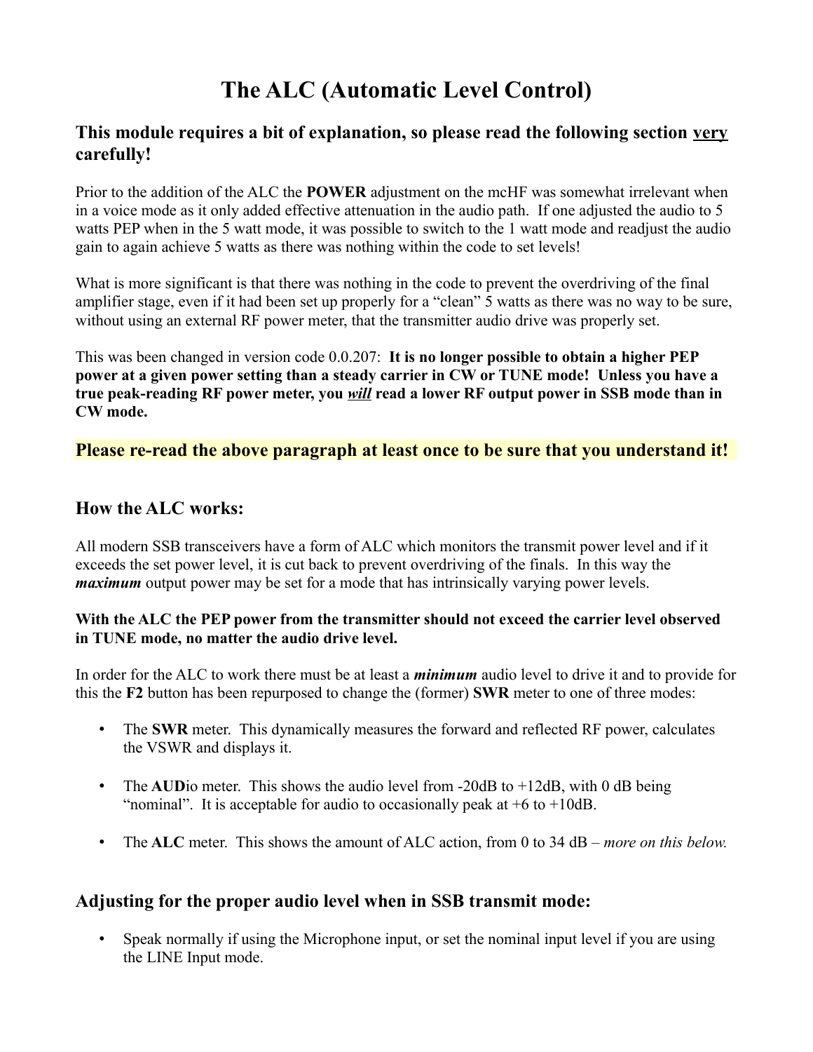# The ALC (Automatic Level Control)

### This module requires a bit of explanation, so please read the following section <u>very</u> carefully!

Prior to the addition of the ALC the **POWER** adjustment on the mcHF was somewhat irrelevant when in a voice mode as it only added effective attenuation in the audio path. If one adjusted the audio to 5 watts PEP when in the 5 watt mode, it was possible to switch to the 1 watt mode and readjust the audio gain to again achieve 5 watts as there was nothing within the code to set levels!

What is more significant is that there was nothing in the code to prevent the overdriving of the final amplifier stage, even if it had been set up properly for a "clean" 5 watts as there was no way to be sure, without using an external RF power meter, that the transmitter audio drive was properly set.

This was been changed in version code 0.0.207: **It is no longer possible to obtain a higher PEP power at a given power setting than a steady carrier in CW or TUNE mode! Unless you have a true peak-reading RF power meter, you <u>*will*</u> read a lower RF output power in SSB mode than in CW mode.**

### Please re-read the above paragraph at least once to be sure that you understand it!

### How the ALC works:

All modern SSB transceivers have a form of ALC which monitors the transmit power level and if it exceeds the set power level, it is cut back to prevent overdriving of the finals. In this way the ***maximum*** output power may be set for a mode that has intrinsically varying power levels.

**With the ALC the PEP power from the transmitter should not exceed the carrier level observed in TUNE mode, no matter the audio drive level.**

In order for the ALC to work there must be at least a ***minimum*** audio level to drive it and to provide for this the **F2** button has been repurposed to change the (former) **SWR** meter to one of three modes:

- The **SWR** meter. This dynamically measures the forward and reflected RF power, calculates the VSWR and displays it.
- The **AUD**io meter. This shows the audio level from -20dB to +12dB, with 0 dB being "nominal". It is acceptable for audio to occasionally peak at +6 to +10dB.
- The **ALC** meter. This shows the amount of ALC action, from 0 to 34 dB – *more on this below.*

### Adjusting for the proper audio level when in SSB transmit mode:

- Speak normally if using the Microphone input, or set the nominal input level if you are using the LINE Input mode.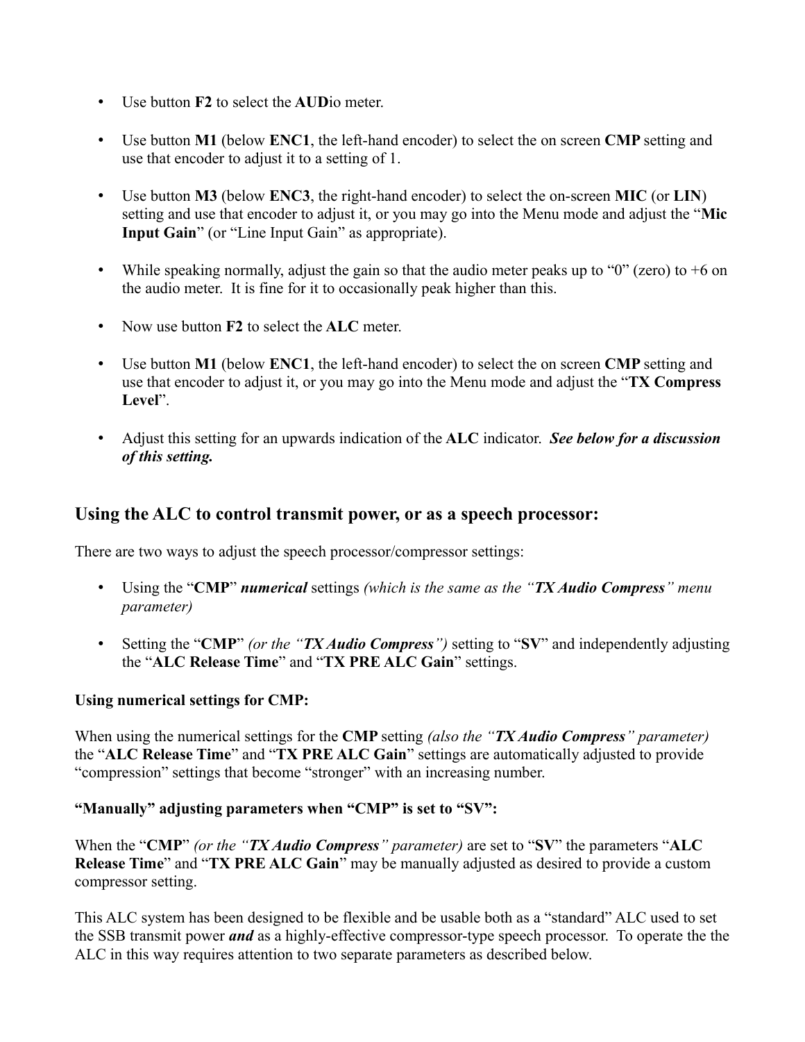- Use button **F2** to select the **AUD**io meter.
- Use button **M1** (below **ENC1**, the left-hand encoder) to select the on screen **CMP** setting and use that encoder to adjust it to a setting of 1.
- Use button **M3** (below **ENC3**, the right-hand encoder) to select the on-screen **MIC** (or **LIN**) setting and use that encoder to adjust it, or you may go into the Menu mode and adjust the "**Mic Input Gain**" (or "Line Input Gain" as appropriate).
- While speaking normally, adjust the gain so that the audio meter peaks up to "0" (zero) to +6 on the audio meter. It is fine for it to occasionally peak higher than this.
- Now use button **F2** to select the **ALC** meter.
- Use button **M1** (below **ENC1**, the left-hand encoder) to select the on screen **CMP** setting and use that encoder to adjust it, or you may go into the Menu mode and adjust the "**TX Compress Level**".
- Adjust this setting for an upwards indication of the **ALC** indicator. ***See below for a discussion of this setting.***

## Using the ALC to control transmit power, or as a speech processor:

There are two ways to adjust the speech processor/compressor settings:

- Using the "**CMP**" ***numerical*** settings *(which is the same as the "**TX Audio Compress**" menu parameter)*
- Setting the "**CMP**" *(or the "**TX Audio Compress**")* setting to "**SV**" and independently adjusting the "**ALC Release Time**" and "**TX PRE ALC Gain**" settings.

**Using numerical settings for CMP:**

When using the numerical settings for the **CMP** setting *(also the "**TX Audio Compress**" parameter)* the "**ALC Release Time**" and "**TX PRE ALC Gain**" settings are automatically adjusted to provide "compression" settings that become "stronger" with an increasing number.

**"Manually" adjusting parameters when "CMP" is set to "SV":**

When the "**CMP**" *(or the "**TX Audio Compress**" parameter)* are set to "**SV**" the parameters "**ALC Release Time**" and "**TX PRE ALC Gain**" may be manually adjusted as desired to provide a custom compressor setting.

This ALC system has been designed to be flexible and be usable both as a "standard" ALC used to set the SSB transmit power ***and*** as a highly-effective compressor-type speech processor. To operate the the ALC in this way requires attention to two separate parameters as described below.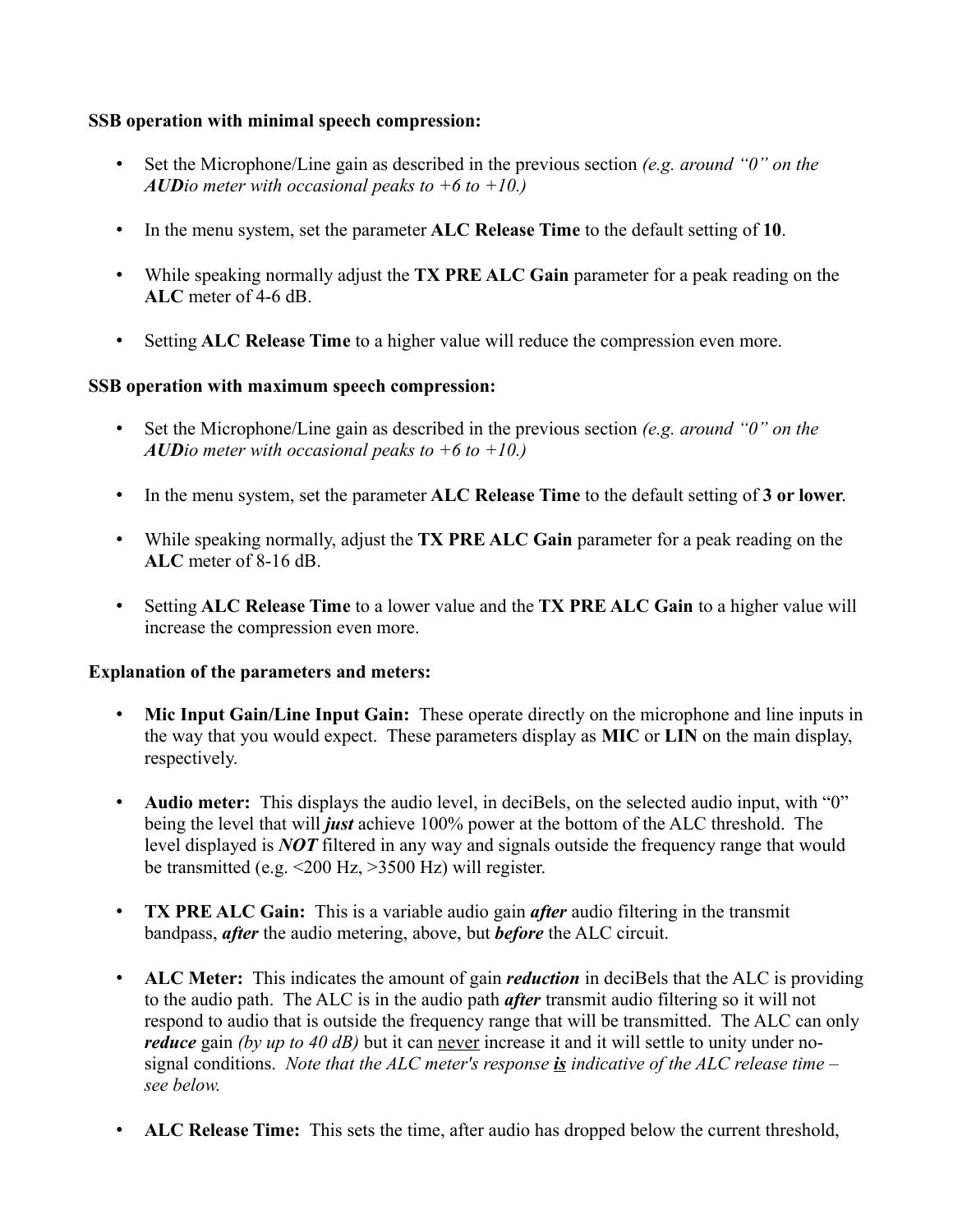**SSB operation with minimal speech compression:**

- Set the Microphone/Line gain as described in the previous section *(e.g. around "0" on the **AUD**io meter with occasional peaks to +6 to +10.)*
- In the menu system, set the parameter **ALC Release Time** to the default setting of **10**.
- While speaking normally adjust the **TX PRE ALC Gain** parameter for a peak reading on the **ALC** meter of 4-6 dB.
- Setting **ALC Release Time** to a higher value will reduce the compression even more.

**SSB operation with maximum speech compression:**

- Set the Microphone/Line gain as described in the previous section *(e.g. around "0" on the **AUD**io meter with occasional peaks to +6 to +10.)*
- In the menu system, set the parameter **ALC Release Time** to the default setting of **3 or lower**.
- While speaking normally, adjust the **TX PRE ALC Gain** parameter for a peak reading on the **ALC** meter of 8-16 dB.
- Setting **ALC Release Time** to a lower value and the **TX PRE ALC Gain** to a higher value will increase the compression even more.

**Explanation of the parameters and meters:**

- **Mic Input Gain/Line Input Gain:** These operate directly on the microphone and line inputs in the way that you would expect. These parameters display as **MIC** or **LIN** on the main display, respectively.
- **Audio meter:** This displays the audio level, in deciBels, on the selected audio input, with "0" being the level that will ***just*** achieve 100% power at the bottom of the ALC threshold. The level displayed is ***NOT*** filtered in any way and signals outside the frequency range that would be transmitted (e.g. <200 Hz, >3500 Hz) will register.
- **TX PRE ALC Gain:** This is a variable audio gain ***after*** audio filtering in the transmit bandpass, ***after*** the audio metering, above, but ***before*** the ALC circuit.
- **ALC Meter:** This indicates the amount of gain ***reduction*** in deciBels that the ALC is providing to the audio path. The ALC is in the audio path ***after*** transmit audio filtering so it will not respond to audio that is outside the frequency range that will be transmitted. The ALC can only ***reduce*** gain *(by up to 40 dB)* but it can <u>never</u> increase it and it will settle to unity under no-signal conditions. *Note that the ALC meter's response **<u>is</u>** indicative of the ALC release time – see below.*
- **ALC Release Time:** This sets the time, after audio has dropped below the current threshold,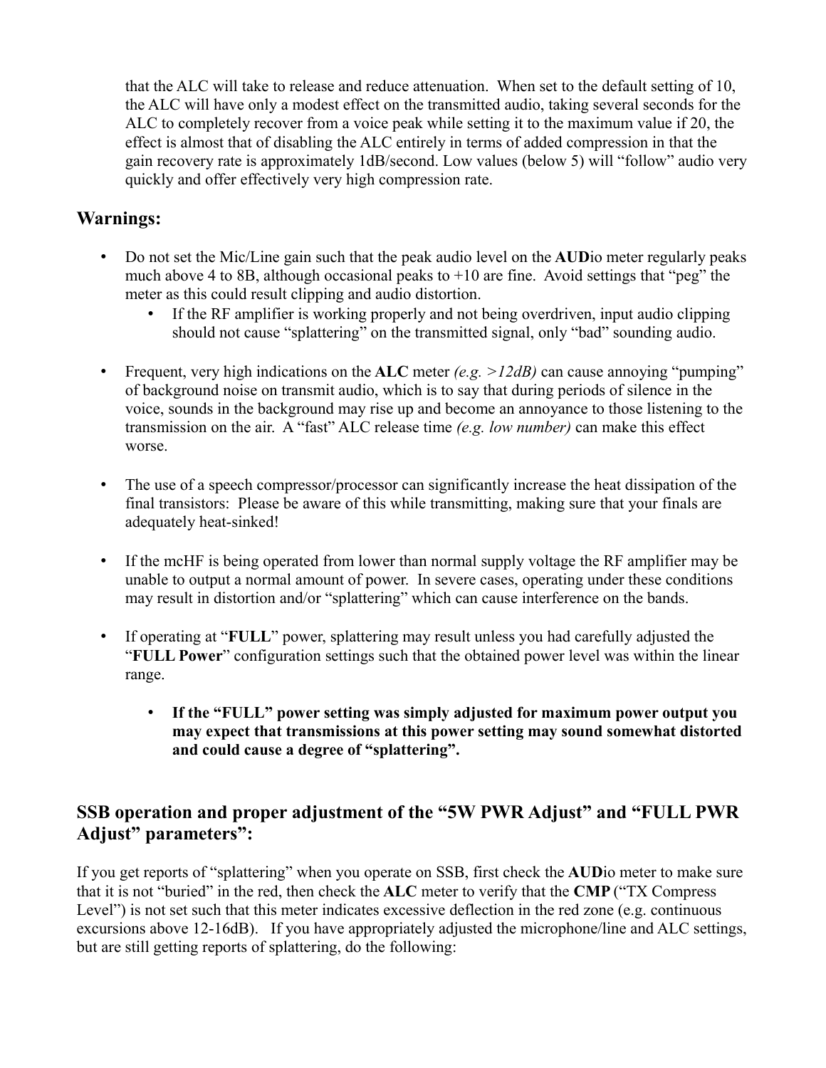that the ALC will take to release and reduce attenuation. When set to the default setting of 10, the ALC will have only a modest effect on the transmitted audio, taking several seconds for the ALC to completely recover from a voice peak while setting it to the maximum value if 20, the effect is almost that of disabling the ALC entirely in terms of added compression in that the gain recovery rate is approximately 1dB/second. Low values (below 5) will "follow" audio very quickly and offer effectively very high compression rate.

## Warnings:

- Do not set the Mic/Line gain such that the peak audio level on the **AUD**io meter regularly peaks much above 4 to 8B, although occasional peaks to +10 are fine. Avoid settings that "peg" the meter as this could result clipping and audio distortion.
  - If the RF amplifier is working properly and not being overdriven, input audio clipping should not cause "splattering" on the transmitted signal, only "bad" sounding audio.

- Frequent, very high indications on the **ALC** meter *(e.g. >12dB)* can cause annoying "pumping" of background noise on transmit audio, which is to say that during periods of silence in the voice, sounds in the background may rise up and become an annoyance to those listening to the transmission on the air. A "fast" ALC release time *(e.g. low number)* can make this effect worse.

- The use of a speech compressor/processor can significantly increase the heat dissipation of the final transistors: Please be aware of this while transmitting, making sure that your finals are adequately heat-sinked!

- If the mcHF is being operated from lower than normal supply voltage the RF amplifier may be unable to output a normal amount of power. In severe cases, operating under these conditions may result in distortion and/or "splattering" which can cause interference on the bands.

- If operating at "**FULL**" power, splattering may result unless you had carefully adjusted the "**FULL Power**" configuration settings such that the obtained power level was within the linear range.

  - **If the "FULL" power setting was simply adjusted for maximum power output you may expect that transmissions at this power setting may sound somewhat distorted and could cause a degree of "splattering".**

## SSB operation and proper adjustment of the "5W PWR Adjust" and "FULL PWR Adjust" parameters":

If you get reports of "splattering" when you operate on SSB, first check the **AUD**io meter to make sure that it is not "buried" in the red, then check the **ALC** meter to verify that the **CMP** ("TX Compress Level") is not set such that this meter indicates excessive deflection in the red zone (e.g. continuous excursions above 12-16dB). If you have appropriately adjusted the microphone/line and ALC settings, but are still getting reports of splattering, do the following: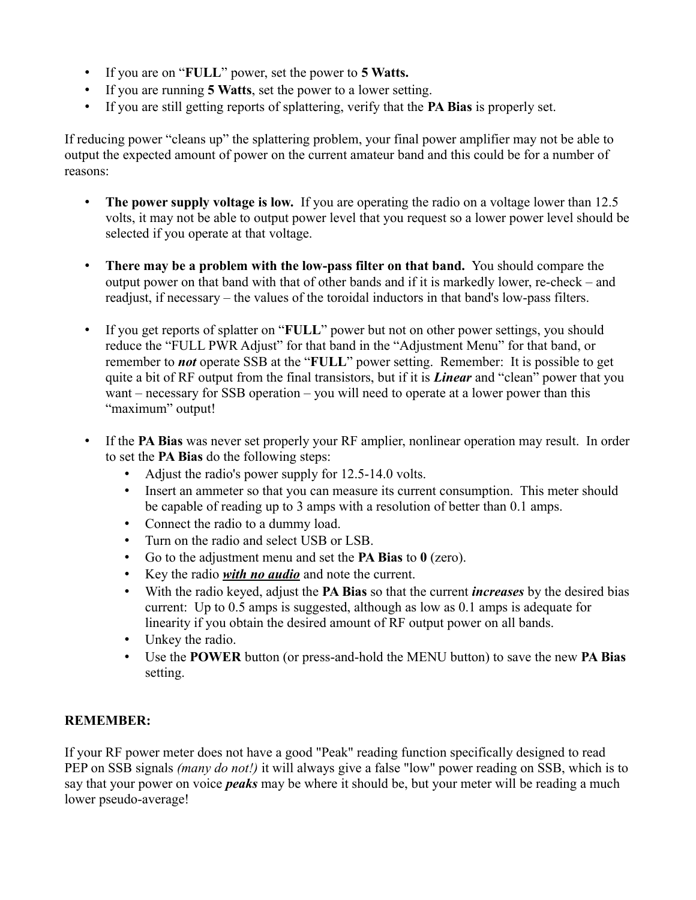- If you are on "**FULL**" power, set the power to **5 Watts.**
- If you are running **5 Watts**, set the power to a lower setting.
- If you are still getting reports of splattering, verify that the **PA Bias** is properly set.

If reducing power "cleans up" the splattering problem, your final power amplifier may not be able to output the expected amount of power on the current amateur band and this could be for a number of reasons:

- **The power supply voltage is low.** If you are operating the radio on a voltage lower than 12.5 volts, it may not be able to output power level that you request so a lower power level should be selected if you operate at that voltage.

- **There may be a problem with the low-pass filter on that band.** You should compare the output power on that band with that of other bands and if it is markedly lower, re-check – and readjust, if necessary – the values of the toroidal inductors in that band's low-pass filters.

- If you get reports of splatter on "**FULL**" power but not on other power settings, you should reduce the "FULL PWR Adjust" for that band in the "Adjustment Menu" for that band, or remember to ***not*** operate SSB at the "**FULL**" power setting. Remember: It is possible to get quite a bit of RF output from the final transistors, but if it is ***Linear*** and "clean" power that you want – necessary for SSB operation – you will need to operate at a lower power than this "maximum" output!

- If the **PA Bias** was never set properly your RF amplier, nonlinear operation may result. In order to set the **PA Bias** do the following steps:
  - Adjust the radio's power supply for 12.5-14.0 volts.
  - Insert an ammeter so that you can measure its current consumption. This meter should be capable of reading up to 3 amps with a resolution of better than 0.1 amps.
  - Connect the radio to a dummy load.
  - Turn on the radio and select USB or LSB.
  - Go to the adjustment menu and set the **PA Bias** to **0** (zero).
  - Key the radio ***<u>with no audio</u>*** and note the current.
  - With the radio keyed, adjust the **PA Bias** so that the current ***increases*** by the desired bias current: Up to 0.5 amps is suggested, although as low as 0.1 amps is adequate for linearity if you obtain the desired amount of RF output power on all bands.
  - Unkey the radio.
  - Use the **POWER** button (or press-and-hold the MENU button) to save the new **PA Bias** setting.

**REMEMBER:**

If your RF power meter does not have a good "Peak" reading function specifically designed to read PEP on SSB signals *(many do not!)* it will always give a false "low" power reading on SSB, which is to say that your power on voice ***peaks*** may be where it should be, but your meter will be reading a much lower pseudo-average!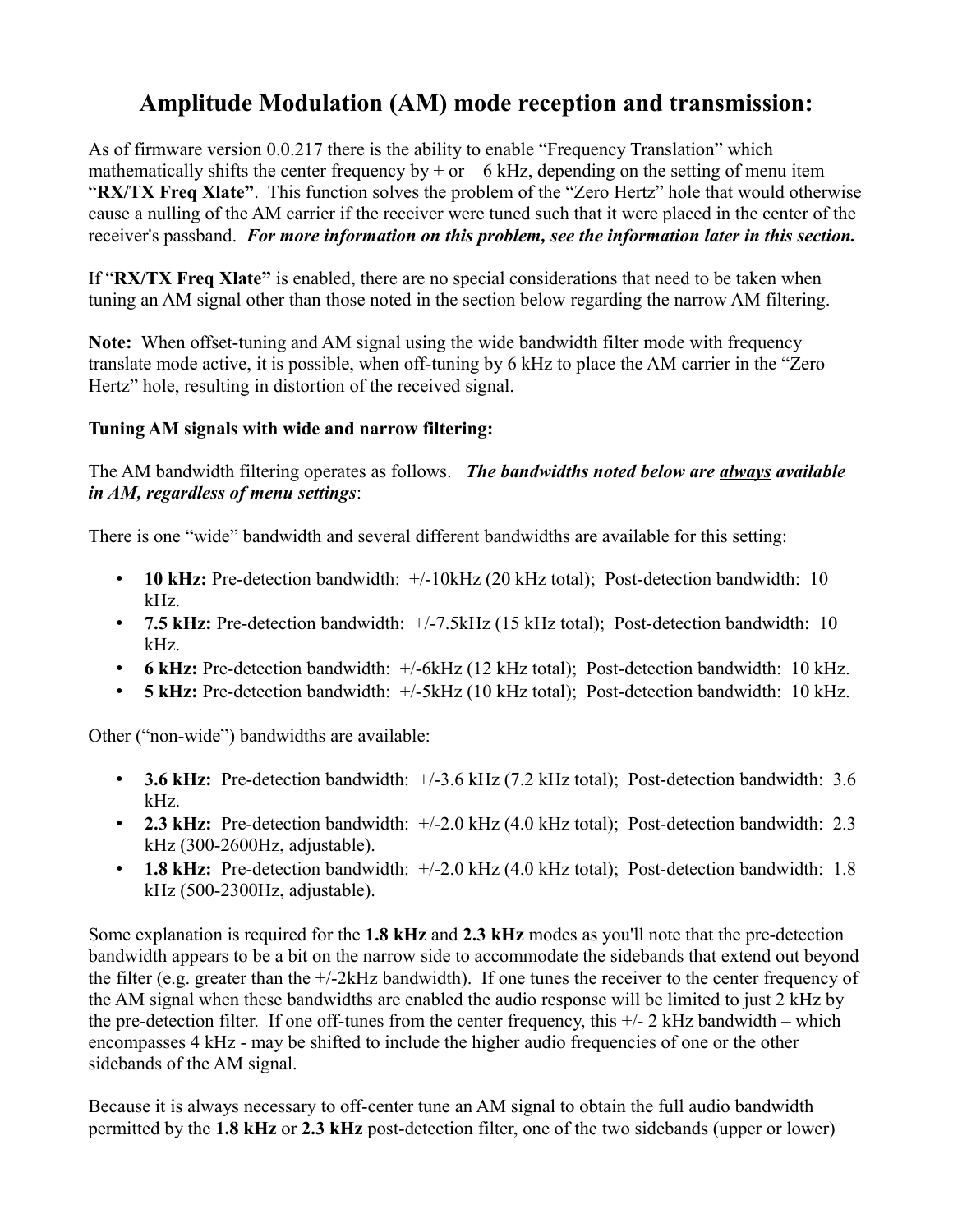# Amplitude Modulation (AM) mode reception and transmission:

As of firmware version 0.0.217 there is the ability to enable "Frequency Translation" which mathematically shifts the center frequency by + or – 6 kHz, depending on the setting of menu item "**RX/TX Freq Xlate"**. This function solves the problem of the "Zero Hertz" hole that would otherwise cause a nulling of the AM carrier if the receiver were tuned such that it were placed in the center of the receiver's passband. ***For more information on this problem, see the information later in this section.***

If "**RX/TX Freq Xlate"** is enabled, there are no special considerations that need to be taken when tuning an AM signal other than those noted in the section below regarding the narrow AM filtering.

**Note:** When offset-tuning and AM signal using the wide bandwidth filter mode with frequency translate mode active, it is possible, when off-tuning by 6 kHz to place the AM carrier in the "Zero Hertz" hole, resulting in distortion of the received signal.

**Tuning AM signals with wide and narrow filtering:**

The AM bandwidth filtering operates as follows. ***The bandwidths noted below are <u>always</u> available in AM, regardless of menu settings***:

There is one "wide" bandwidth and several different bandwidths are available for this setting:

- **10 kHz:** Pre-detection bandwidth: +/-10kHz (20 kHz total); Post-detection bandwidth: 10 kHz.
- **7.5 kHz:** Pre-detection bandwidth: +/-7.5kHz (15 kHz total); Post-detection bandwidth: 10 kHz.
- **6 kHz:** Pre-detection bandwidth: +/-6kHz (12 kHz total); Post-detection bandwidth: 10 kHz.
- **5 kHz:** Pre-detection bandwidth: +/-5kHz (10 kHz total); Post-detection bandwidth: 10 kHz.

Other ("non-wide") bandwidths are available:

- **3.6 kHz:** Pre-detection bandwidth: +/-3.6 kHz (7.2 kHz total); Post-detection bandwidth: 3.6 kHz.
- **2.3 kHz:** Pre-detection bandwidth: +/-2.0 kHz (4.0 kHz total); Post-detection bandwidth: 2.3 kHz (300-2600Hz, adjustable).
- **1.8 kHz:** Pre-detection bandwidth: +/-2.0 kHz (4.0 kHz total); Post-detection bandwidth: 1.8 kHz (500-2300Hz, adjustable).

Some explanation is required for the **1.8 kHz** and **2.3 kHz** modes as you'll note that the pre-detection bandwidth appears to be a bit on the narrow side to accommodate the sidebands that extend out beyond the filter (e.g. greater than the +/-2kHz bandwidth). If one tunes the receiver to the center frequency of the AM signal when these bandwidths are enabled the audio response will be limited to just 2 kHz by the pre-detection filter. If one off-tunes from the center frequency, this +/- 2 kHz bandwidth – which encompasses 4 kHz - may be shifted to include the higher audio frequencies of one or the other sidebands of the AM signal.

Because it is always necessary to off-center tune an AM signal to obtain the full audio bandwidth permitted by the **1.8 kHz** or **2.3 kHz** post-detection filter, one of the two sidebands (upper or lower)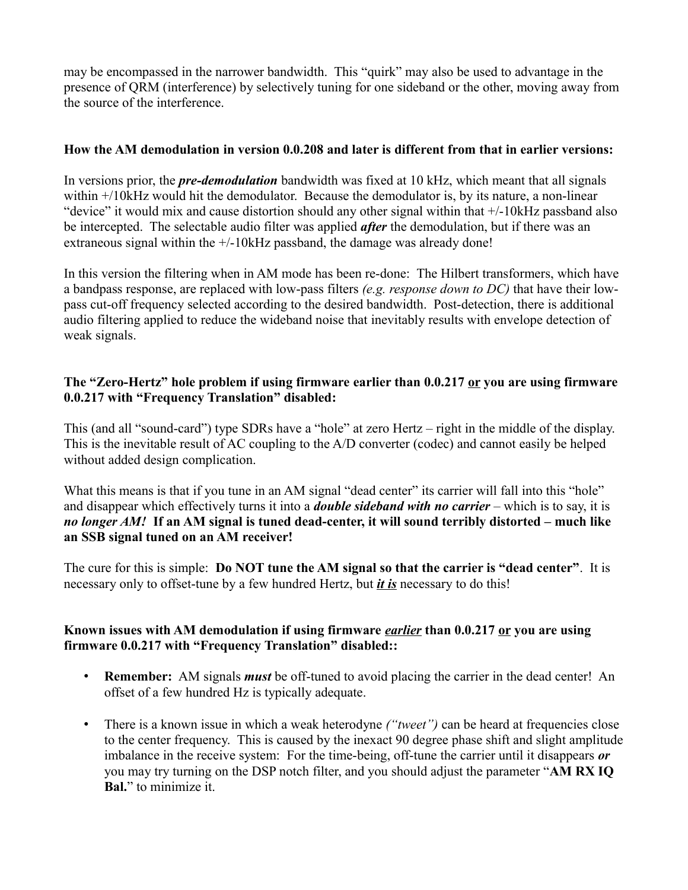may be encompassed in the narrower bandwidth. This "quirk" may also be used to advantage in the presence of QRM (interference) by selectively tuning for one sideband or the other, moving away from the source of the interference.

**How the AM demodulation in version 0.0.208 and later is different from that in earlier versions:**

In versions prior, the ***pre-demodulation*** bandwidth was fixed at 10 kHz, which meant that all signals within +/10kHz would hit the demodulator. Because the demodulator is, by its nature, a non-linear "device" it would mix and cause distortion should any other signal within that +/-10kHz passband also be intercepted. The selectable audio filter was applied ***after*** the demodulation, but if there was an extraneous signal within the +/-10kHz passband, the damage was already done!

In this version the filtering when in AM mode has been re-done: The Hilbert transformers, which have a bandpass response, are replaced with low-pass filters *(e.g. response down to DC)* that have their low-pass cut-off frequency selected according to the desired bandwidth. Post-detection, there is additional audio filtering applied to reduce the wideband noise that inevitably results with envelope detection of weak signals.

**The "Zero-Hertz" hole problem if using firmware earlier than 0.0.217 <u>or</u> you are using firmware 0.0.217 with "Frequency Translation" disabled:**

This (and all "sound-card") type SDRs have a "hole" at zero Hertz – right in the middle of the display. This is the inevitable result of AC coupling to the A/D converter (codec) and cannot easily be helped without added design complication.

What this means is that if you tune in an AM signal "dead center" its carrier will fall into this "hole" and disappear which effectively turns it into a ***double sideband with no carrier*** – which is to say, it is ***no longer AM!*** **If an AM signal is tuned dead-center, it will sound terribly distorted – much like an SSB signal tuned on an AM receiver!**

The cure for this is simple: **Do NOT tune the AM signal so that the carrier is "dead center"**. It is necessary only to offset-tune by a few hundred Hertz, but ***<u>it is</u>*** necessary to do this!

**Known issues with AM demodulation if using firmware *<u>earlier</u>* than 0.0.217 <u>or</u> you are using firmware 0.0.217 with "Frequency Translation" disabled::**

- **Remember:** AM signals ***must*** be off-tuned to avoid placing the carrier in the dead center! An offset of a few hundred Hz is typically adequate.
- There is a known issue in which a weak heterodyne *("tweet")* can be heard at frequencies close to the center frequency. This is caused by the inexact 90 degree phase shift and slight amplitude imbalance in the receive system: For the time-being, off-tune the carrier until it disappears ***or*** you may try turning on the DSP notch filter, and you should adjust the parameter "**AM RX IQ Bal.**" to minimize it.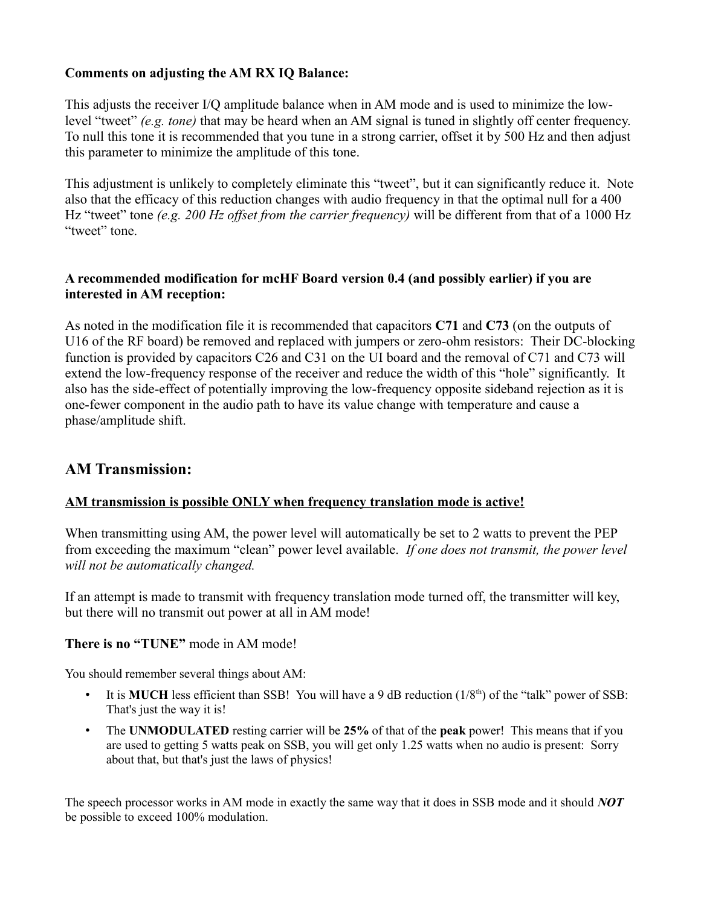**Comments on adjusting the AM RX IQ Balance:**

This adjusts the receiver I/Q amplitude balance when in AM mode and is used to minimize the low-level "tweet" *(e.g. tone)* that may be heard when an AM signal is tuned in slightly off center frequency. To null this tone it is recommended that you tune in a strong carrier, offset it by 500 Hz and then adjust this parameter to minimize the amplitude of this tone.

This adjustment is unlikely to completely eliminate this "tweet", but it can significantly reduce it. Note also that the efficacy of this reduction changes with audio frequency in that the optimal null for a 400 Hz "tweet" tone *(e.g. 200 Hz offset from the carrier frequency)* will be different from that of a 1000 Hz "tweet" tone.

**A recommended modification for mcHF Board version 0.4 (and possibly earlier) if you are interested in AM reception:**

As noted in the modification file it is recommended that capacitors **C71** and **C73** (on the outputs of U16 of the RF board) be removed and replaced with jumpers or zero-ohm resistors: Their DC-blocking function is provided by capacitors C26 and C31 on the UI board and the removal of C71 and C73 will extend the low-frequency response of the receiver and reduce the width of this "hole" significantly. It also has the side-effect of potentially improving the low-frequency opposite sideband rejection as it is one-fewer component in the audio path to have its value change with temperature and cause a phase/amplitude shift.

## AM Transmission:

**<u>AM transmission is possible ONLY when frequency translation mode is active!</u>**

When transmitting using AM, the power level will automatically be set to 2 watts to prevent the PEP from exceeding the maximum "clean" power level available. *If one does not transmit, the power level will not be automatically changed.*

If an attempt is made to transmit with frequency translation mode turned off, the transmitter will key, but there will no transmit out power at all in AM mode!

**There is no "TUNE"** mode in AM mode!

You should remember several things about AM:

- It is **MUCH** less efficient than SSB! You will have a 9 dB reduction (1/8$^{th}$) of the "talk" power of SSB: That's just the way it is!
- The **UNMODULATED** resting carrier will be **25%** of that of the **peak** power! This means that if you are used to getting 5 watts peak on SSB, you will get only 1.25 watts when no audio is present: Sorry about that, but that's just the laws of physics!

The speech processor works in AM mode in exactly the same way that it does in SSB mode and it should ***NOT*** be possible to exceed 100% modulation.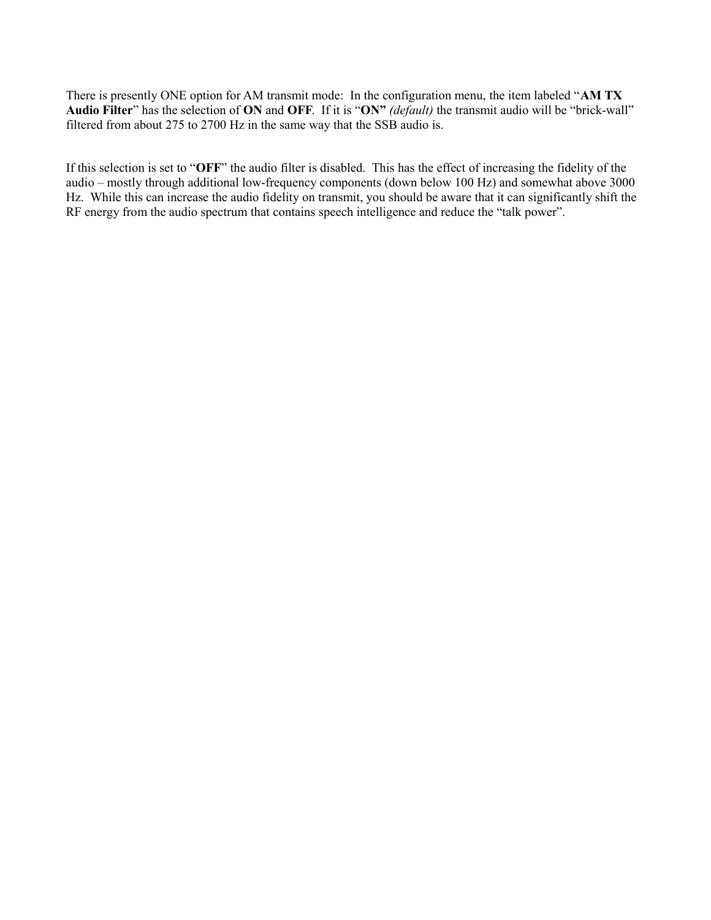There is presently ONE option for AM transmit mode: In the configuration menu, the item labeled "**AM TX Audio Filter**" has the selection of **ON** and **OFF**. If it is "**ON"** *(default)* the transmit audio will be "brick-wall" filtered from about 275 to 2700 Hz in the same way that the SSB audio is.

If this selection is set to "**OFF**" the audio filter is disabled. This has the effect of increasing the fidelity of the audio – mostly through additional low-frequency components (down below 100 Hz) and somewhat above 3000 Hz. While this can increase the audio fidelity on transmit, you should be aware that it can significantly shift the RF energy from the audio spectrum that contains speech intelligence and reduce the "talk power".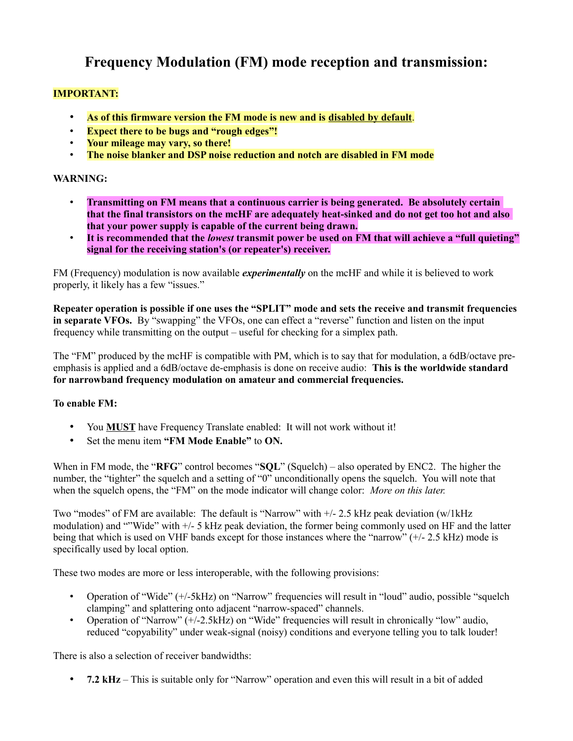# Frequency Modulation (FM) mode reception and transmission:

**IMPORTANT:**

- **As of this firmware version the FM mode is new and is disabled by default**.
- **Expect there to be bugs and "rough edges"!**
- **Your mileage may vary, so there!**
- **The noise blanker and DSP noise reduction and notch are disabled in FM mode**

**WARNING:**

- **Transmitting on FM means that a continuous carrier is being generated. Be absolutely certain that the final transistors on the mcHF are adequately heat-sinked and do not get too hot and also that your power supply is capable of the current being drawn.**
- **It is recommended that the *lowest* transmit power be used on FM that will achieve a "full quieting" signal for the receiving station's (or repeater's) receiver.**

FM (Frequency) modulation is now available ***experimentally*** on the mcHF and while it is believed to work properly, it likely has a few "issues."

**Repeater operation is possible if one uses the "SPLIT" mode and sets the receive and transmit frequencies in separate VFOs.** By "swapping" the VFOs, one can effect a "reverse" function and listen on the input frequency while transmitting on the output – useful for checking for a simplex path.

The "FM" produced by the mcHF is compatible with PM, which is to say that for modulation, a 6dB/octave pre-emphasis is applied and a 6dB/octave de-emphasis is done on receive audio: **This is the worldwide standard for narrowband frequency modulation on amateur and commercial frequencies.**

**To enable FM:**

- You **MUST** have Frequency Translate enabled: It will not work without it!
- Set the menu item **"FM Mode Enable"** to **ON.**

When in FM mode, the "**RFG**" control becomes "**SQL**" (Squelch) – also operated by ENC2. The higher the number, the "tighter" the squelch and a setting of "0" unconditionally opens the squelch. You will note that when the squelch opens, the "FM" on the mode indicator will change color: *More on this later.*

Two "modes" of FM are available: The default is "Narrow" with +/- 2.5 kHz peak deviation (w/1kHz modulation) and ""Wide" with +/- 5 kHz peak deviation, the former being commonly used on HF and the latter being that which is used on VHF bands except for those instances where the "narrow" (+/- 2.5 kHz) mode is specifically used by local option.

These two modes are more or less interoperable, with the following provisions:

- Operation of "Wide" (+/-5kHz) on "Narrow" frequencies will result in "loud" audio, possible "squelch clamping" and splattering onto adjacent "narrow-spaced" channels.
- Operation of "Narrow" (+/-2.5kHz) on "Wide" frequencies will result in chronically "low" audio, reduced "copyability" under weak-signal (noisy) conditions and everyone telling you to talk louder!

There is also a selection of receiver bandwidths:

- **7.2 kHz** – This is suitable only for "Narrow" operation and even this will result in a bit of added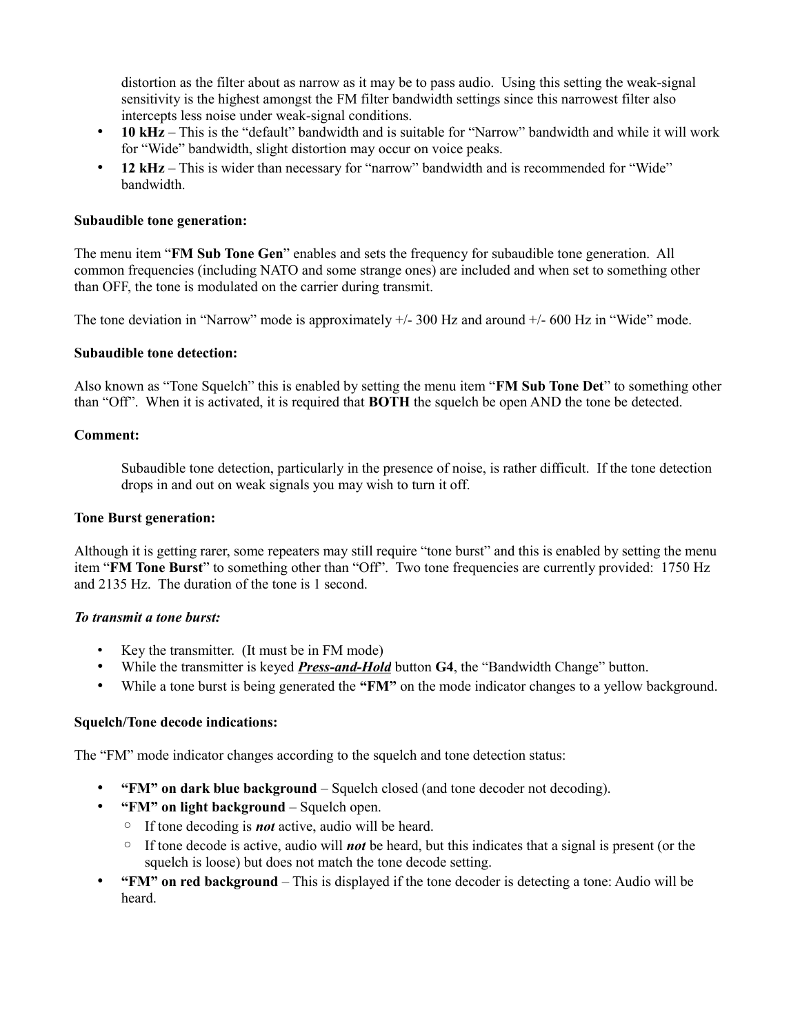distortion as the filter about as narrow as it may be to pass audio. Using this setting the weak-signal sensitivity is the highest amongst the FM filter bandwidth settings since this narrowest filter also intercepts less noise under weak-signal conditions.

- **10 kHz** – This is the "default" bandwidth and is suitable for "Narrow" bandwidth and while it will work for "Wide" bandwidth, slight distortion may occur on voice peaks.
- **12 kHz** – This is wider than necessary for "narrow" bandwidth and is recommended for "Wide" bandwidth.

**Subaudible tone generation:**

The menu item "**FM Sub Tone Gen**" enables and sets the frequency for subaudible tone generation. All common frequencies (including NATO and some strange ones) are included and when set to something other than OFF, the tone is modulated on the carrier during transmit.

The tone deviation in "Narrow" mode is approximately +/- 300 Hz and around +/- 600 Hz in "Wide" mode.

**Subaudible tone detection:**

Also known as "Tone Squelch" this is enabled by setting the menu item "**FM Sub Tone Det**" to something other than "Off". When it is activated, it is required that **BOTH** the squelch be open AND the tone be detected.

**Comment:**

> Subaudible tone detection, particularly in the presence of noise, is rather difficult. If the tone detection drops in and out on weak signals you may wish to turn it off.

**Tone Burst generation:**

Although it is getting rarer, some repeaters may still require "tone burst" and this is enabled by setting the menu item "**FM Tone Burst**" to something other than "Off". Two tone frequencies are currently provided: 1750 Hz and 2135 Hz. The duration of the tone is 1 second.

***To transmit a tone burst:***

- Key the transmitter. (It must be in FM mode)
- While the transmitter is keyed ***<u>Press-and-Hold</u>*** button **G4**, the "Bandwidth Change" button.
- While a tone burst is being generated the **"FM"** on the mode indicator changes to a yellow background.

**Squelch/Tone decode indications:**

The "FM" mode indicator changes according to the squelch and tone detection status:

- **"FM" on dark blue background** – Squelch closed (and tone decoder not decoding).
- **"FM" on light background** – Squelch open.
  - If tone decoding is ***not*** active, audio will be heard.
  - If tone decode is active, audio will ***not*** be heard, but this indicates that a signal is present (or the squelch is loose) but does not match the tone decode setting.
- **"FM" on red background** – This is displayed if the tone decoder is detecting a tone: Audio will be heard.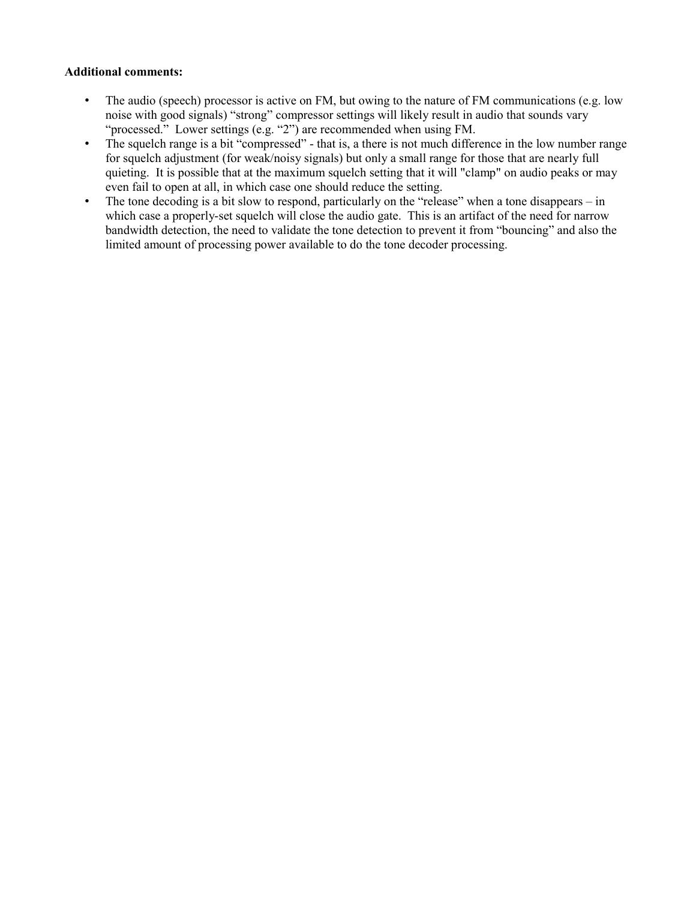**Additional comments:**

- The audio (speech) processor is active on FM, but owing to the nature of FM communications (e.g. low noise with good signals) "strong" compressor settings will likely result in audio that sounds vary "processed." Lower settings (e.g. "2") are recommended when using FM.
- The squelch range is a bit "compressed" - that is, a there is not much difference in the low number range for squelch adjustment (for weak/noisy signals) but only a small range for those that are nearly full quieting. It is possible that at the maximum squelch setting that it will "clamp" on audio peaks or may even fail to open at all, in which case one should reduce the setting.
- The tone decoding is a bit slow to respond, particularly on the "release" when a tone disappears – in which case a properly-set squelch will close the audio gate. This is an artifact of the need for narrow bandwidth detection, the need to validate the tone detection to prevent it from "bouncing" and also the limited amount of processing power available to do the tone decoder processing.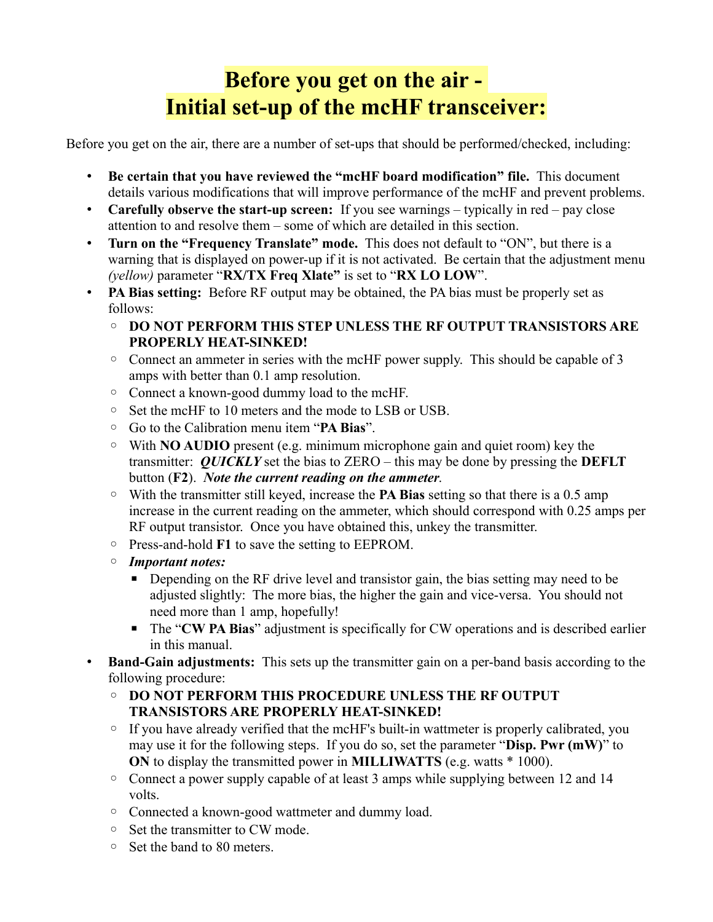# Before you get on the air - Initial set-up of the mcHF transceiver:

Before you get on the air, there are a number of set-ups that should be performed/checked, including:

- **Be certain that you have reviewed the "mcHF board modification" file.** This document details various modifications that will improve performance of the mcHF and prevent problems.
- **Carefully observe the start-up screen:** If you see warnings – typically in red – pay close attention to and resolve them – some of which are detailed in this section.
- **Turn on the "Frequency Translate" mode.** This does not default to "ON", but there is a warning that is displayed on power-up if it is not activated. Be certain that the adjustment menu *(yellow)* parameter "**RX/TX Freq Xlate"** is set to "**RX LO LOW**".
- **PA Bias setting:** Before RF output may be obtained, the PA bias must be properly set as follows:
  - **DO NOT PERFORM THIS STEP UNLESS THE RF OUTPUT TRANSISTORS ARE PROPERLY HEAT-SINKED!**
  - Connect an ammeter in series with the mcHF power supply. This should be capable of 3 amps with better than 0.1 amp resolution.
  - Connect a known-good dummy load to the mcHF.
  - Set the mcHF to 10 meters and the mode to LSB or USB.
  - Go to the Calibration menu item "**PA Bias**".
  - With **NO AUDIO** present (e.g. minimum microphone gain and quiet room) key the transmitter: ***QUICKLY*** set the bias to ZERO – this may be done by pressing the **DEFLT** button (**F2**). ***Note the current reading on the ammeter.***
  - With the transmitter still keyed, increase the **PA Bias** setting so that there is a 0.5 amp increase in the current reading on the ammeter, which should correspond with 0.25 amps per RF output transistor. Once you have obtained this, unkey the transmitter.
  - Press-and-hold **F1** to save the setting to EEPROM.
  - ***Important notes:***
    - Depending on the RF drive level and transistor gain, the bias setting may need to be adjusted slightly: The more bias, the higher the gain and vice-versa. You should not need more than 1 amp, hopefully!
    - The "**CW PA Bias**" adjustment is specifically for CW operations and is described earlier in this manual.
- **Band-Gain adjustments:** This sets up the transmitter gain on a per-band basis according to the following procedure:
  - **DO NOT PERFORM THIS PROCEDURE UNLESS THE RF OUTPUT TRANSISTORS ARE PROPERLY HEAT-SINKED!**
  - If you have already verified that the mcHF's built-in wattmeter is properly calibrated, you may use it for the following steps. If you do so, set the parameter "**Disp. Pwr (mW)**" to **ON** to display the transmitted power in **MILLIWATTS** (e.g. watts * 1000).
  - Connect a power supply capable of at least 3 amps while supplying between 12 and 14 volts.
  - Connected a known-good wattmeter and dummy load.
  - Set the transmitter to CW mode.
  - Set the band to 80 meters.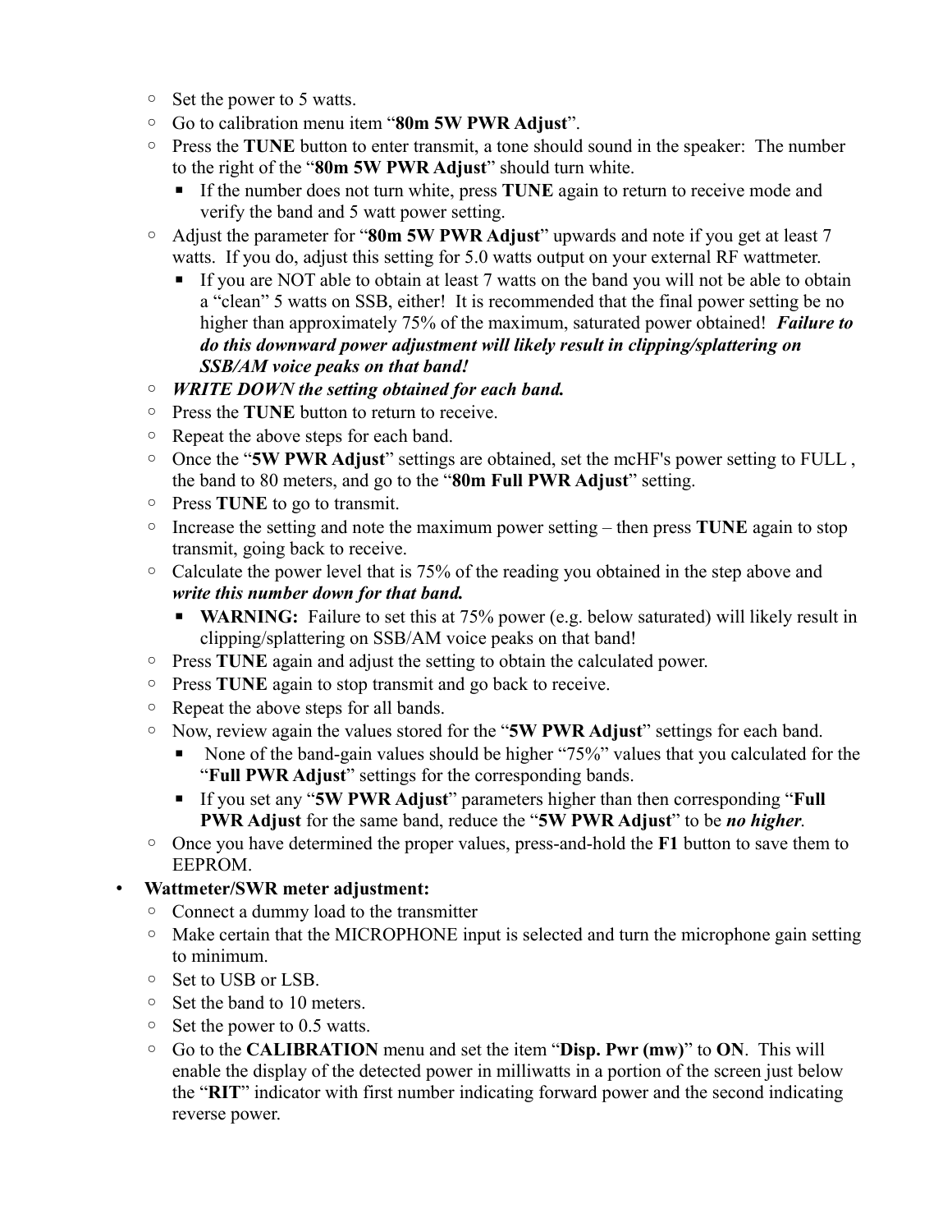- Set the power to 5 watts.
  - Go to calibration menu item “**80m 5W PWR Adjust**”.
  - Press the **TUNE** button to enter transmit, a tone should sound in the speaker: The number to the right of the “**80m 5W PWR Adjust**” should turn white.
    - If the number does not turn white, press **TUNE** again to return to receive mode and verify the band and 5 watt power setting.
  - Adjust the parameter for “**80m 5W PWR Adjust**” upwards and note if you get at least 7 watts. If you do, adjust this setting for 5.0 watts output on your external RF wattmeter.
    - If you are NOT able to obtain at least 7 watts on the band you will not be able to obtain a “clean” 5 watts on SSB, either! It is recommended that the final power setting be no higher than approximately 75% of the maximum, saturated power obtained! ***Failure to do this downward power adjustment will likely result in clipping/splattering on SSB/AM voice peaks on that band!***
  - ***WRITE DOWN the setting obtained for each band.***
  - Press the **TUNE** button to return to receive.
  - Repeat the above steps for each band.
  - Once the “**5W PWR Adjust**” settings are obtained, set the mcHF's power setting to FULL , the band to 80 meters, and go to the “**80m Full PWR Adjust**” setting.
  - Press **TUNE** to go to transmit.
  - Increase the setting and note the maximum power setting – then press **TUNE** again to stop transmit, going back to receive.
  - Calculate the power level that is 75% of the reading you obtained in the step above and ***write this number down for that band.***
    - **WARNING:** Failure to set this at 75% power (e.g. below saturated) will likely result in clipping/splattering on SSB/AM voice peaks on that band!
  - Press **TUNE** again and adjust the setting to obtain the calculated power.
  - Press **TUNE** again to stop transmit and go back to receive.
  - Repeat the above steps for all bands.
  - Now, review again the values stored for the “**5W PWR Adjust**” settings for each band.
    - None of the band-gain values should be higher “75%” values that you calculated for the “**Full PWR Adjust**” settings for the corresponding bands.
    - If you set any “**5W PWR Adjust**” parameters higher than then corresponding “**Full PWR Adjust** for the same band, reduce the “**5W PWR Adjust**” to be ***no higher***.
  - Once you have determined the proper values, press-and-hold the **F1** button to save them to EEPROM.
- **Wattmeter/SWR meter adjustment:**
  - Connect a dummy load to the transmitter
  - Make certain that the MICROPHONE input is selected and turn the microphone gain setting to minimum.
  - Set to USB or LSB.
  - Set the band to 10 meters.
  - Set the power to 0.5 watts.
  - Go to the **CALIBRATION** menu and set the item “**Disp. Pwr (mw)**” to **ON**. This will enable the display of the detected power in milliwatts in a portion of the screen just below the “**RIT**” indicator with first number indicating forward power and the second indicating reverse power.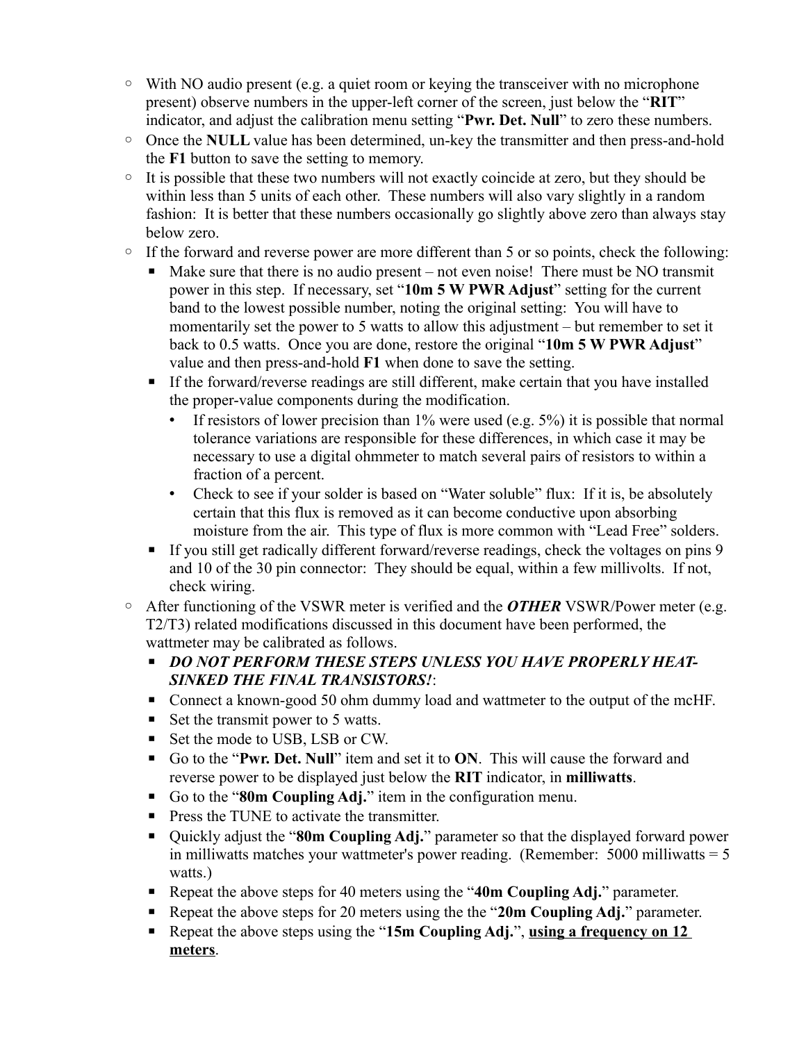- With NO audio present (e.g. a quiet room or keying the transceiver with no microphone present) observe numbers in the upper-left corner of the screen, just below the "**RIT**" indicator, and adjust the calibration menu setting "**Pwr. Det. Null**" to zero these numbers.
- Once the **NULL** value has been determined, un-key the transmitter and then press-and-hold the **F1** button to save the setting to memory.
- It is possible that these two numbers will not exactly coincide at zero, but they should be within less than 5 units of each other. These numbers will also vary slightly in a random fashion: It is better that these numbers occasionally go slightly above zero than always stay below zero.
- If the forward and reverse power are more different than 5 or so points, check the following:
  - Make sure that there is no audio present – not even noise! There must be NO transmit power in this step. If necessary, set "**10m 5 W PWR Adjust**" setting for the current band to the lowest possible number, noting the original setting: You will have to momentarily set the power to 5 watts to allow this adjustment – but remember to set it back to 0.5 watts. Once you are done, restore the original "**10m 5 W PWR Adjust**" value and then press-and-hold **F1** when done to save the setting.
  - If the forward/reverse readings are still different, make certain that you have installed the proper-value components during the modification.
    - If resistors of lower precision than 1% were used (e.g. 5%) it is possible that normal tolerance variations are responsible for these differences, in which case it may be necessary to use a digital ohmmeter to match several pairs of resistors to within a fraction of a percent.
    - Check to see if your solder is based on "Water soluble" flux: If it is, be absolutely certain that this flux is removed as it can become conductive upon absorbing moisture from the air. This type of flux is more common with "Lead Free" solders.
  - If you still get radically different forward/reverse readings, check the voltages on pins 9 and 10 of the 30 pin connector: They should be equal, within a few millivolts. If not, check wiring.
- After functioning of the VSWR meter is verified and the ***OTHER*** VSWR/Power meter (e.g. T2/T3) related modifications discussed in this document have been performed, the wattmeter may be calibrated as follows.
  - ***DO NOT PERFORM THESE STEPS UNLESS YOU HAVE PROPERLY HEAT-SINKED THE FINAL TRANSISTORS!***:
  - Connect a known-good 50 ohm dummy load and wattmeter to the output of the mcHF.
  - Set the transmit power to 5 watts.
  - Set the mode to USB, LSB or CW.
  - Go to the "**Pwr. Det. Null**" item and set it to **ON**. This will cause the forward and reverse power to be displayed just below the **RIT** indicator, in **milliwatts**.
  - Go to the "**80m Coupling Adj.**" item in the configuration menu.
  - Press the TUNE to activate the transmitter.
  - Quickly adjust the "**80m Coupling Adj.**" parameter so that the displayed forward power in milliwatts matches your wattmeter's power reading. (Remember: 5000 milliwatts = 5 watts.)
  - Repeat the above steps for 40 meters using the "**40m Coupling Adj.**" parameter.
  - Repeat the above steps for 20 meters using the the "**20m Coupling Adj.**" parameter.
  - Repeat the above steps using the "**15m Coupling Adj.**", <u>**using a frequency on 12 meters**</u>.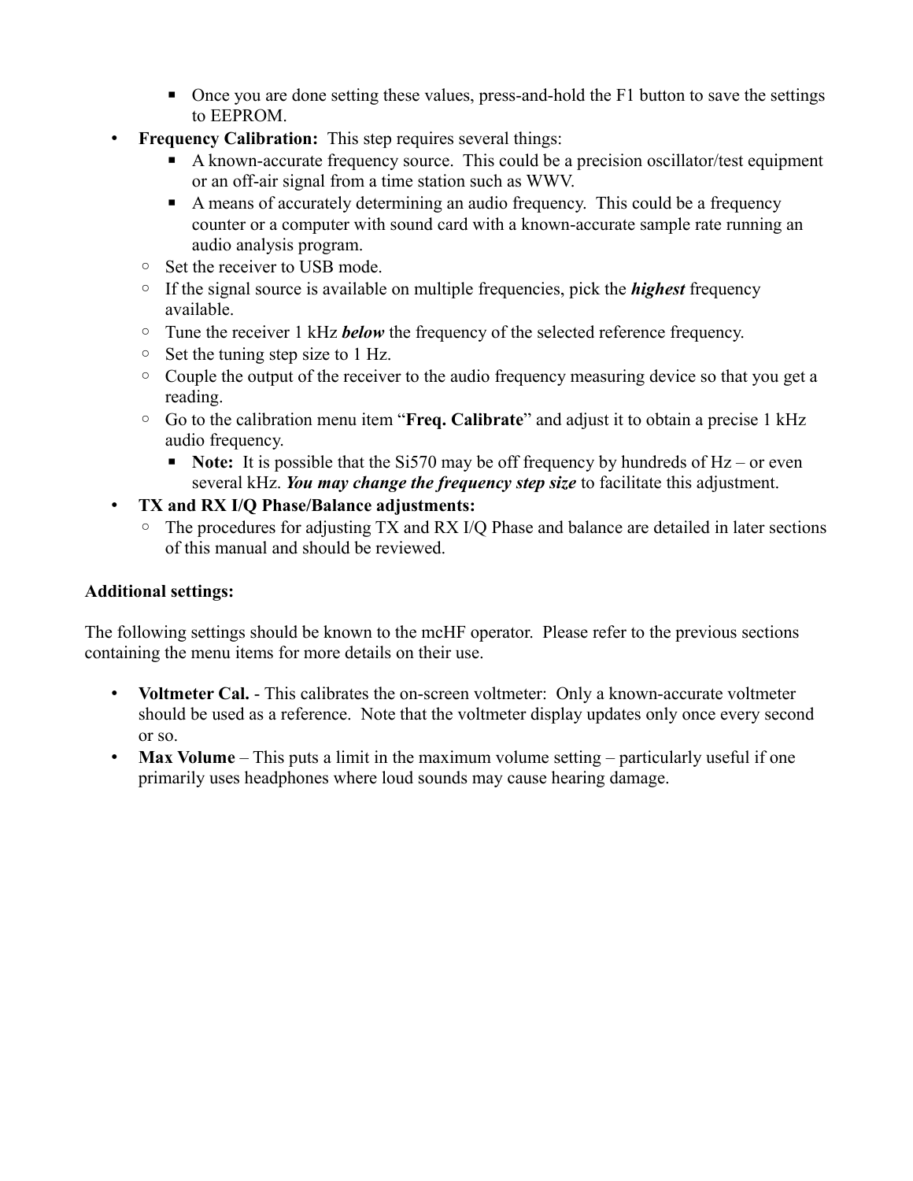- Once you are done setting these values, press-and-hold the F1 button to save the settings to EEPROM.
- **Frequency Calibration:** This step requires several things:
        - A known-accurate frequency source. This could be a precision oscillator/test equipment or an off-air signal from a time station such as WWV.
        - A means of accurately determining an audio frequency. This could be a frequency counter or a computer with sound card with a known-accurate sample rate running an audio analysis program.
    - Set the receiver to USB mode.
    - If the signal source is available on multiple frequencies, pick the ***highest*** frequency available.
    - Tune the receiver 1 kHz ***below*** the frequency of the selected reference frequency.
    - Set the tuning step size to 1 Hz.
    - Couple the output of the receiver to the audio frequency measuring device so that you get a reading.
    - Go to the calibration menu item "**Freq. Calibrate**" and adjust it to obtain a precise 1 kHz audio frequency.
        - **Note:** It is possible that the Si570 may be off frequency by hundreds of Hz – or even several kHz. ***You may change the frequency step size*** to facilitate this adjustment.
- **TX and RX I/Q Phase/Balance adjustments:**
    - The procedures for adjusting TX and RX I/Q Phase and balance are detailed in later sections of this manual and should be reviewed.

**Additional settings:**

The following settings should be known to the mcHF operator. Please refer to the previous sections containing the menu items for more details on their use.

- **Voltmeter Cal.** - This calibrates the on-screen voltmeter: Only a known-accurate voltmeter should be used as a reference. Note that the voltmeter display updates only once every second or so.
- **Max Volume** – This puts a limit in the maximum volume setting – particularly useful if one primarily uses headphones where loud sounds may cause hearing damage.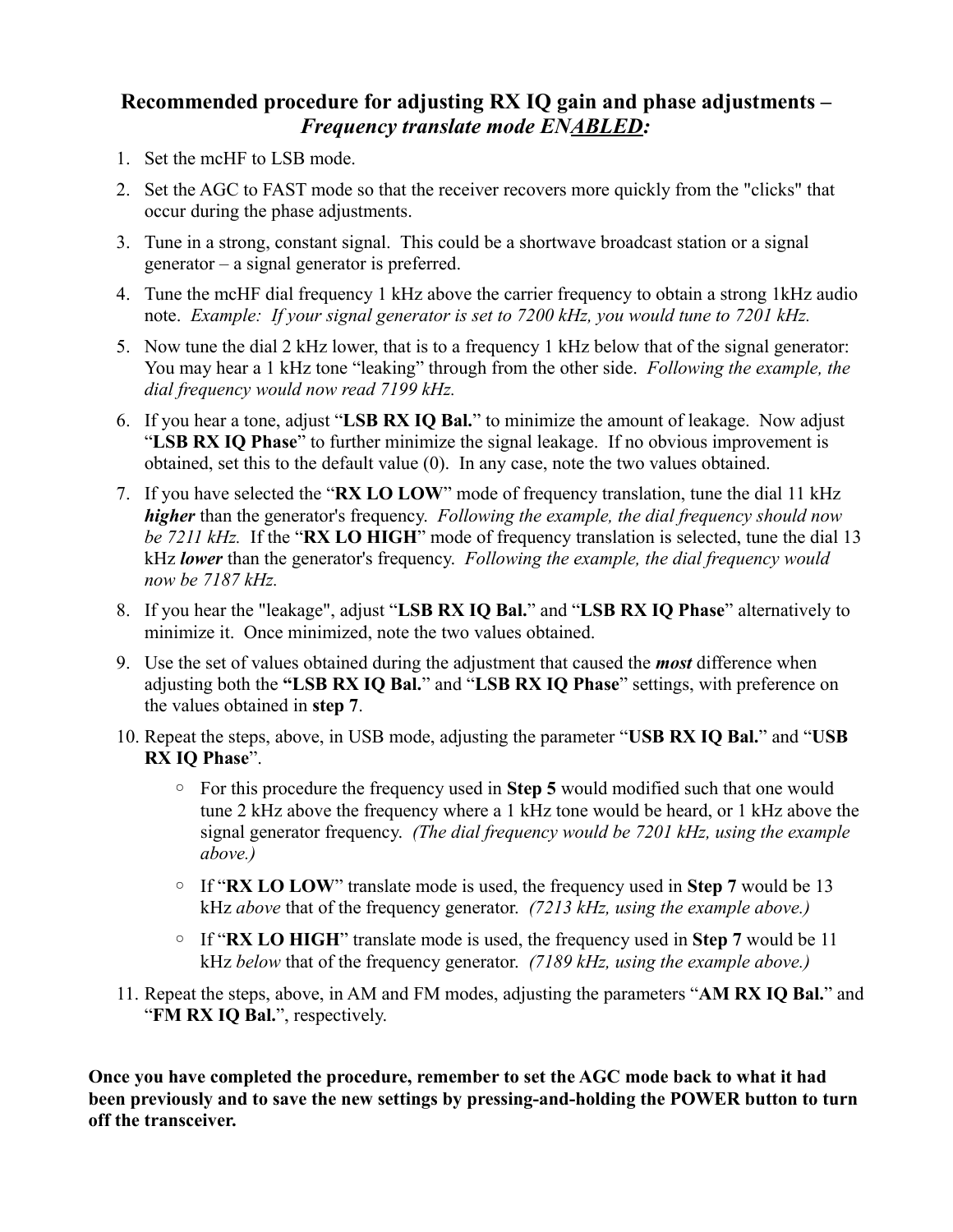## Recommended procedure for adjusting RX IQ gain and phase adjustments – *Frequency translate mode ENABLED:*

1. Set the mcHF to LSB mode.
2. Set the AGC to FAST mode so that the receiver recovers more quickly from the "clicks" that occur during the phase adjustments.
3. Tune in a strong, constant signal. This could be a shortwave broadcast station or a signal generator – a signal generator is preferred.
4. Tune the mcHF dial frequency 1 kHz above the carrier frequency to obtain a strong 1kHz audio note. *Example: If your signal generator is set to 7200 kHz, you would tune to 7201 kHz.*
5. Now tune the dial 2 kHz lower, that is to a frequency 1 kHz below that of the signal generator: You may hear a 1 kHz tone "leaking" through from the other side. *Following the example, the dial frequency would now read 7199 kHz.*
6. If you hear a tone, adjust "**LSB RX IQ Bal.**" to minimize the amount of leakage. Now adjust "**LSB RX IQ Phase**" to further minimize the signal leakage. If no obvious improvement is obtained, set this to the default value (0). In any case, note the two values obtained.
7. If you have selected the "**RX LO LOW**" mode of frequency translation, tune the dial 11 kHz ***higher*** than the generator's frequency. *Following the example, the dial frequency should now be 7211 kHz.* If the "**RX LO HIGH**" mode of frequency translation is selected, tune the dial 13 kHz ***lower*** than the generator's frequency. *Following the example, the dial frequency would now be 7187 kHz.*
8. If you hear the "leakage", adjust "**LSB RX IQ Bal.**" and "**LSB RX IQ Phase**" alternatively to minimize it. Once minimized, note the two values obtained.
9. Use the set of values obtained during the adjustment that caused the ***most*** difference when adjusting both the **"LSB RX IQ Bal.**" and "**LSB RX IQ Phase**" settings, with preference on the values obtained in **step 7**.
10. Repeat the steps, above, in USB mode, adjusting the parameter "**USB RX IQ Bal.**" and "**USB RX IQ Phase**".
    - For this procedure the frequency used in **Step 5** would modified such that one would tune 2 kHz above the frequency where a 1 kHz tone would be heard, or 1 kHz above the signal generator frequency. *(The dial frequency would be 7201 kHz, using the example above.)*
    - If "**RX LO LOW**" translate mode is used, the frequency used in **Step 7** would be 13 kHz *above* that of the frequency generator. *(7213 kHz, using the example above.)*
    - If "**RX LO HIGH**" translate mode is used, the frequency used in **Step 7** would be 11 kHz *below* that of the frequency generator. *(7189 kHz, using the example above.)*
11. Repeat the steps, above, in AM and FM modes, adjusting the parameters "**AM RX IQ Bal.**" and "**FM RX IQ Bal.**", respectively.

**Once you have completed the procedure, remember to set the AGC mode back to what it had been previously and to save the new settings by pressing-and-holding the POWER button to turn off the transceiver.**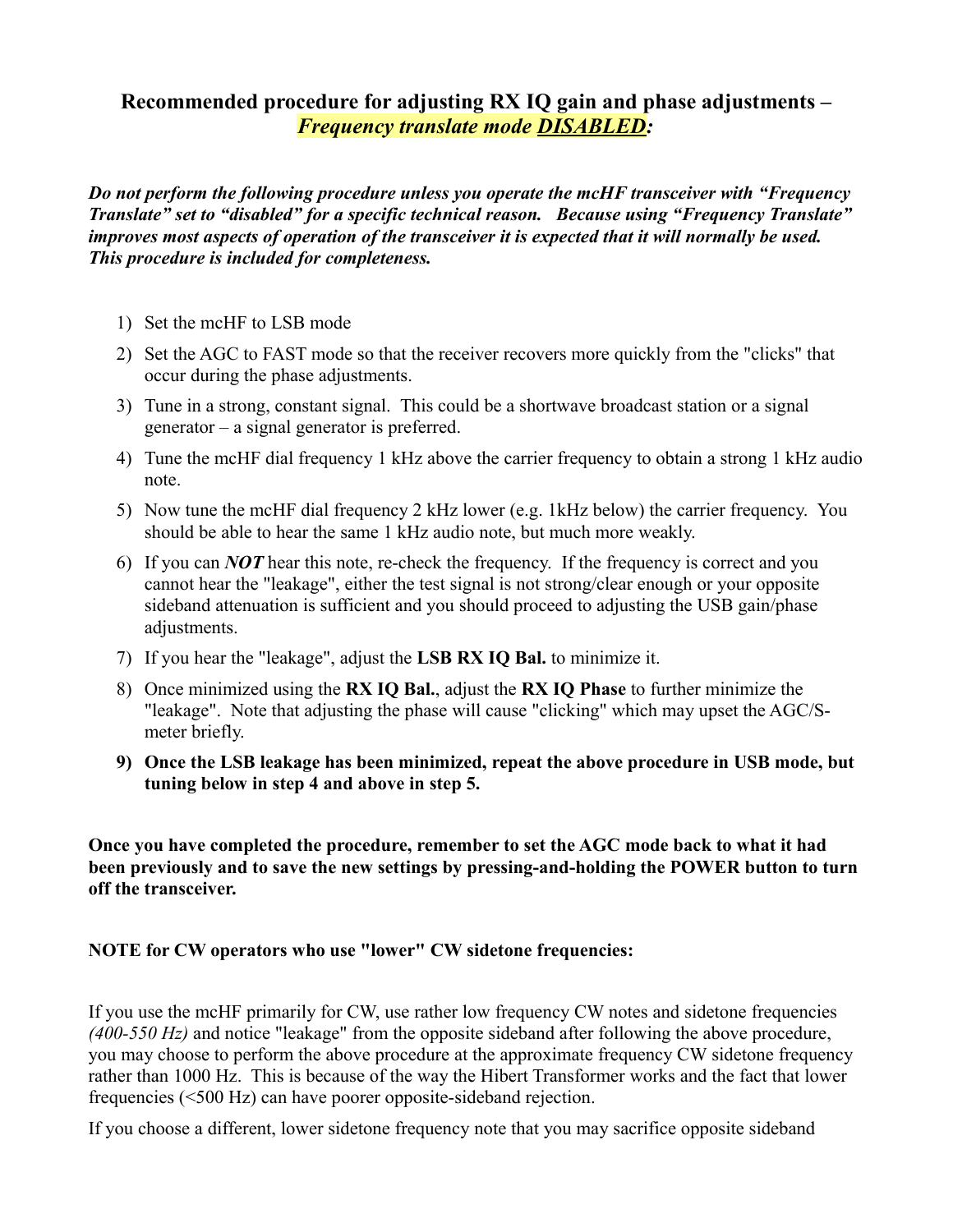## Recommended procedure for adjusting RX IQ gain and phase adjustments – *Frequency translate mode DISABLED:*

***Do not perform the following procedure unless you operate the mcHF transceiver with "Frequency Translate" set to "disabled" for a specific technical reason. Because using "Frequency Translate" improves most aspects of operation of the transceiver it is expected that it will normally be used. This procedure is included for completeness.***

1) Set the mcHF to LSB mode
2) Set the AGC to FAST mode so that the receiver recovers more quickly from the "clicks" that occur during the phase adjustments.
3) Tune in a strong, constant signal. This could be a shortwave broadcast station or a signal generator – a signal generator is preferred.
4) Tune the mcHF dial frequency 1 kHz above the carrier frequency to obtain a strong 1 kHz audio note.
5) Now tune the mcHF dial frequency 2 kHz lower (e.g. 1kHz below) the carrier frequency. You should be able to hear the same 1 kHz audio note, but much more weakly.
6) If you can ***NOT*** hear this note, re-check the frequency. If the frequency is correct and you cannot hear the "leakage", either the test signal is not strong/clear enough or your opposite sideband attenuation is sufficient and you should proceed to adjusting the USB gain/phase adjustments.
7) If you hear the "leakage", adjust the **LSB RX IQ Bal.** to minimize it.
8) Once minimized using the **RX IQ Bal.**, adjust the **RX IQ Phase** to further minimize the "leakage". Note that adjusting the phase will cause "clicking" which may upset the AGC/S-meter briefly.
9) **Once the LSB leakage has been minimized, repeat the above procedure in USB mode, but tuning below in step 4 and above in step 5.**

**Once you have completed the procedure, remember to set the AGC mode back to what it had been previously and to save the new settings by pressing-and-holding the POWER button to turn off the transceiver.**

**NOTE for CW operators who use "lower" CW sidetone frequencies:**

If you use the mcHF primarily for CW, use rather low frequency CW notes and sidetone frequencies *(400-550 Hz)* and notice "leakage" from the opposite sideband after following the above procedure, you may choose to perform the above procedure at the approximate frequency CW sidetone frequency rather than 1000 Hz. This is because of the way the Hibert Transformer works and the fact that lower frequencies (<500 Hz) can have poorer opposite-sideband rejection.

If you choose a different, lower sidetone frequency note that you may sacrifice opposite sideband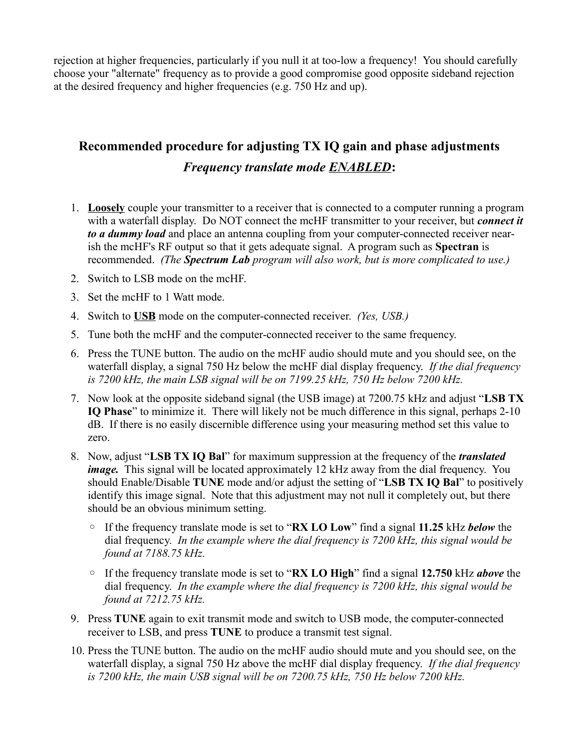rejection at higher frequencies, particularly if you null it at too-low a frequency! You should carefully choose your "alternate" frequency as to provide a good compromise good opposite sideband rejection at the desired frequency and higher frequencies (e.g. 750 Hz and up).

## Recommended procedure for adjusting TX IQ gain and phase adjustments

### *Frequency translate mode* ***ENABLED*****:**

1. **Loosely** couple your transmitter to a receiver that is connected to a computer running a program with a waterfall display. Do NOT connect the mcHF transmitter to your receiver, but ***connect it to a dummy load*** and place an antenna coupling from your computer-connected receiver near-ish the mcHF's RF output so that it gets adequate signal. A program such as **Spectran** is recommended. *(The **Spectrum Lab** program will also work, but is more complicated to use.)*
2. Switch to LSB mode on the mcHF.
3. Set the mcHF to 1 Watt mode.
4. Switch to **USB** mode on the computer-connected receiver. *(Yes, USB.)*
5. Tune both the mcHF and the computer-connected receiver to the same frequency.
6. Press the TUNE button. The audio on the mcHF audio should mute and you should see, on the waterfall display, a signal 750 Hz below the mcHF dial display frequency. *If the dial frequency is 7200 kHz, the main LSB signal will be on 7199.25 kHz, 750 Hz below 7200 kHz.*
7. Now look at the opposite sideband signal (the USB image) at 7200.75 kHz and adjust "**LSB TX IQ Phase**" to minimize it. There will likely not be much difference in this signal, perhaps 2-10 dB. If there is no easily discernible difference using your measuring method set this value to zero.
8. Now, adjust "**LSB TX IQ Bal**" for maximum suppression at the frequency of the ***translated image.*** This signal will be located approximately 12 kHz away from the dial frequency. You should Enable/Disable **TUNE** mode and/or adjust the setting of "**LSB TX IQ Bal**" to positively identify this image signal. Note that this adjustment may not null it completely out, but there should be an obvious minimum setting.
   - If the frequency translate mode is set to "**RX LO Low**" find a signal **11.25** kHz ***below*** the dial frequency. *In the example where the dial frequency is 7200 kHz, this signal would be found at 7188.75 kHz.*
   - If the frequency translate mode is set to "**RX LO High**" find a signal **12.750** kHz ***above*** the dial frequency. *In the example where the dial frequency is 7200 kHz, this signal would be found at 7212.75 kHz.*
9. Press **TUNE** again to exit transmit mode and switch to USB mode, the computer-connected receiver to LSB, and press **TUNE** to produce a transmit test signal.
10. Press the TUNE button. The audio on the mcHF audio should mute and you should see, on the waterfall display, a signal 750 Hz above the mcHF dial display frequency. *If the dial frequency is 7200 kHz, the main USB signal will be on 7200.75 kHz, 750 Hz below 7200 kHz.*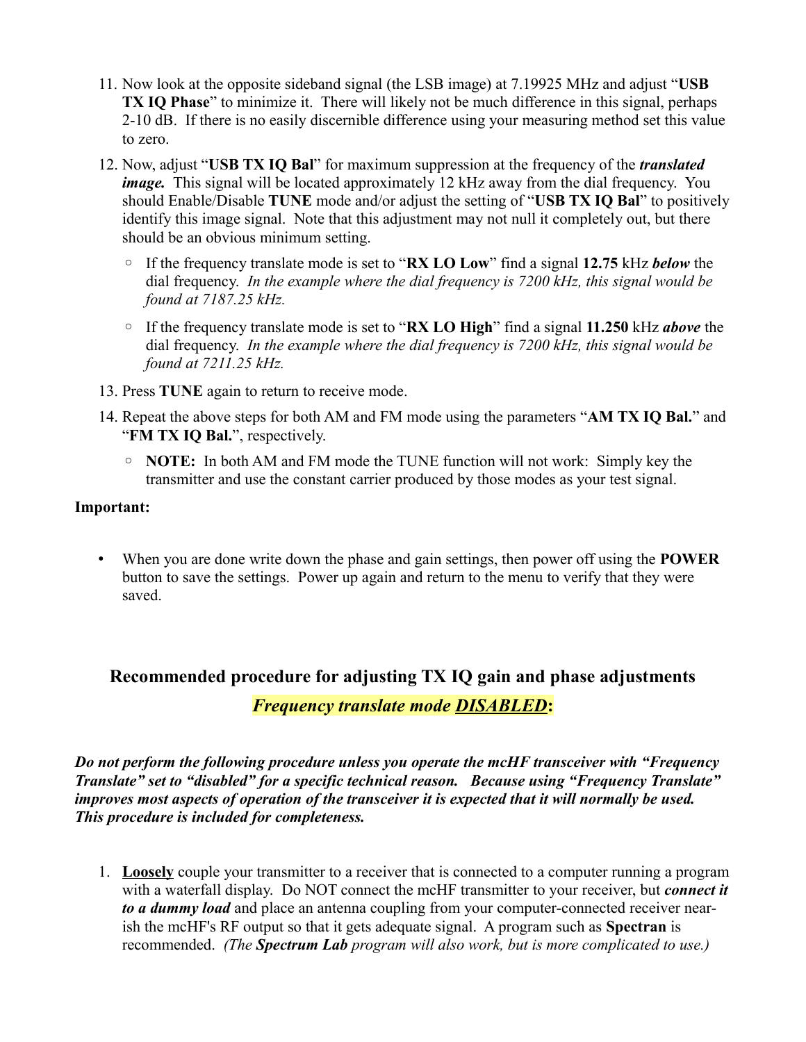11. Now look at the opposite sideband signal (the LSB image) at 7.19925 MHz and adjust "**USB TX IQ Phase**" to minimize it. There will likely not be much difference in this signal, perhaps 2-10 dB. If there is no easily discernible difference using your measuring method set this value to zero.

12. Now, adjust "**USB TX IQ Bal**" for maximum suppression at the frequency of the ***translated image.*** This signal will be located approximately 12 kHz away from the dial frequency. You should Enable/Disable **TUNE** mode and/or adjust the setting of "**USB TX IQ Bal**" to positively identify this image signal. Note that this adjustment may not null it completely out, but there should be an obvious minimum setting.

    - If the frequency translate mode is set to "**RX LO Low**" find a signal **12.75** kHz ***below*** the dial frequency. *In the example where the dial frequency is 7200 kHz, this signal would be found at 7187.25 kHz.*
    - If the frequency translate mode is set to "**RX LO High**" find a signal **11.250** kHz ***above*** the dial frequency. *In the example where the dial frequency is 7200 kHz, this signal would be found at 7211.25 kHz.*

13. Press **TUNE** again to return to receive mode.

14. Repeat the above steps for both AM and FM mode using the parameters "**AM TX IQ Bal.**" and "**FM TX IQ Bal.**", respectively.

    - **NOTE:** In both AM and FM mode the TUNE function will not work: Simply key the transmitter and use the constant carrier produced by those modes as your test signal.

**Important:**

- When you are done write down the phase and gain settings, then power off using the **POWER** button to save the settings. Power up again and return to the menu to verify that they were saved.

## Recommended procedure for adjusting TX IQ gain and phase adjustments

### *Frequency translate mode __DISABLED__*:

***Do not perform the following procedure unless you operate the mcHF transceiver with "Frequency Translate" set to "disabled" for a specific technical reason. Because using "Frequency Translate" improves most aspects of operation of the transceiver it is expected that it will normally be used. This procedure is included for completeness.***

1. **__Loosely__** couple your transmitter to a receiver that is connected to a computer running a program with a waterfall display. Do NOT connect the mcHF transmitter to your receiver, but ***connect it to a dummy load*** and place an antenna coupling from your computer-connected receiver near-ish the mcHF's RF output so that it gets adequate signal. A program such as **Spectran** is recommended. *(The **Spectrum Lab** program will also work, but is more complicated to use.)*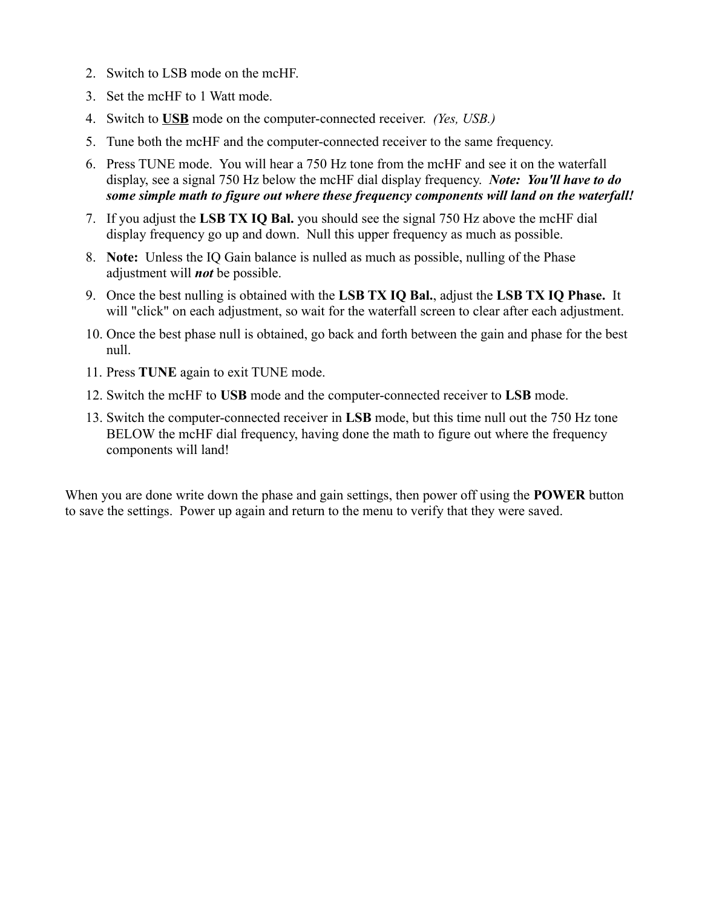2. Switch to LSB mode on the mcHF.
3. Set the mcHF to 1 Watt mode.
4. Switch to **USB** mode on the computer-connected receiver. *(Yes, USB.)*
5. Tune both the mcHF and the computer-connected receiver to the same frequency.
6. Press TUNE mode. You will hear a 750 Hz tone from the mcHF and see it on the waterfall display, see a signal 750 Hz below the mcHF dial display frequency. ***Note: You'll have to do some simple math to figure out where these frequency components will land on the waterfall!***
7. If you adjust the **LSB TX IQ Bal.** you should see the signal 750 Hz above the mcHF dial display frequency go up and down. Null this upper frequency as much as possible.
8. **Note:** Unless the IQ Gain balance is nulled as much as possible, nulling of the Phase adjustment will ***not*** be possible.
9. Once the best nulling is obtained with the **LSB TX IQ Bal.**, adjust the **LSB TX IQ Phase.** It will "click" on each adjustment, so wait for the waterfall screen to clear after each adjustment.
10. Once the best phase null is obtained, go back and forth between the gain and phase for the best null.
11. Press **TUNE** again to exit TUNE mode.
12. Switch the mcHF to **USB** mode and the computer-connected receiver to **LSB** mode.
13. Switch the computer-connected receiver in **LSB** mode, but this time null out the 750 Hz tone BELOW the mcHF dial frequency, having done the math to figure out where the frequency components will land!

When you are done write down the phase and gain settings, then power off using the **POWER** button to save the settings. Power up again and return to the menu to verify that they were saved.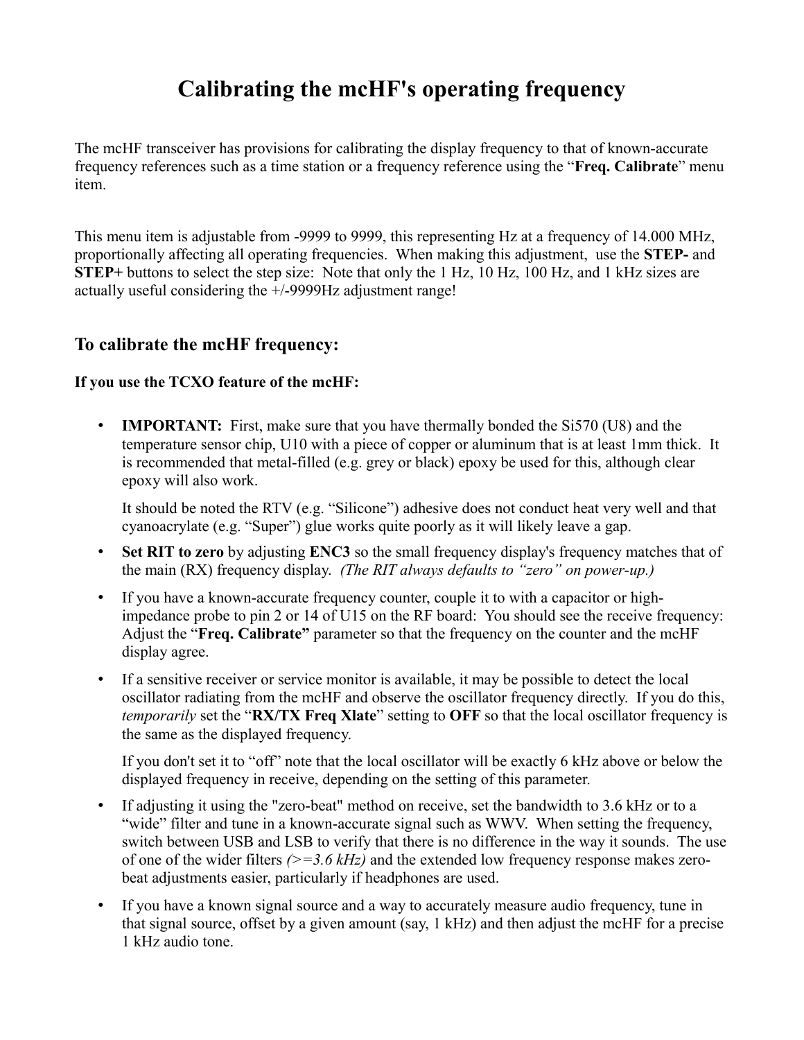# Calibrating the mcHF's operating frequency

The mcHF transceiver has provisions for calibrating the display frequency to that of known-accurate frequency references such as a time station or a frequency reference using the "**Freq. Calibrate**" menu item.

This menu item is adjustable from -9999 to 9999, this representing Hz at a frequency of 14.000 MHz, proportionally affecting all operating frequencies. When making this adjustment, use the **STEP-** and **STEP+** buttons to select the step size: Note that only the 1 Hz, 10 Hz, 100 Hz, and 1 kHz sizes are actually useful considering the +/-9999Hz adjustment range!

## To calibrate the mcHF frequency:

**If you use the TCXO feature of the mcHF:**

- **IMPORTANT:** First, make sure that you have thermally bonded the Si570 (U8) and the temperature sensor chip, U10 with a piece of copper or aluminum that is at least 1mm thick. It is recommended that metal-filled (e.g. grey or black) epoxy be used for this, although clear epoxy will also work.

  It should be noted the RTV (e.g. "Silicone") adhesive does not conduct heat very well and that cyanoacrylate (e.g. "Super") glue works quite poorly as it will likely leave a gap.
- **Set RIT to zero** by adjusting **ENC3** so the small frequency display's frequency matches that of the main (RX) frequency display. *(The RIT always defaults to "zero" on power-up.)*
- If you have a known-accurate frequency counter, couple it to with a capacitor or high-impedance probe to pin 2 or 14 of U15 on the RF board: You should see the receive frequency: Adjust the "**Freq. Calibrate"** parameter so that the frequency on the counter and the mcHF display agree.
- If a sensitive receiver or service monitor is available, it may be possible to detect the local oscillator radiating from the mcHF and observe the oscillator frequency directly. If you do this, *temporarily* set the "**RX/TX Freq Xlate**" setting to **OFF** so that the local oscillator frequency is the same as the displayed frequency.

  If you don't set it to "off" note that the local oscillator will be exactly 6 kHz above or below the displayed frequency in receive, depending on the setting of this parameter.
- If adjusting it using the "zero-beat" method on receive, set the bandwidth to 3.6 kHz or to a "wide" filter and tune in a known-accurate signal such as WWV. When setting the frequency, switch between USB and LSB to verify that there is no difference in the way it sounds. The use of one of the wider filters *(>=3.6 kHz)* and the extended low frequency response makes zero-beat adjustments easier, particularly if headphones are used.
- If you have a known signal source and a way to accurately measure audio frequency, tune in that signal source, offset by a given amount (say, 1 kHz) and then adjust the mcHF for a precise 1 kHz audio tone.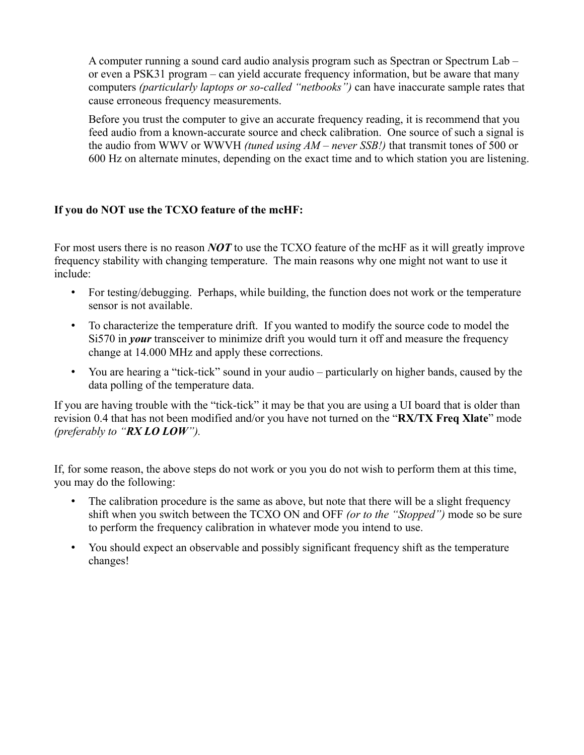A computer running a sound card audio analysis program such as Spectran or Spectrum Lab – or even a PSK31 program – can yield accurate frequency information, but be aware that many computers *(particularly laptops or so-called "netbooks")* can have inaccurate sample rates that cause erroneous frequency measurements.

Before you trust the computer to give an accurate frequency reading, it is recommend that you feed audio from a known-accurate source and check calibration. One source of such a signal is the audio from WWV or WWVH *(tuned using AM – never SSB!)* that transmit tones of 500 or 600 Hz on alternate minutes, depending on the exact time and to which station you are listening.

**If you do NOT use the TCXO feature of the mcHF:**

For most users there is no reason ***NOT*** to use the TCXO feature of the mcHF as it will greatly improve frequency stability with changing temperature. The main reasons why one might not want to use it include:

- For testing/debugging. Perhaps, while building, the function does not work or the temperature sensor is not available.
- To characterize the temperature drift. If you wanted to modify the source code to model the Si570 in ***your*** transceiver to minimize drift you would turn it off and measure the frequency change at 14.000 MHz and apply these corrections.
- You are hearing a "tick-tick" sound in your audio – particularly on higher bands, caused by the data polling of the temperature data.

If you are having trouble with the "tick-tick" it may be that you are using a UI board that is older than revision 0.4 that has not been modified and/or you have not turned on the "**RX/TX Freq Xlate**" mode *(preferably to "**RX LO LOW**").*

If, for some reason, the above steps do not work or you you do not wish to perform them at this time, you may do the following:

- The calibration procedure is the same as above, but note that there will be a slight frequency shift when you switch between the TCXO ON and OFF *(or to the "Stopped")* mode so be sure to perform the frequency calibration in whatever mode you intend to use.
- You should expect an observable and possibly significant frequency shift as the temperature changes!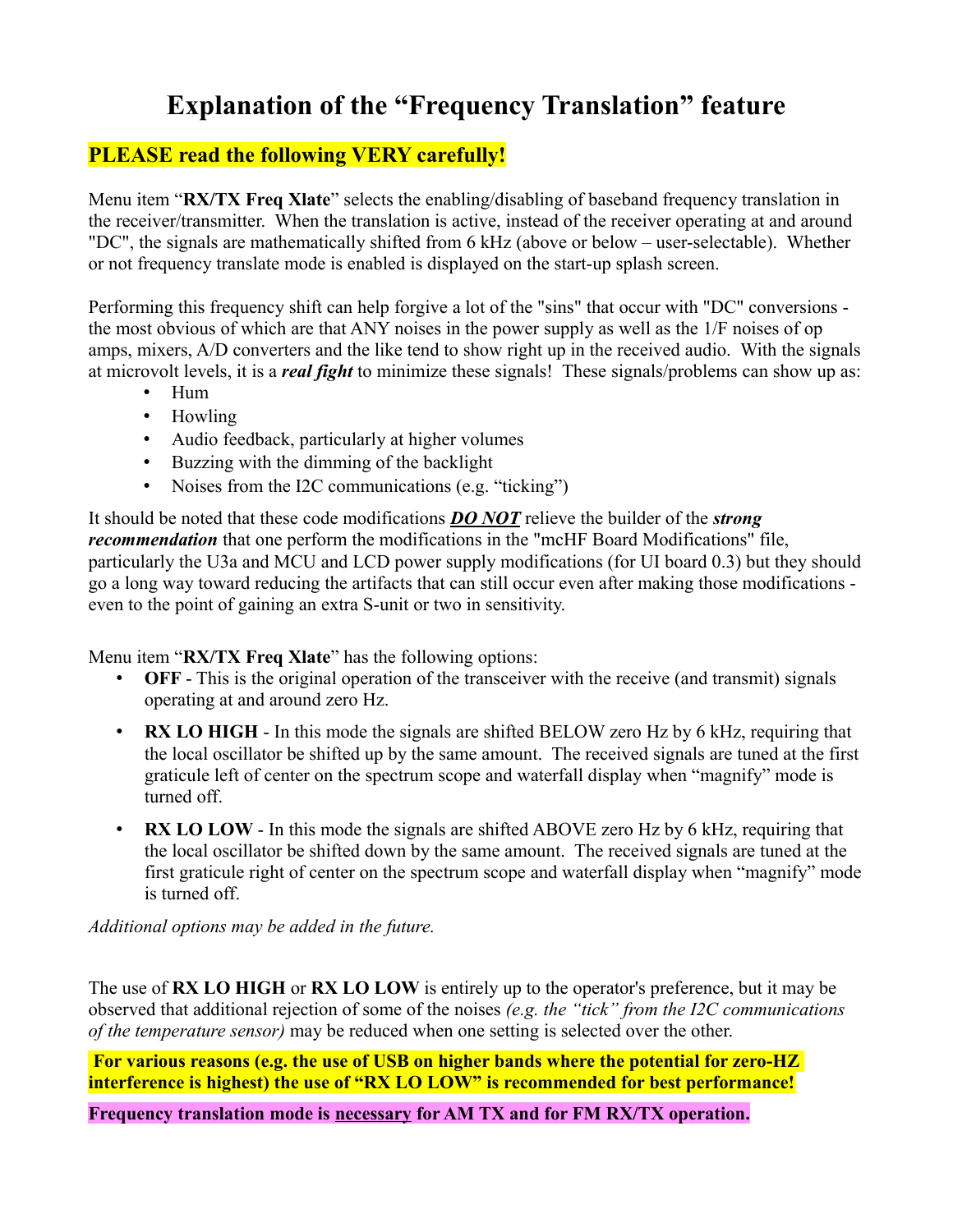# Explanation of the "Frequency Translation" feature

**PLEASE read the following VERY carefully!**

Menu item "**RX/TX Freq Xlate**" selects the enabling/disabling of baseband frequency translation in the receiver/transmitter. When the translation is active, instead of the receiver operating at and around "DC", the signals are mathematically shifted from 6 kHz (above or below – user-selectable). Whether or not frequency translate mode is enabled is displayed on the start-up splash screen.

Performing this frequency shift can help forgive a lot of the "sins" that occur with "DC" conversions - the most obvious of which are that ANY noises in the power supply as well as the 1/F noises of op amps, mixers, A/D converters and the like tend to show right up in the received audio. With the signals at microvolt levels, it is a ***real fight*** to minimize these signals! These signals/problems can show up as:

- Hum
- Howling
- Audio feedback, particularly at higher volumes
- Buzzing with the dimming of the backlight
- Noises from the I2C communications (e.g. "ticking")

It should be noted that these code modifications ***<u>DO NOT</u>*** relieve the builder of the ***strong recommendation*** that one perform the modifications in the "mcHF Board Modifications" file, particularly the U3a and MCU and LCD power supply modifications (for UI board 0.3) but they should go a long way toward reducing the artifacts that can still occur even after making those modifications - even to the point of gaining an extra S-unit or two in sensitivity.

Menu item "**RX/TX Freq Xlate**" has the following options:

- **OFF** - This is the original operation of the transceiver with the receive (and transmit) signals operating at and around zero Hz.
- **RX LO HIGH** - In this mode the signals are shifted BELOW zero Hz by 6 kHz, requiring that the local oscillator be shifted up by the same amount. The received signals are tuned at the first graticule left of center on the spectrum scope and waterfall display when "magnify" mode is turned off.
- **RX LO LOW** - In this mode the signals are shifted ABOVE zero Hz by 6 kHz, requiring that the local oscillator be shifted down by the same amount. The received signals are tuned at the first graticule right of center on the spectrum scope and waterfall display when "magnify" mode is turned off.

*Additional options may be added in the future.*

The use of **RX LO HIGH** or **RX LO LOW** is entirely up to the operator's preference, but it may be observed that additional rejection of some of the noises *(e.g. the "tick" from the I2C communications of the temperature sensor)* may be reduced when one setting is selected over the other.

**For various reasons (e.g. the use of USB on higher bands where the potential for zero-HZ interference is highest) the use of "RX LO LOW" is recommended for best performance!**

**Frequency translation mode is <u>necessary</u> for AM TX and for FM RX/TX operation.**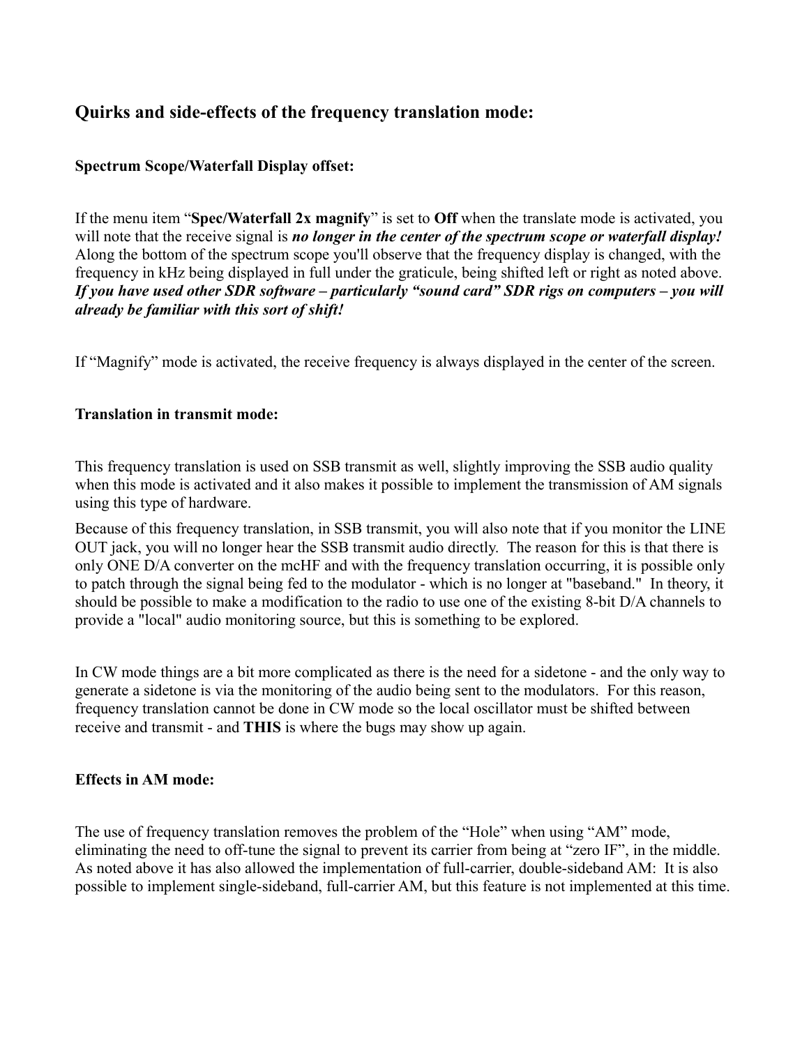## Quirks and side-effects of the frequency translation mode:

### Spectrum Scope/Waterfall Display offset:

If the menu item "**Spec/Waterfall 2x magnify**" is set to **Off** when the translate mode is activated, you will note that the receive signal is ***no longer in the center of the spectrum scope or waterfall display!*** Along the bottom of the spectrum scope you'll observe that the frequency display is changed, with the frequency in kHz being displayed in full under the graticule, being shifted left or right as noted above. ***If you have used other SDR software – particularly "sound card" SDR rigs on computers – you will already be familiar with this sort of shift!***

If "Magnify" mode is activated, the receive frequency is always displayed in the center of the screen.

### Translation in transmit mode:

This frequency translation is used on SSB transmit as well, slightly improving the SSB audio quality when this mode is activated and it also makes it possible to implement the transmission of AM signals using this type of hardware.

Because of this frequency translation, in SSB transmit, you will also note that if you monitor the LINE OUT jack, you will no longer hear the SSB transmit audio directly. The reason for this is that there is only ONE D/A converter on the mcHF and with the frequency translation occurring, it is possible only to patch through the signal being fed to the modulator - which is no longer at "baseband." In theory, it should be possible to make a modification to the radio to use one of the existing 8-bit D/A channels to provide a "local" audio monitoring source, but this is something to be explored.

In CW mode things are a bit more complicated as there is the need for a sidetone - and the only way to generate a sidetone is via the monitoring of the audio being sent to the modulators. For this reason, frequency translation cannot be done in CW mode so the local oscillator must be shifted between receive and transmit - and **THIS** is where the bugs may show up again.

### Effects in AM mode:

The use of frequency translation removes the problem of the "Hole" when using "AM" mode, eliminating the need to off-tune the signal to prevent its carrier from being at "zero IF", in the middle. As noted above it has also allowed the implementation of full-carrier, double-sideband AM: It is also possible to implement single-sideband, full-carrier AM, but this feature is not implemented at this time.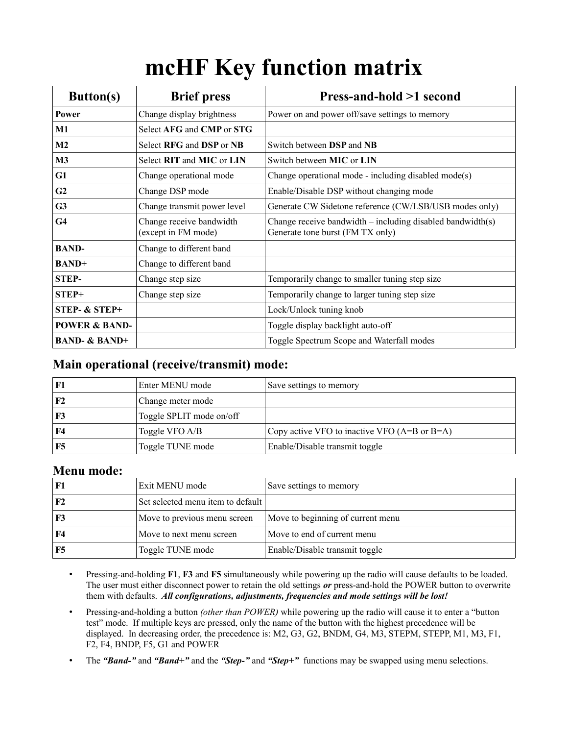# mcHF Key function matrix

| Button(s) | Brief press | Press-and-hold >1 second |
|---|---|---|
| **Power** | Change display brightness | Power on and power off/save settings to memory |
| **M1** | Select **AFG** and **CMP** or **STG** | |
| **M2** | Select **RFG** and **DSP** or **NB** | Switch between **DSP** and **NB** |
| **M3** | Select **RIT** and **MIC** or **LIN** | Switch between **MIC** or **LIN** |
| **G1** | Change operational mode | Change operational mode - including disabled mode(s) |
| **G2** | Change DSP mode | Enable/Disable DSP without changing mode |
| **G3** | Change transmit power level | Generate CW Sidetone reference (CW/LSB/USB modes only) |
| **G4** | Change receive bandwidth (except in FM mode) | Change receive bandwidth – including disabled bandwidth(s) Generate tone burst (FM TX only) |
| **BAND-** | Change to different band | |
| **BAND+** | Change to different band | |
| **STEP-** | Change step size | Temporarily change to smaller tuning step size |
| **STEP+** | Change step size | Temporarily change to larger tuning step size |
| **STEP- & STEP+** | | Lock/Unlock tuning knob |
| **POWER & BAND-** | | Toggle display backlight auto-off |
| **BAND- & BAND+** | | Toggle Spectrum Scope and Waterfall modes |

### Main operational (receive/transmit) mode:

| | | |
|---|---|---|
| **F1** | Enter MENU mode | Save settings to memory |
| **F2** | Change meter mode | |
| **F3** | Toggle SPLIT mode on/off | |
| **F4** | Toggle VFO A/B | Copy active VFO to inactive VFO (A=B or B=A) |
| **F5** | Toggle TUNE mode | Enable/Disable transmit toggle |

### Menu mode:

| | | |
|---|---|---|
| **F1** | Exit MENU mode | Save settings to memory |
| **F2** | Set selected menu item to default | |
| **F3** | Move to previous menu screen | Move to beginning of current menu |
| **F4** | Move to next menu screen | Move to end of current menu |
| **F5** | Toggle TUNE mode | Enable/Disable transmit toggle |

- Pressing-and-holding **F1**, **F3** and **F5** simultaneously while powering up the radio will cause defaults to be loaded. The user must either disconnect power to retain the old settings ***or*** press-and-hold the POWER button to overwrite them with defaults. ***All configurations, adjustments, frequencies and mode settings will be lost!***
- Pressing-and-holding a button *(other than POWER)* while powering up the radio will cause it to enter a "button test" mode. If multiple keys are pressed, only the name of the button with the highest precedence will be displayed. In decreasing order, the precedence is: M2, G3, G2, BNDM, G4, M3, STEPM, STEPP, M1, M3, F1, F2, F4, BNDP, F5, G1 and POWER
- The ***"Band-"*** and ***"Band+"*** and the ***"Step-"*** and ***"Step+"*** functions may be swapped using menu selections.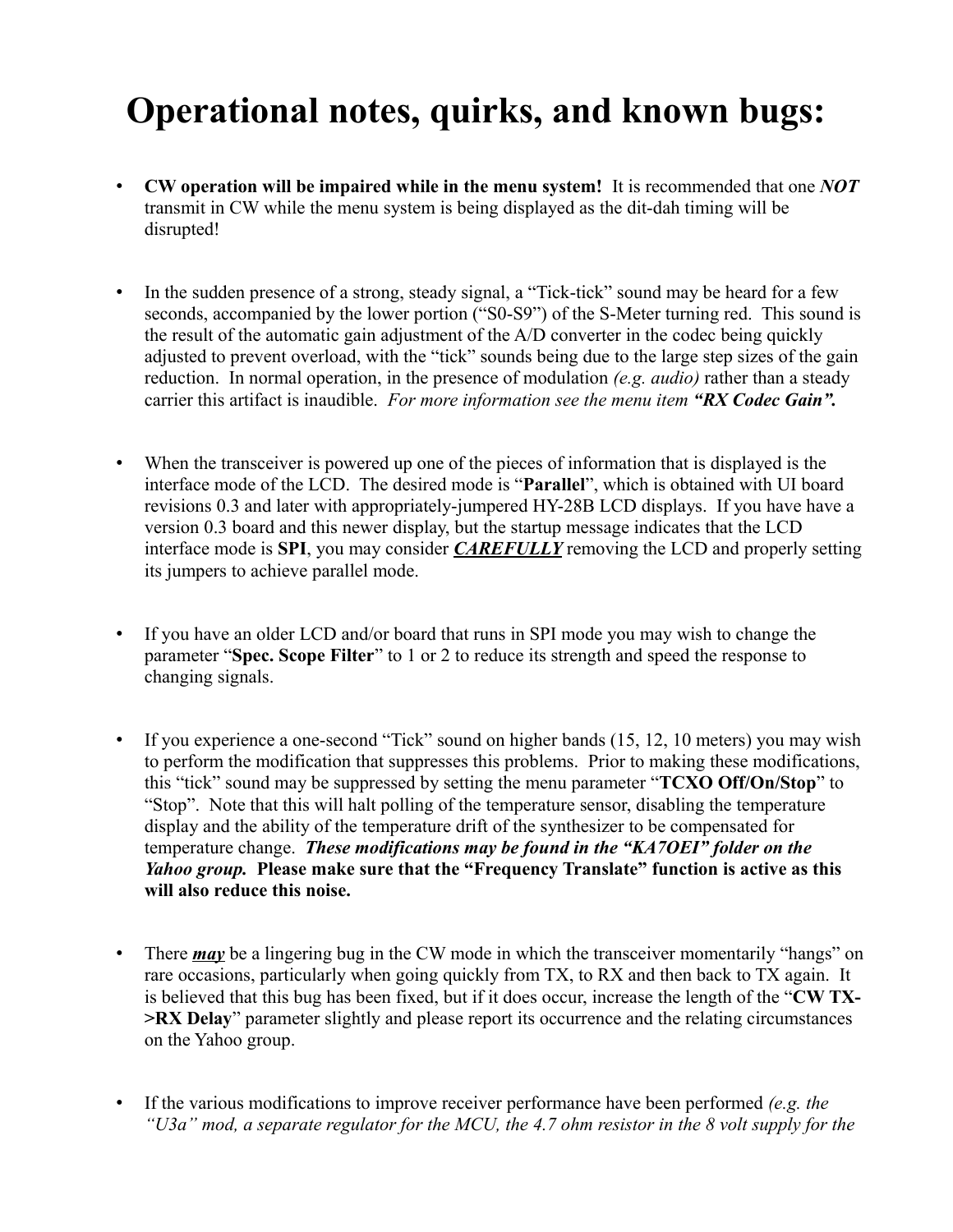# Operational notes, quirks, and known bugs:

- **CW operation will be impaired while in the menu system!** It is recommended that one ***NOT*** transmit in CW while the menu system is being displayed as the dit-dah timing will be disrupted!

- In the sudden presence of a strong, steady signal, a "Tick-tick" sound may be heard for a few seconds, accompanied by the lower portion ("S0-S9") of the S-Meter turning red. This sound is the result of the automatic gain adjustment of the A/D converter in the codec being quickly adjusted to prevent overload, with the "tick" sounds being due to the large step sizes of the gain reduction. In normal operation, in the presence of modulation *(e.g. audio)* rather than a steady carrier this artifact is inaudible. *For more information see the menu item **"RX Codec Gain".***

- When the transceiver is powered up one of the pieces of information that is displayed is the interface mode of the LCD. The desired mode is "**Parallel**", which is obtained with UI board revisions 0.3 and later with appropriately-jumpered HY-28B LCD displays. If you have have a version 0.3 board and this newer display, but the startup message indicates that the LCD interface mode is **SPI**, you may consider ***CAREFULLY*** removing the LCD and properly setting its jumpers to achieve parallel mode.

- If you have an older LCD and/or board that runs in SPI mode you may wish to change the parameter "**Spec. Scope Filter**" to 1 or 2 to reduce its strength and speed the response to changing signals.

- If you experience a one-second "Tick" sound on higher bands (15, 12, 10 meters) you may wish to perform the modification that suppresses this problems. Prior to making these modifications, this "tick" sound may be suppressed by setting the menu parameter "**TCXO Off/On/Stop**" to "Stop". Note that this will halt polling of the temperature sensor, disabling the temperature display and the ability of the temperature drift of the synthesizer to be compensated for temperature change. ***These modifications may be found in the "KA7OEI" folder on the Yahoo group.*** **Please make sure that the "Frequency Translate" function is active as this will also reduce this noise.**

- There ***may*** be a lingering bug in the CW mode in which the transceiver momentarily "hangs" on rare occasions, particularly when going quickly from TX, to RX and then back to TX again. It is believed that this bug has been fixed, but if it does occur, increase the length of the "**CW TX->RX Delay**" parameter slightly and please report its occurrence and the relating circumstances on the Yahoo group.

- If the various modifications to improve receiver performance have been performed *(e.g. the "U3a" mod, a separate regulator for the MCU, the 4.7 ohm resistor in the 8 volt supply for the*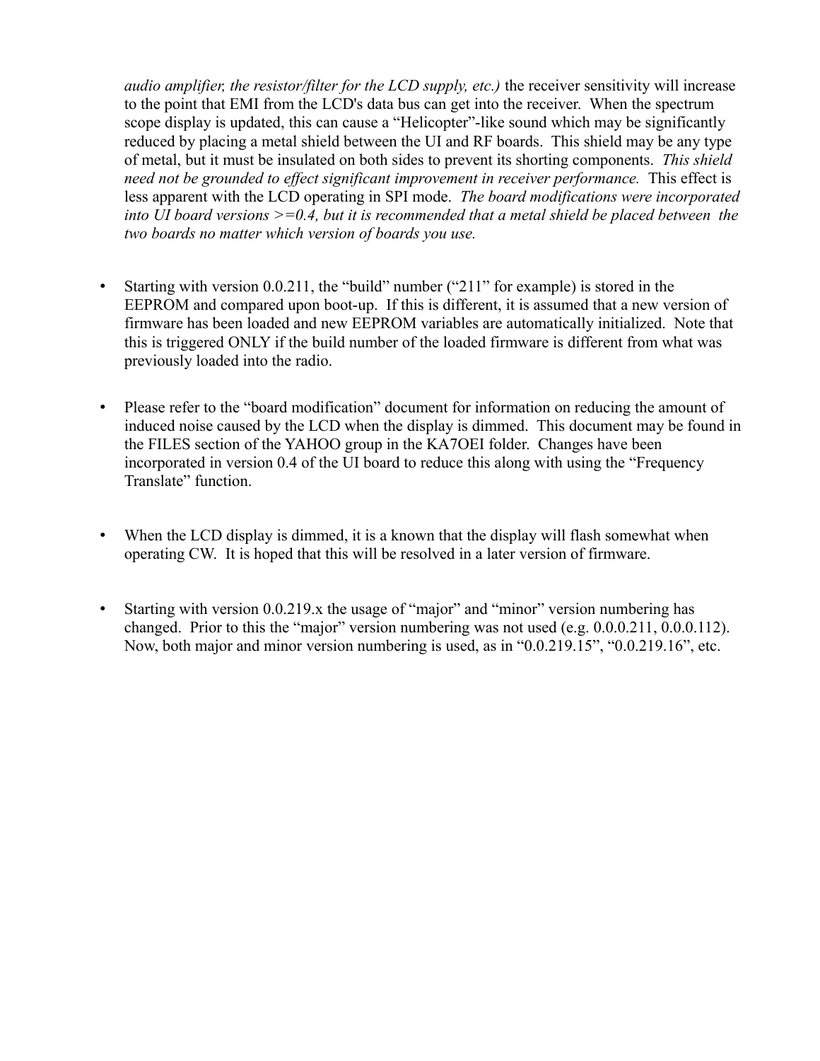*audio amplifier, the resistor/filter for the LCD supply, etc.)* the receiver sensitivity will increase to the point that EMI from the LCD's data bus can get into the receiver. When the spectrum scope display is updated, this can cause a "Helicopter"-like sound which may be significantly reduced by placing a metal shield between the UI and RF boards. This shield may be any type of metal, but it must be insulated on both sides to prevent its shorting components. *This shield need not be grounded to effect significant improvement in receiver performance.* This effect is less apparent with the LCD operating in SPI mode. *The board modifications were incorporated into UI board versions >=0.4, but it is recommended that a metal shield be placed between the two boards no matter which version of boards you use.*

- Starting with version 0.0.211, the "build" number ("211" for example) is stored in the EEPROM and compared upon boot-up. If this is different, it is assumed that a new version of firmware has been loaded and new EEPROM variables are automatically initialized. Note that this is triggered ONLY if the build number of the loaded firmware is different from what was previously loaded into the radio.

- Please refer to the "board modification" document for information on reducing the amount of induced noise caused by the LCD when the display is dimmed. This document may be found in the FILES section of the YAHOO group in the KA7OEI folder. Changes have been incorporated in version 0.4 of the UI board to reduce this along with using the "Frequency Translate" function.

- When the LCD display is dimmed, it is a known that the display will flash somewhat when operating CW. It is hoped that this will be resolved in a later version of firmware.

- Starting with version 0.0.219.x the usage of "major" and "minor" version numbering has changed. Prior to this the "major" version numbering was not used (e.g. 0.0.0.211, 0.0.0.112). Now, both major and minor version numbering is used, as in "0.0.219.15", "0.0.219.16", etc.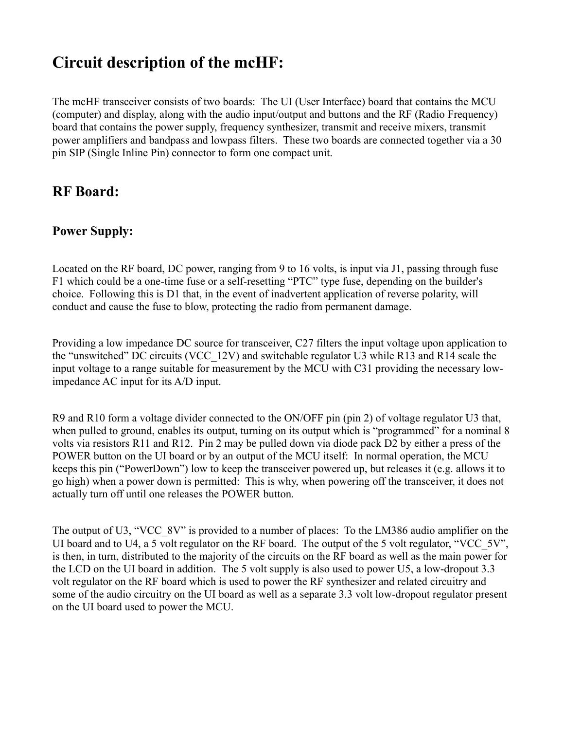# Circuit description of the mcHF:

The mcHF transceiver consists of two boards: The UI (User Interface) board that contains the MCU (computer) and display, along with the audio input/output and buttons and the RF (Radio Frequency) board that contains the power supply, frequency synthesizer, transmit and receive mixers, transmit power amplifiers and bandpass and lowpass filters. These two boards are connected together via a 30 pin SIP (Single Inline Pin) connector to form one compact unit.

## RF Board:

### Power Supply:

Located on the RF board, DC power, ranging from 9 to 16 volts, is input via J1, passing through fuse F1 which could be a one-time fuse or a self-resetting "PTC" type fuse, depending on the builder's choice. Following this is D1 that, in the event of inadvertent application of reverse polarity, will conduct and cause the fuse to blow, protecting the radio from permanent damage.

Providing a low impedance DC source for transceiver, C27 filters the input voltage upon application to the "unswitched" DC circuits (VCC_12V) and switchable regulator U3 while R13 and R14 scale the input voltage to a range suitable for measurement by the MCU with C31 providing the necessary low-impedance AC input for its A/D input.

R9 and R10 form a voltage divider connected to the ON/OFF pin (pin 2) of voltage regulator U3 that, when pulled to ground, enables its output, turning on its output which is "programmed" for a nominal 8 volts via resistors R11 and R12. Pin 2 may be pulled down via diode pack D2 by either a press of the POWER button on the UI board or by an output of the MCU itself: In normal operation, the MCU keeps this pin ("PowerDown") low to keep the transceiver powered up, but releases it (e.g. allows it to go high) when a power down is permitted: This is why, when powering off the transceiver, it does not actually turn off until one releases the POWER button.

The output of U3, "VCC_8V" is provided to a number of places: To the LM386 audio amplifier on the UI board and to U4, a 5 volt regulator on the RF board. The output of the 5 volt regulator, "VCC_5V", is then, in turn, distributed to the majority of the circuits on the RF board as well as the main power for the LCD on the UI board in addition. The 5 volt supply is also used to power U5, a low-dropout 3.3 volt regulator on the RF board which is used to power the RF synthesizer and related circuitry and some of the audio circuitry on the UI board as well as a separate 3.3 volt low-dropout regulator present on the UI board used to power the MCU.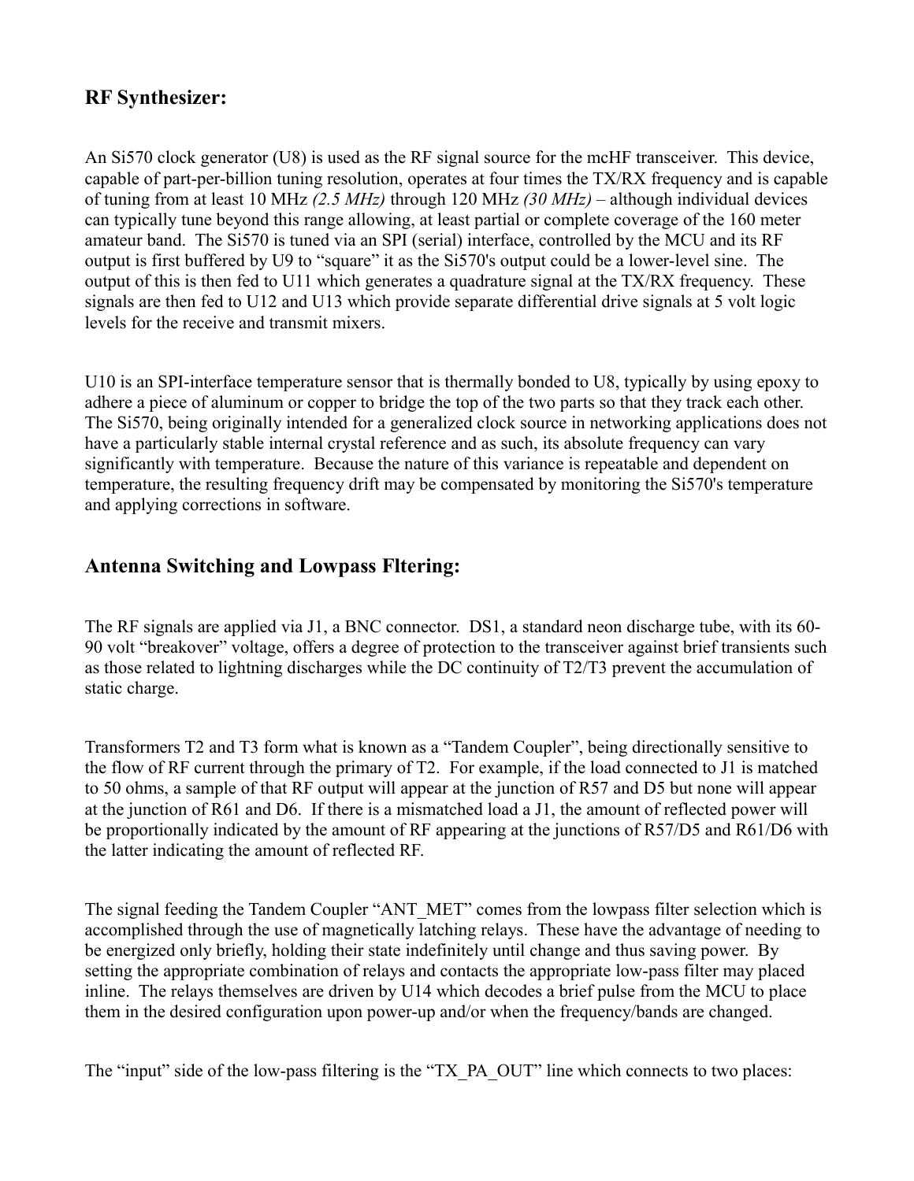## RF Synthesizer:

An Si570 clock generator (U8) is used as the RF signal source for the mcHF transceiver. This device, capable of part-per-billion tuning resolution, operates at four times the TX/RX frequency and is capable of tuning from at least 10 MHz *(2.5 MHz)* through 120 MHz *(30 MHz)* – although individual devices can typically tune beyond this range allowing, at least partial or complete coverage of the 160 meter amateur band. The Si570 is tuned via an SPI (serial) interface, controlled by the MCU and its RF output is first buffered by U9 to "square" it as the Si570's output could be a lower-level sine. The output of this is then fed to U11 which generates a quadrature signal at the TX/RX frequency. These signals are then fed to U12 and U13 which provide separate differential drive signals at 5 volt logic levels for the receive and transmit mixers.

U10 is an SPI-interface temperature sensor that is thermally bonded to U8, typically by using epoxy to adhere a piece of aluminum or copper to bridge the top of the two parts so that they track each other. The Si570, being originally intended for a generalized clock source in networking applications does not have a particularly stable internal crystal reference and as such, its absolute frequency can vary significantly with temperature. Because the nature of this variance is repeatable and dependent on temperature, the resulting frequency drift may be compensated by monitoring the Si570's temperature and applying corrections in software.

## Antenna Switching and Lowpass Fltering:

The RF signals are applied via J1, a BNC connector. DS1, a standard neon discharge tube, with its 60-90 volt "breakover" voltage, offers a degree of protection to the transceiver against brief transients such as those related to lightning discharges while the DC continuity of T2/T3 prevent the accumulation of static charge.

Transformers T2 and T3 form what is known as a "Tandem Coupler", being directionally sensitive to the flow of RF current through the primary of T2. For example, if the load connected to J1 is matched to 50 ohms, a sample of that RF output will appear at the junction of R57 and D5 but none will appear at the junction of R61 and D6. If there is a mismatched load a J1, the amount of reflected power will be proportionally indicated by the amount of RF appearing at the junctions of R57/D5 and R61/D6 with the latter indicating the amount of reflected RF.

The signal feeding the Tandem Coupler "ANT_MET" comes from the lowpass filter selection which is accomplished through the use of magnetically latching relays. These have the advantage of needing to be energized only briefly, holding their state indefinitely until change and thus saving power. By setting the appropriate combination of relays and contacts the appropriate low-pass filter may placed inline. The relays themselves are driven by U14 which decodes a brief pulse from the MCU to place them in the desired configuration upon power-up and/or when the frequency/bands are changed.

The "input" side of the low-pass filtering is the "TX_PA_OUT" line which connects to two places: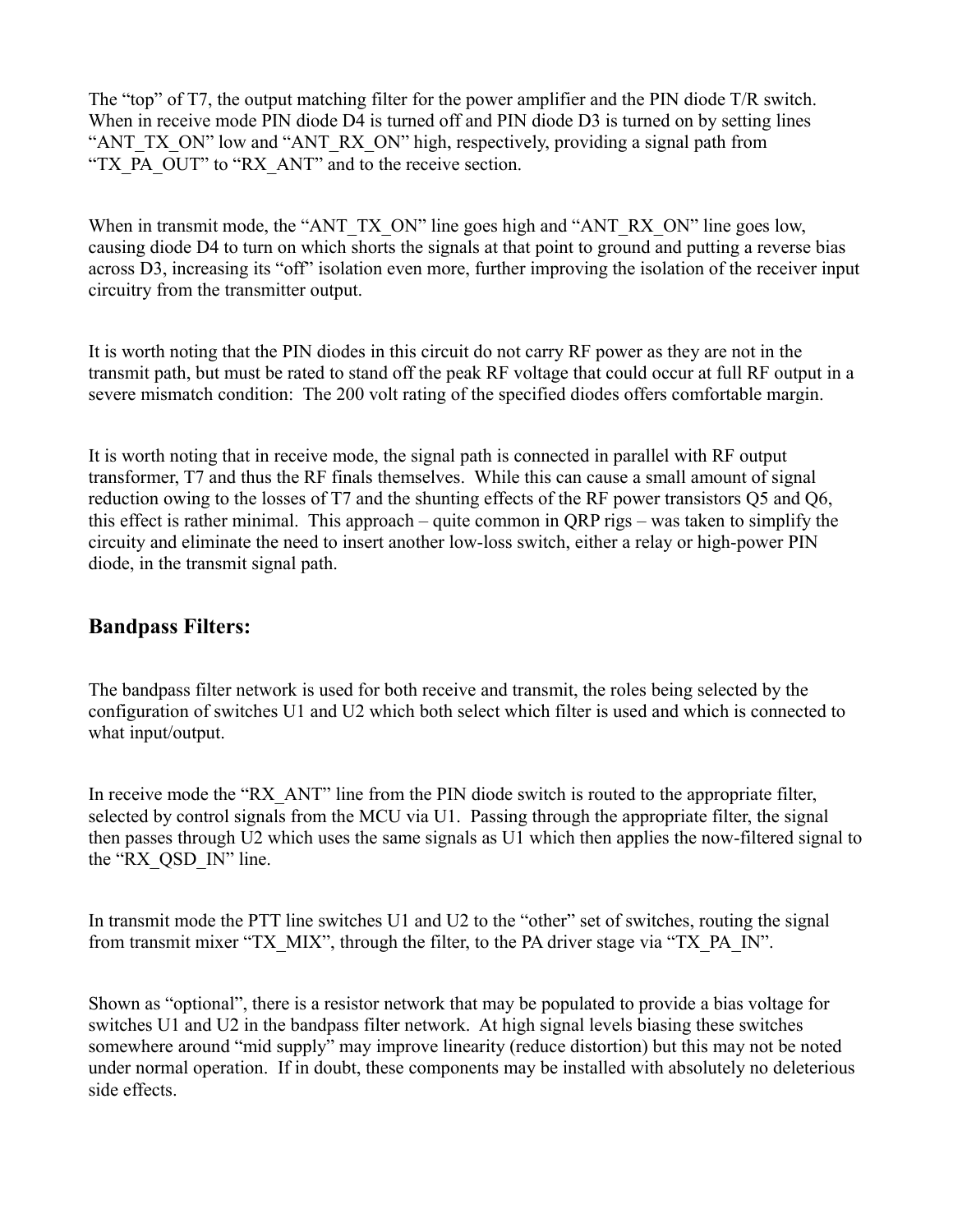The "top" of T7, the output matching filter for the power amplifier and the PIN diode T/R switch. When in receive mode PIN diode D4 is turned off and PIN diode D3 is turned on by setting lines "ANT_TX_ON" low and "ANT_RX_ON" high, respectively, providing a signal path from "TX_PA_OUT" to "RX_ANT" and to the receive section.

When in transmit mode, the "ANT_TX_ON" line goes high and "ANT_RX_ON" line goes low, causing diode D4 to turn on which shorts the signals at that point to ground and putting a reverse bias across D3, increasing its "off" isolation even more, further improving the isolation of the receiver input circuitry from the transmitter output.

It is worth noting that the PIN diodes in this circuit do not carry RF power as they are not in the transmit path, but must be rated to stand off the peak RF voltage that could occur at full RF output in a severe mismatch condition: The 200 volt rating of the specified diodes offers comfortable margin.

It is worth noting that in receive mode, the signal path is connected in parallel with RF output transformer, T7 and thus the RF finals themselves. While this can cause a small amount of signal reduction owing to the losses of T7 and the shunting effects of the RF power transistors Q5 and Q6, this effect is rather minimal. This approach – quite common in QRP rigs – was taken to simplify the circuity and eliminate the need to insert another low-loss switch, either a relay or high-power PIN diode, in the transmit signal path.

## Bandpass Filters:

The bandpass filter network is used for both receive and transmit, the roles being selected by the configuration of switches U1 and U2 which both select which filter is used and which is connected to what input/output.

In receive mode the "RX_ANT" line from the PIN diode switch is routed to the appropriate filter, selected by control signals from the MCU via U1. Passing through the appropriate filter, the signal then passes through U2 which uses the same signals as U1 which then applies the now-filtered signal to the "RX_QSD_IN" line.

In transmit mode the PTT line switches U1 and U2 to the "other" set of switches, routing the signal from transmit mixer "TX_MIX", through the filter, to the PA driver stage via "TX_PA_IN".

Shown as "optional", there is a resistor network that may be populated to provide a bias voltage for switches U1 and U2 in the bandpass filter network. At high signal levels biasing these switches somewhere around "mid supply" may improve linearity (reduce distortion) but this may not be noted under normal operation. If in doubt, these components may be installed with absolutely no deleterious side effects.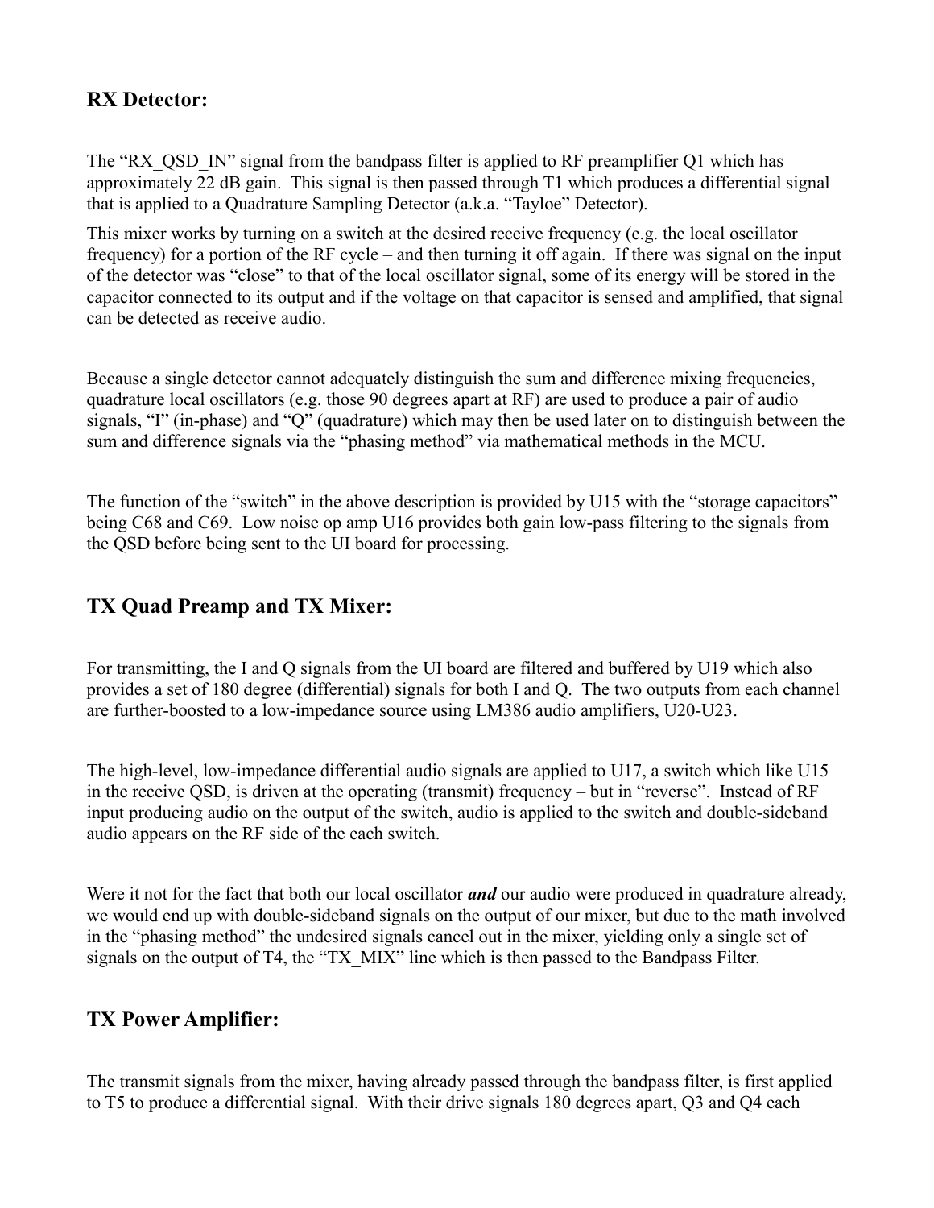### RX Detector:

The “RX_QSD_IN” signal from the bandpass filter is applied to RF preamplifier Q1 which has approximately 22 dB gain. This signal is then passed through T1 which produces a differential signal that is applied to a Quadrature Sampling Detector (a.k.a. “Tayloe” Detector).

This mixer works by turning on a switch at the desired receive frequency (e.g. the local oscillator frequency) for a portion of the RF cycle – and then turning it off again. If there was signal on the input of the detector was “close” to that of the local oscillator signal, some of its energy will be stored in the capacitor connected to its output and if the voltage on that capacitor is sensed and amplified, that signal can be detected as receive audio.

Because a single detector cannot adequately distinguish the sum and difference mixing frequencies, quadrature local oscillators (e.g. those 90 degrees apart at RF) are used to produce a pair of audio signals, “I” (in-phase) and “Q” (quadrature) which may then be used later on to distinguish between the sum and difference signals via the “phasing method” via mathematical methods in the MCU.

The function of the “switch” in the above description is provided by U15 with the “storage capacitors” being C68 and C69. Low noise op amp U16 provides both gain low-pass filtering to the signals from the QSD before being sent to the UI board for processing.

### TX Quad Preamp and TX Mixer:

For transmitting, the I and Q signals from the UI board are filtered and buffered by U19 which also provides a set of 180 degree (differential) signals for both I and Q. The two outputs from each channel are further-boosted to a low-impedance source using LM386 audio amplifiers, U20-U23.

The high-level, low-impedance differential audio signals are applied to U17, a switch which like U15 in the receive QSD, is driven at the operating (transmit) frequency – but in “reverse”. Instead of RF input producing audio on the output of the switch, audio is applied to the switch and double-sideband audio appears on the RF side of the each switch.

Were it not for the fact that both our local oscillator ***and*** our audio were produced in quadrature already, we would end up with double-sideband signals on the output of our mixer, but due to the math involved in the “phasing method” the undesired signals cancel out in the mixer, yielding only a single set of signals on the output of T4, the “TX_MIX” line which is then passed to the Bandpass Filter.

### TX Power Amplifier:

The transmit signals from the mixer, having already passed through the bandpass filter, is first applied to T5 to produce a differential signal. With their drive signals 180 degrees apart, Q3 and Q4 each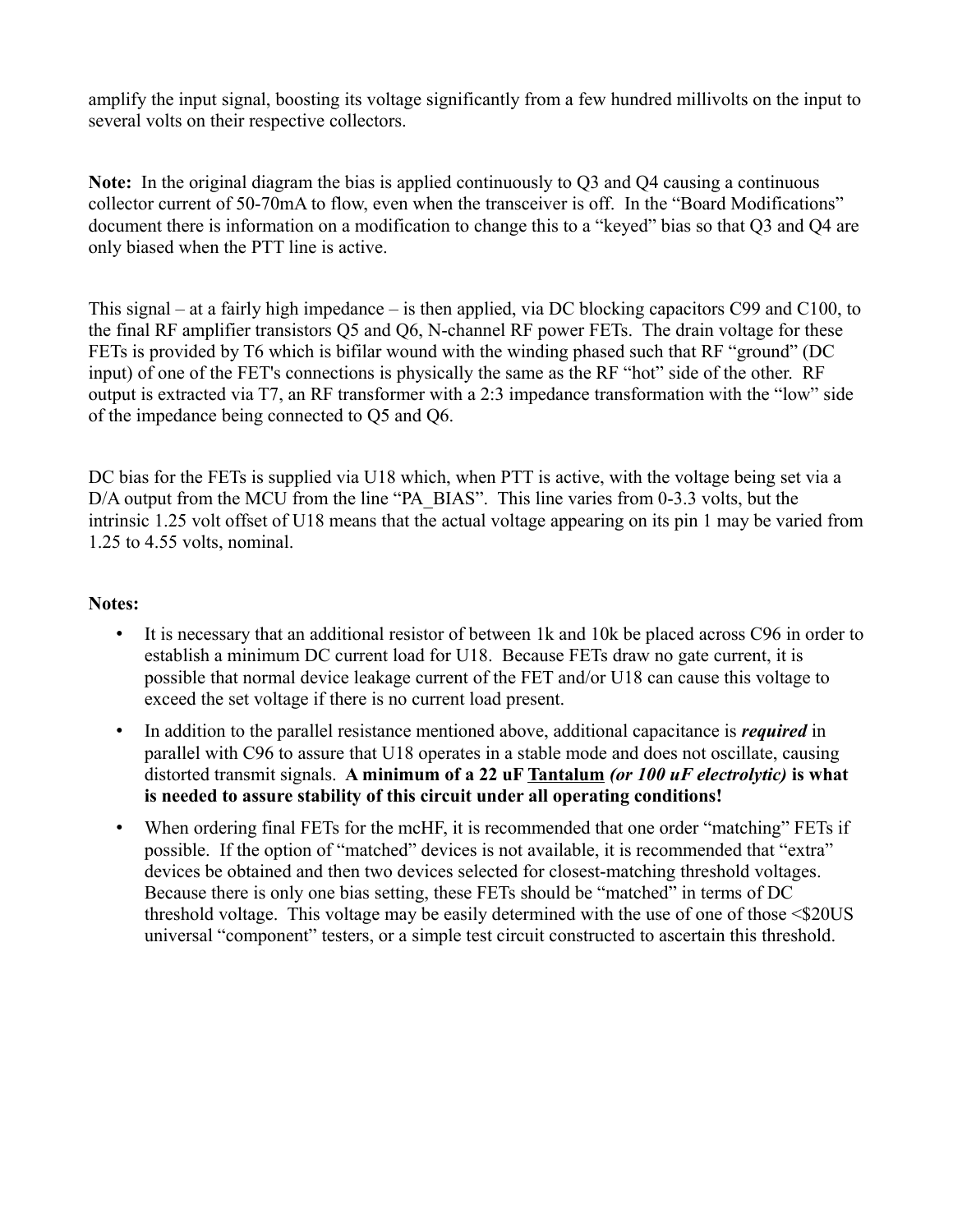amplify the input signal, boosting its voltage significantly from a few hundred millivolts on the input to several volts on their respective collectors.

**Note:** In the original diagram the bias is applied continuously to Q3 and Q4 causing a continuous collector current of 50-70mA to flow, even when the transceiver is off. In the "Board Modifications" document there is information on a modification to change this to a "keyed" bias so that Q3 and Q4 are only biased when the PTT line is active.

This signal – at a fairly high impedance – is then applied, via DC blocking capacitors C99 and C100, to the final RF amplifier transistors Q5 and Q6, N-channel RF power FETs. The drain voltage for these FETs is provided by T6 which is bifilar wound with the winding phased such that RF "ground" (DC input) of one of the FET's connections is physically the same as the RF "hot" side of the other. RF output is extracted via T7, an RF transformer with a 2:3 impedance transformation with the "low" side of the impedance being connected to Q5 and Q6.

DC bias for the FETs is supplied via U18 which, when PTT is active, with the voltage being set via a D/A output from the MCU from the line "PA_BIAS". This line varies from 0-3.3 volts, but the intrinsic 1.25 volt offset of U18 means that the actual voltage appearing on its pin 1 may be varied from 1.25 to 4.55 volts, nominal.

**Notes:**

- It is necessary that an additional resistor of between 1k and 10k be placed across C96 in order to establish a minimum DC current load for U18. Because FETs draw no gate current, it is possible that normal device leakage current of the FET and/or U18 can cause this voltage to exceed the set voltage if there is no current load present.
- In addition to the parallel resistance mentioned above, additional capacitance is ***required*** in parallel with C96 to assure that U18 operates in a stable mode and does not oscillate, causing distorted transmit signals. **A minimum of a 22 uF <u>Tantalum</u> *(or 100 uF electrolytic)* is what is needed to assure stability of this circuit under all operating conditions!**
- When ordering final FETs for the mcHF, it is recommended that one order "matching" FETs if possible. If the option of "matched" devices is not available, it is recommended that "extra" devices be obtained and then two devices selected for closest-matching threshold voltages. Because there is only one bias setting, these FETs should be "matched" in terms of DC threshold voltage. This voltage may be easily determined with the use of one of those <$20US universal "component" testers, or a simple test circuit constructed to ascertain this threshold.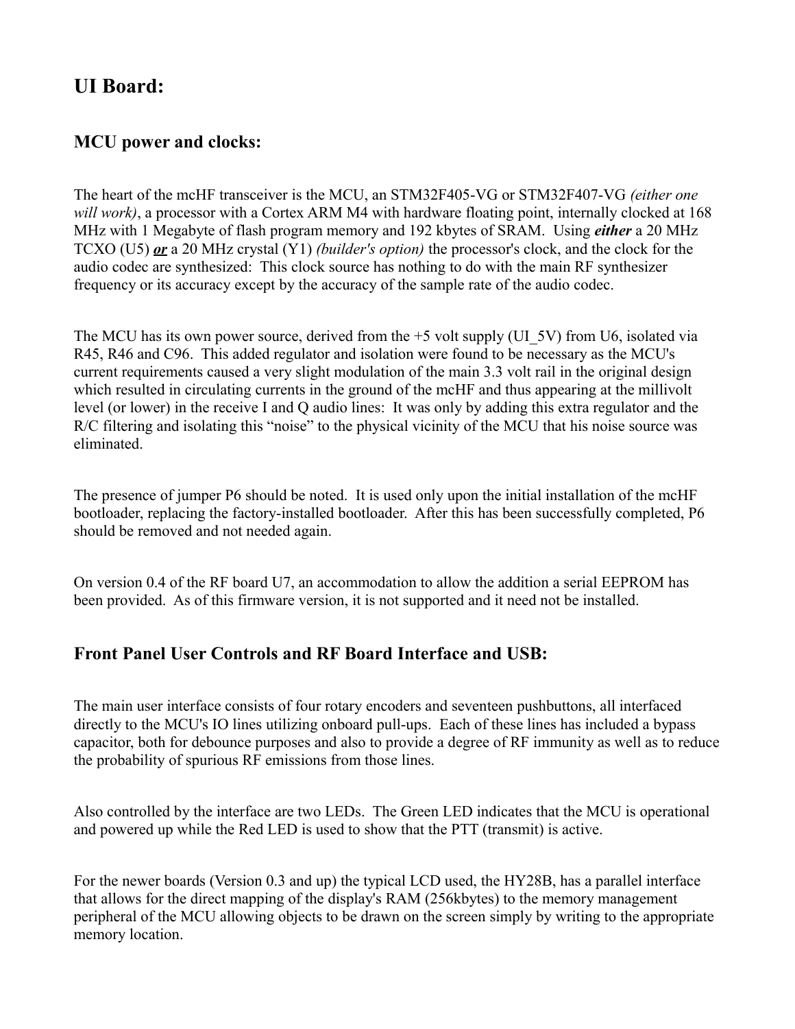## UI Board:

### MCU power and clocks:

The heart of the mcHF transceiver is the MCU, an STM32F405-VG or STM32F407-VG *(either one will work)*, a processor with a Cortex ARM M4 with hardware floating point, internally clocked at 168 MHz with 1 Megabyte of flash program memory and 192 kbytes of SRAM. Using ***either*** a 20 MHz TCXO (U5) ***<u>or</u>*** a 20 MHz crystal (Y1) *(builder's option)* the processor's clock, and the clock for the audio codec are synthesized: This clock source has nothing to do with the main RF synthesizer frequency or its accuracy except by the accuracy of the sample rate of the audio codec.

The MCU has its own power source, derived from the +5 volt supply (UI_5V) from U6, isolated via R45, R46 and C96. This added regulator and isolation were found to be necessary as the MCU's current requirements caused a very slight modulation of the main 3.3 volt rail in the original design which resulted in circulating currents in the ground of the mcHF and thus appearing at the millivolt level (or lower) in the receive I and Q audio lines: It was only by adding this extra regulator and the R/C filtering and isolating this "noise" to the physical vicinity of the MCU that his noise source was eliminated.

The presence of jumper P6 should be noted. It is used only upon the initial installation of the mcHF bootloader, replacing the factory-installed bootloader. After this has been successfully completed, P6 should be removed and not needed again.

On version 0.4 of the RF board U7, an accommodation to allow the addition a serial EEPROM has been provided. As of this firmware version, it is not supported and it need not be installed.

### Front Panel User Controls and RF Board Interface and USB:

The main user interface consists of four rotary encoders and seventeen pushbuttons, all interfaced directly to the MCU's IO lines utilizing onboard pull-ups. Each of these lines has included a bypass capacitor, both for debounce purposes and also to provide a degree of RF immunity as well as to reduce the probability of spurious RF emissions from those lines.

Also controlled by the interface are two LEDs. The Green LED indicates that the MCU is operational and powered up while the Red LED is used to show that the PTT (transmit) is active.

For the newer boards (Version 0.3 and up) the typical LCD used, the HY28B, has a parallel interface that allows for the direct mapping of the display's RAM (256kbytes) to the memory management peripheral of the MCU allowing objects to be drawn on the screen simply by writing to the appropriate memory location.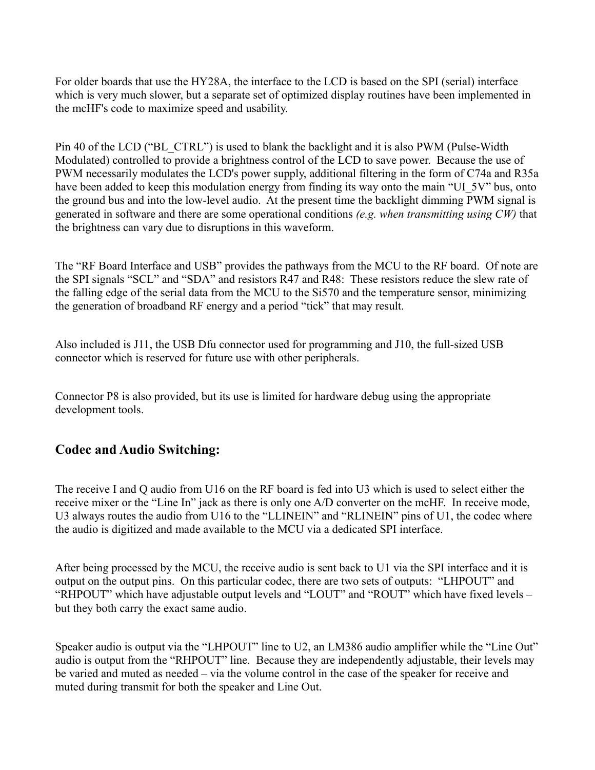For older boards that use the HY28A, the interface to the LCD is based on the SPI (serial) interface which is very much slower, but a separate set of optimized display routines have been implemented in the mcHF's code to maximize speed and usability.

Pin 40 of the LCD ("BL_CTRL") is used to blank the backlight and it is also PWM (Pulse-Width Modulated) controlled to provide a brightness control of the LCD to save power. Because the use of PWM necessarily modulates the LCD's power supply, additional filtering in the form of C74a and R35a have been added to keep this modulation energy from finding its way onto the main "UI_5V" bus, onto the ground bus and into the low-level audio. At the present time the backlight dimming PWM signal is generated in software and there are some operational conditions *(e.g. when transmitting using CW)* that the brightness can vary due to disruptions in this waveform.

The "RF Board Interface and USB" provides the pathways from the MCU to the RF board. Of note are the SPI signals "SCL" and "SDA" and resistors R47 and R48: These resistors reduce the slew rate of the falling edge of the serial data from the MCU to the Si570 and the temperature sensor, minimizing the generation of broadband RF energy and a period "tick" that may result.

Also included is J11, the USB Dfu connector used for programming and J10, the full-sized USB connector which is reserved for future use with other peripherals.

Connector P8 is also provided, but its use is limited for hardware debug using the appropriate development tools.

## Codec and Audio Switching:

The receive I and Q audio from U16 on the RF board is fed into U3 which is used to select either the receive mixer or the "Line In" jack as there is only one A/D converter on the mcHF. In receive mode, U3 always routes the audio from U16 to the "LLINEIN" and "RLINEIN" pins of U1, the codec where the audio is digitized and made available to the MCU via a dedicated SPI interface.

After being processed by the MCU, the receive audio is sent back to U1 via the SPI interface and it is output on the output pins. On this particular codec, there are two sets of outputs: "LHPOUT" and "RHPOUT" which have adjustable output levels and "LOUT" and "ROUT" which have fixed levels – but they both carry the exact same audio.

Speaker audio is output via the "LHPOUT" line to U2, an LM386 audio amplifier while the "Line Out" audio is output from the "RHPOUT" line. Because they are independently adjustable, their levels may be varied and muted as needed – via the volume control in the case of the speaker for receive and muted during transmit for both the speaker and Line Out.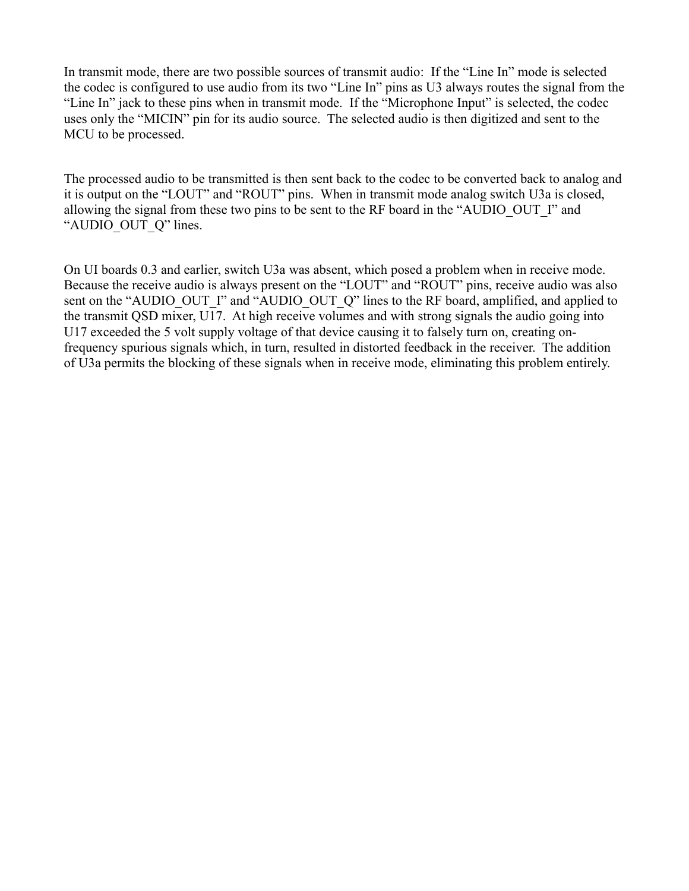In transmit mode, there are two possible sources of transmit audio: If the "Line In" mode is selected the codec is configured to use audio from its two "Line In" pins as U3 always routes the signal from the "Line In" jack to these pins when in transmit mode. If the "Microphone Input" is selected, the codec uses only the "MICIN" pin for its audio source. The selected audio is then digitized and sent to the MCU to be processed.

The processed audio to be transmitted is then sent back to the codec to be converted back to analog and it is output on the "LOUT" and "ROUT" pins. When in transmit mode analog switch U3a is closed, allowing the signal from these two pins to be sent to the RF board in the "AUDIO_OUT_I" and "AUDIO_OUT_Q" lines.

On UI boards 0.3 and earlier, switch U3a was absent, which posed a problem when in receive mode. Because the receive audio is always present on the "LOUT" and "ROUT" pins, receive audio was also sent on the "AUDIO_OUT_I" and "AUDIO_OUT_Q" lines to the RF board, amplified, and applied to the transmit QSD mixer, U17. At high receive volumes and with strong signals the audio going into U17 exceeded the 5 volt supply voltage of that device causing it to falsely turn on, creating on-frequency spurious signals which, in turn, resulted in distorted feedback in the receiver. The addition of U3a permits the blocking of these signals when in receive mode, eliminating this problem entirely.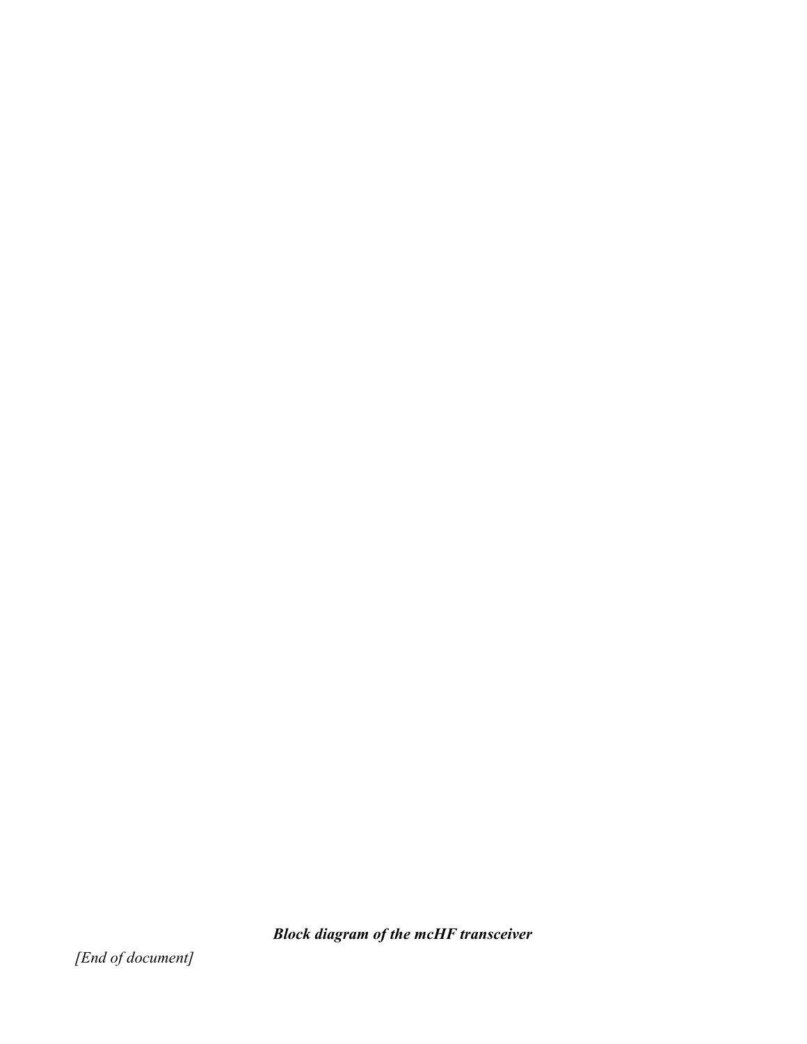***Block diagram of the mcHF transceiver***

*[End of document]*